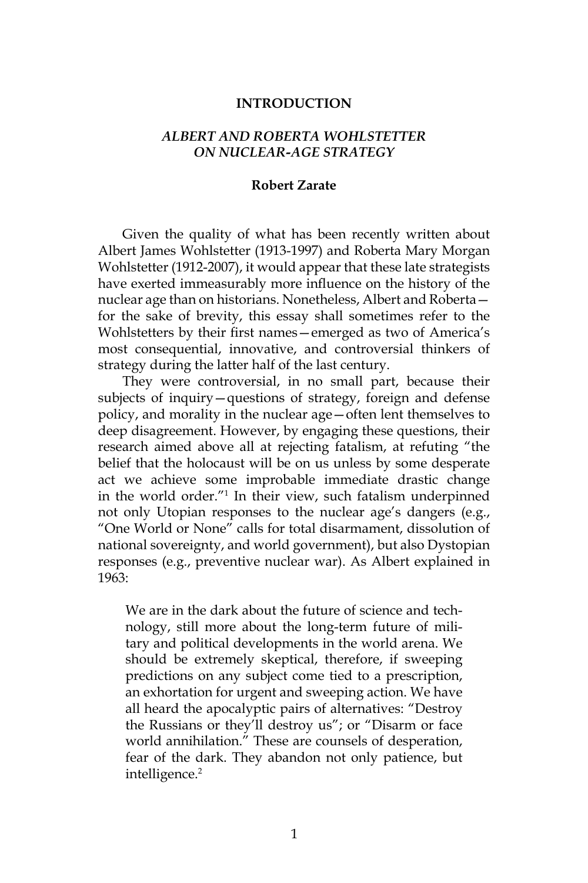# INTRODUCTION

## *ALBERT AND ROBERTA WOHLSTETTER ON NUCLEAR-AGE STRATEGY*

**Robert Zarate**

Given the quality of what has been recently written about Albert James Wohlstetter (1913-1997) and Roberta Mary Morgan Wohlstetter (1912-2007), it would appear that these late strategists have exerted immeasurably more influence on the history of the nuclear age than on historians. Nonetheless, Albert and Roberta—for the sake of brevity, this essay shall sometimes refer to the Wohlstetters by their first names—emerged as two of America's most consequential, innovative, and controversial thinkers of strategy during the latter half of the last century.

They were controversial, in no small part, because their subjects of inquiry—questions of strategy, foreign and defense policy, and morality in the nuclear age—often lent themselves to deep disagreement. However, by engaging these questions, their research aimed above all at rejecting fatalism, at refuting "the belief that the holocaust will be on us unless by some desperate act we achieve some improbable immediate drastic change in the world order."[1] In their view, such fatalism underpinned not only Utopian responses to the nuclear age's dangers (e.g., "One World or None" calls for total disarmament, dissolution of national sovereignty, and world government), but also Dystopian responses (e.g., preventive nuclear war). As Albert explained in 1963:

> We are in the dark about the future of science and technology, still more about the long-term future of military and political developments in the world arena. We should be extremely skeptical, therefore, if sweeping predictions on any subject come tied to a prescription, an exhortation for urgent and sweeping action. We have all heard the apocalyptic pairs of alternatives: "Destroy the Russians or they'll destroy us"; or "Disarm or face world annihilation." These are counsels of desperation, fear of the dark. They abandon not only patience, but intelligence.[2]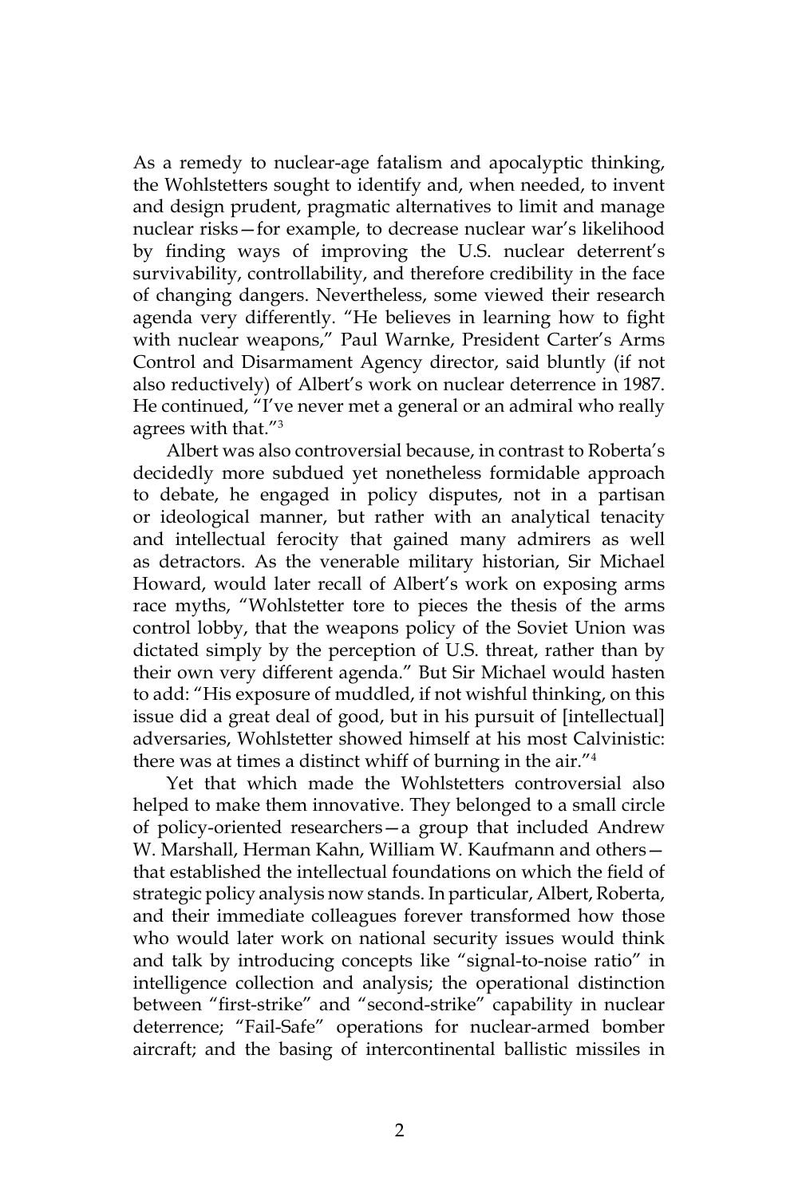As a remedy to nuclear-age fatalism and apocalyptic thinking, the Wohlstetters sought to identify and, when needed, to invent and design prudent, pragmatic alternatives to limit and manage nuclear risks—for example, to decrease nuclear war's likelihood by finding ways of improving the U.S. nuclear deterrent's survivability, controllability, and therefore credibility in the face of changing dangers. Nevertheless, some viewed their research agenda very differently. "He believes in learning how to fight with nuclear weapons," Paul Warnke, President Carter's Arms Control and Disarmament Agency director, said bluntly (if not also reductively) of Albert's work on nuclear deterrence in 1987. He continued, "I've never met a general or an admiral who really agrees with that."[3]

Albert was also controversial because, in contrast to Roberta's decidedly more subdued yet nonetheless formidable approach to debate, he engaged in policy disputes, not in a partisan or ideological manner, but rather with an analytical tenacity and intellectual ferocity that gained many admirers as well as detractors. As the venerable military historian, Sir Michael Howard, would later recall of Albert's work on exposing arms race myths, "Wohlstetter tore to pieces the thesis of the arms control lobby, that the weapons policy of the Soviet Union was dictated simply by the perception of U.S. threat, rather than by their own very different agenda." But Sir Michael would hasten to add: "His exposure of muddled, if not wishful thinking, on this issue did a great deal of good, but in his pursuit of [intellectual] adversaries, Wohlstetter showed himself at his most Calvinistic: there was at times a distinct whiff of burning in the air."[4]

Yet that which made the Wohlstetters controversial also helped to make them innovative. They belonged to a small circle of policy-oriented researchers—a group that included Andrew W. Marshall, Herman Kahn, William W. Kaufmann and others—that established the intellectual foundations on which the field of strategic policy analysis now stands. In particular, Albert, Roberta, and their immediate colleagues forever transformed how those who would later work on national security issues would think and talk by introducing concepts like "signal-to-noise ratio" in intelligence collection and analysis; the operational distinction between "first-strike" and "second-strike" capability in nuclear deterrence; "Fail-Safe" operations for nuclear-armed bomber aircraft; and the basing of intercontinental ballistic missiles in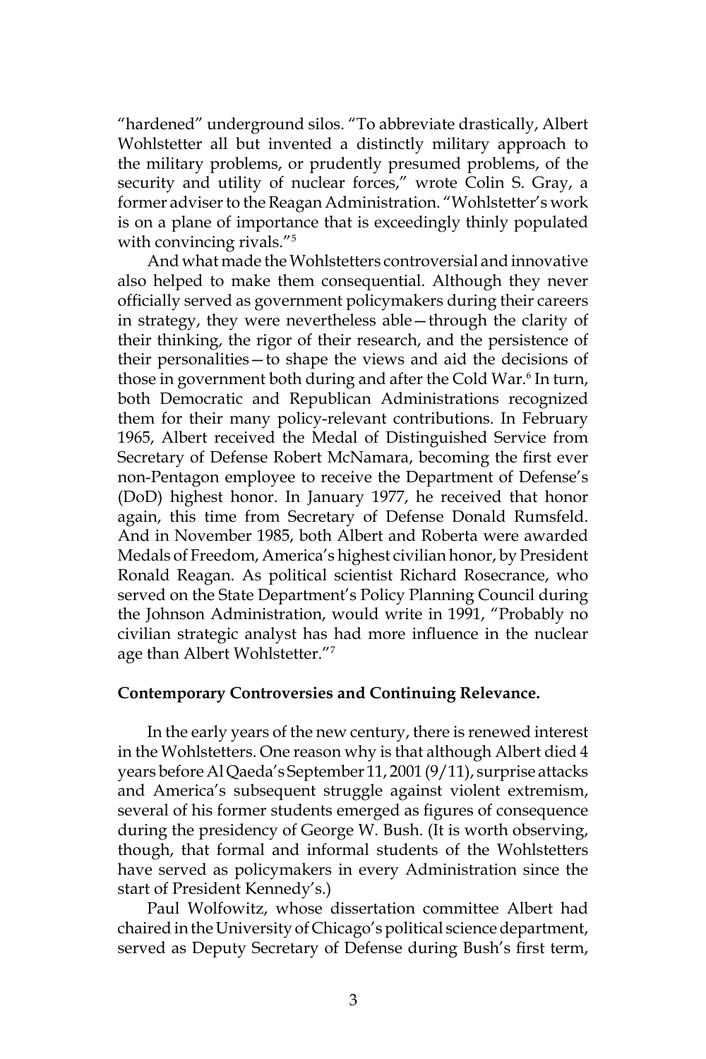"hardened" underground silos. "To abbreviate drastically, Albert Wohlstetter all but invented a distinctly military approach to the military problems, or prudently presumed problems, of the security and utility of nuclear forces," wrote Colin S. Gray, a former adviser to the Reagan Administration. "Wohlstetter's work is on a plane of importance that is exceedingly thinly populated with convincing rivals."[5]

And what made the Wohlstetters controversial and innovative also helped to make them consequential. Although they never officially served as government policymakers during their careers in strategy, they were nevertheless able—through the clarity of their thinking, the rigor of their research, and the persistence of their personalities—to shape the views and aid the decisions of those in government both during and after the Cold War.[6] In turn, both Democratic and Republican Administrations recognized them for their many policy-relevant contributions. In February 1965, Albert received the Medal of Distinguished Service from Secretary of Defense Robert McNamara, becoming the first ever non-Pentagon employee to receive the Department of Defense's (DoD) highest honor. In January 1977, he received that honor again, this time from Secretary of Defense Donald Rumsfeld. And in November 1985, both Albert and Roberta were awarded Medals of Freedom, America's highest civilian honor, by President Ronald Reagan. As political scientist Richard Rosecrance, who served on the State Department's Policy Planning Council during the Johnson Administration, would write in 1991, "Probably no civilian strategic analyst has had more influence in the nuclear age than Albert Wohlstetter."[7]

## Contemporary Controversies and Continuing Relevance.

In the early years of the new century, there is renewed interest in the Wohlstetters. One reason why is that although Albert died 4 years before Al Qaeda's September 11, 2001 (9/11), surprise attacks and America's subsequent struggle against violent extremism, several of his former students emerged as figures of consequence during the presidency of George W. Bush. (It is worth observing, though, that formal and informal students of the Wohlstetters have served as policymakers in every Administration since the start of President Kennedy's.)

Paul Wolfowitz, whose dissertation committee Albert had chaired in the University of Chicago's political science department, served as Deputy Secretary of Defense during Bush's first term,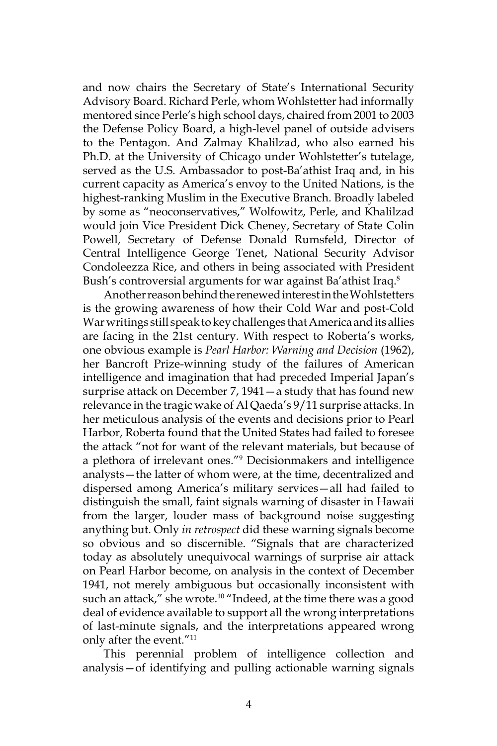and now chairs the Secretary of State's International Security Advisory Board. Richard Perle, whom Wohlstetter had informally mentored since Perle's high school days, chaired from 2001 to 2003 the Defense Policy Board, a high-level panel of outside advisers to the Pentagon. And Zalmay Khalilzad, who also earned his Ph.D. at the University of Chicago under Wohlstetter's tutelage, served as the U.S. Ambassador to post-Ba'athist Iraq and, in his current capacity as America's envoy to the United Nations, is the highest-ranking Muslim in the Executive Branch. Broadly labeled by some as "neoconservatives," Wolfowitz, Perle, and Khalilzad would join Vice President Dick Cheney, Secretary of State Colin Powell, Secretary of Defense Donald Rumsfeld, Director of Central Intelligence George Tenet, National Security Advisor Condoleezza Rice, and others in being associated with President Bush's controversial arguments for war against Ba'athist Iraq.[8]

Another reason behind the renewed interest in the Wohlstetters is the growing awareness of how their Cold War and post-Cold War writings still speak to key challenges that America and its allies are facing in the 21st century. With respect to Roberta's works, one obvious example is *Pearl Harbor: Warning and Decision* (1962), her Bancroft Prize-winning study of the failures of American intelligence and imagination that had preceded Imperial Japan's surprise attack on December 7, 1941—a study that has found new relevance in the tragic wake of Al Qaeda's 9/11 surprise attacks. In her meticulous analysis of the events and decisions prior to Pearl Harbor, Roberta found that the United States had failed to foresee the attack "not for want of the relevant materials, but because of a plethora of irrelevant ones."[9] Decisionmakers and intelligence analysts—the latter of whom were, at the time, decentralized and dispersed among America's military services—all had failed to distinguish the small, faint signals warning of disaster in Hawaii from the larger, louder mass of background noise suggesting anything but. Only *in retrospect* did these warning signals become so obvious and so discernible. "Signals that are characterized today as absolutely unequivocal warnings of surprise air attack on Pearl Harbor become, on analysis in the context of December 1941, not merely ambiguous but occasionally inconsistent with such an attack," she wrote.[10] "Indeed, at the time there was a good deal of evidence available to support all the wrong interpretations of last-minute signals, and the interpretations appeared wrong only after the event."[11]

This perennial problem of intelligence collection and analysis—of identifying and pulling actionable warning signals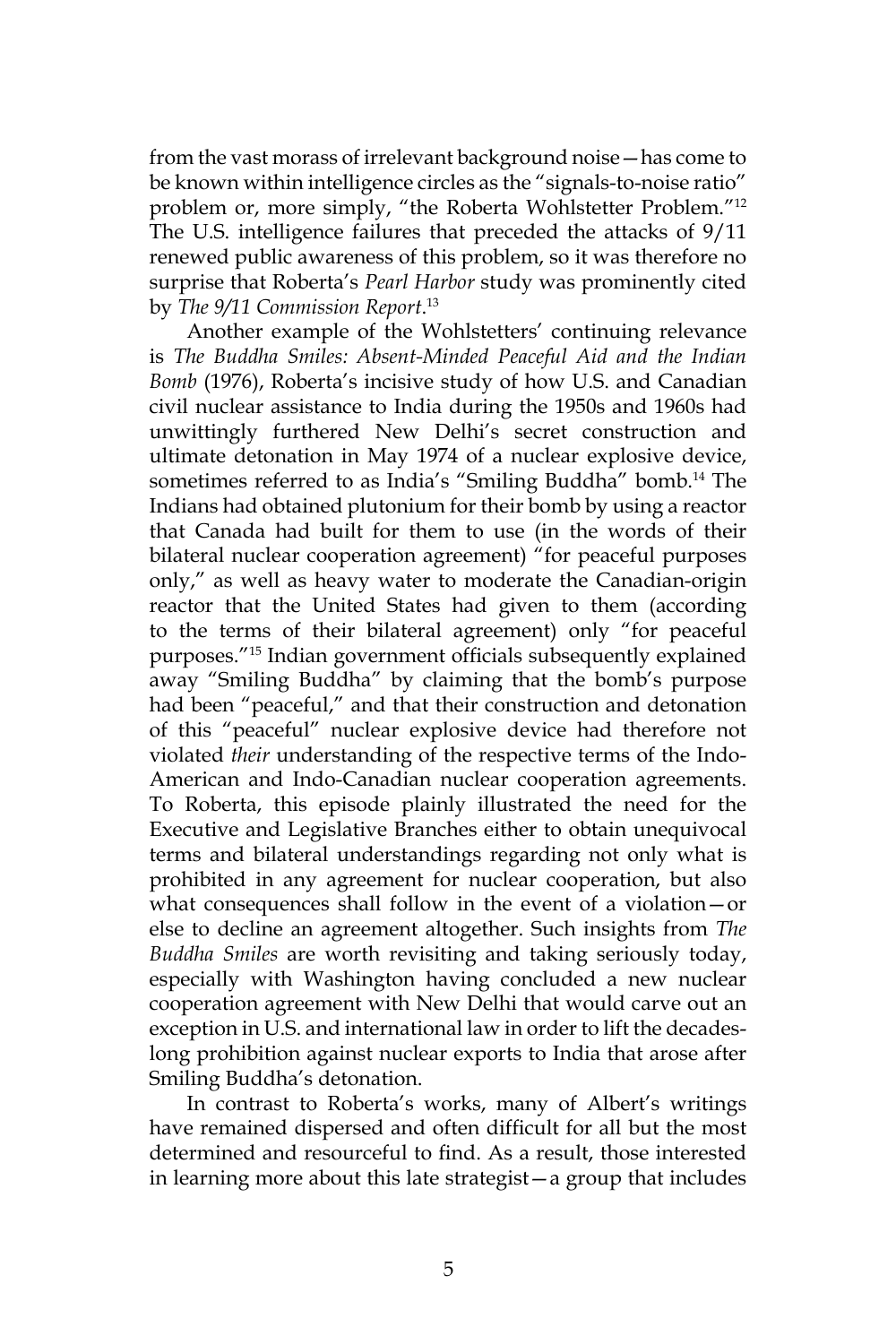from the vast morass of irrelevant background noise—has come to be known within intelligence circles as the "signals-to-noise ratio" problem or, more simply, "the Roberta Wohlstetter Problem."[12] The U.S. intelligence failures that preceded the attacks of 9/11 renewed public awareness of this problem, so it was therefore no surprise that Roberta's *Pearl Harbor* study was prominently cited by *The 9/11 Commission Report*.[13]

Another example of the Wohlstetters' continuing relevance is *The Buddha Smiles: Absent-Minded Peaceful Aid and the Indian Bomb* (1976), Roberta's incisive study of how U.S. and Canadian civil nuclear assistance to India during the 1950s and 1960s had unwittingly furthered New Delhi's secret construction and ultimate detonation in May 1974 of a nuclear explosive device, sometimes referred to as India's "Smiling Buddha" bomb.[14] The Indians had obtained plutonium for their bomb by using a reactor that Canada had built for them to use (in the words of their bilateral nuclear cooperation agreement) "for peaceful purposes only," as well as heavy water to moderate the Canadian-origin reactor that the United States had given to them (according to the terms of their bilateral agreement) only "for peaceful purposes."[15] Indian government officials subsequently explained away "Smiling Buddha" by claiming that the bomb's purpose had been "peaceful," and that their construction and detonation of this "peaceful" nuclear explosive device had therefore not violated *their* understanding of the respective terms of the Indo-American and Indo-Canadian nuclear cooperation agreements. To Roberta, this episode plainly illustrated the need for the Executive and Legislative Branches either to obtain unequivocal terms and bilateral understandings regarding not only what is prohibited in any agreement for nuclear cooperation, but also what consequences shall follow in the event of a violation—or else to decline an agreement altogether. Such insights from *The Buddha Smiles* are worth revisiting and taking seriously today, especially with Washington having concluded a new nuclear cooperation agreement with New Delhi that would carve out an exception in U.S. and international law in order to lift the decades-long prohibition against nuclear exports to India that arose after Smiling Buddha's detonation.

In contrast to Roberta's works, many of Albert's writings have remained dispersed and often difficult for all but the most determined and resourceful to find. As a result, those interested in learning more about this late strategist—a group that includes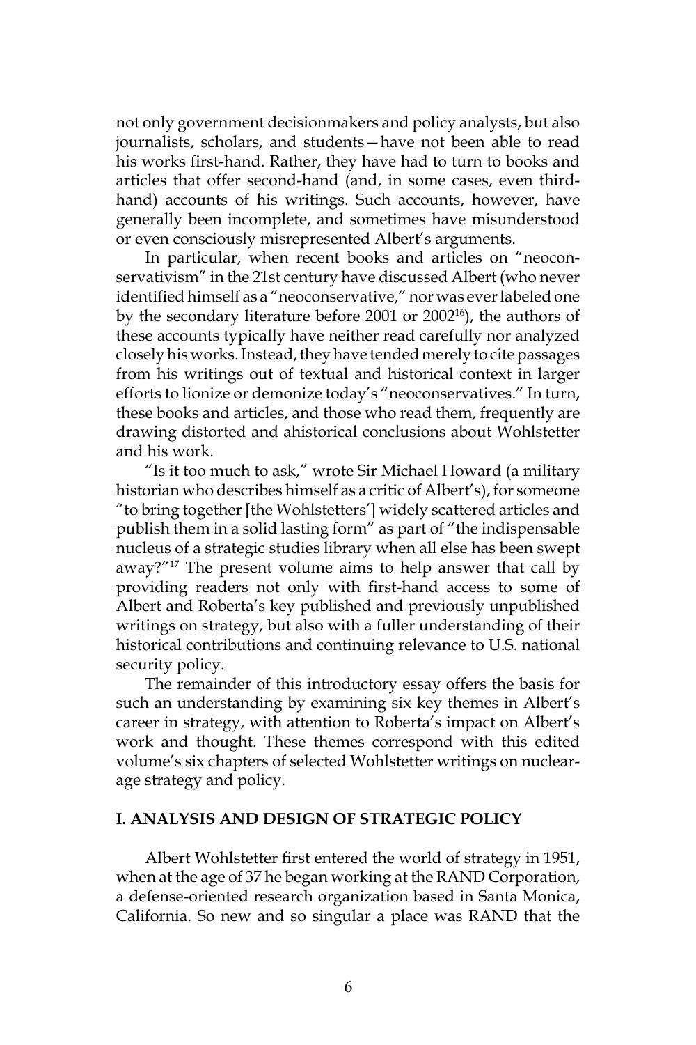not only government decisionmakers and policy analysts, but also journalists, scholars, and students—have not been able to read his works first-hand. Rather, they have had to turn to books and articles that offer second-hand (and, in some cases, even third-hand) accounts of his writings. Such accounts, however, have generally been incomplete, and sometimes have misunderstood or even consciously misrepresented Albert's arguments.

In particular, when recent books and articles on "neoconservativism" in the 21st century have discussed Albert (who never identified himself as a "neoconservative," nor was ever labeled one by the secondary literature before 2001 or 2002[16]), the authors of these accounts typically have neither read carefully nor analyzed closely his works. Instead, they have tended merely to cite passages from his writings out of textual and historical context in larger efforts to lionize or demonize today's "neoconservatives." In turn, these books and articles, and those who read them, frequently are drawing distorted and ahistorical conclusions about Wohlstetter and his work.

"Is it too much to ask," wrote Sir Michael Howard (a military historian who describes himself as a critic of Albert's), for someone "to bring together [the Wohlstetters'] widely scattered articles and publish them in a solid lasting form" as part of "the indispensable nucleus of a strategic studies library when all else has been swept away?"[17] The present volume aims to help answer that call by providing readers not only with first-hand access to some of Albert and Roberta's key published and previously unpublished writings on strategy, but also with a fuller understanding of their historical contributions and continuing relevance to U.S. national security policy.

The remainder of this introductory essay offers the basis for such an understanding by examining six key themes in Albert's career in strategy, with attention to Roberta's impact on Albert's work and thought. These themes correspond with this edited volume's six chapters of selected Wohlstetter writings on nuclear-age strategy and policy.

## I. ANALYSIS AND DESIGN OF STRATEGIC POLICY

Albert Wohlstetter first entered the world of strategy in 1951, when at the age of 37 he began working at the RAND Corporation, a defense-oriented research organization based in Santa Monica, California. So new and so singular a place was RAND that the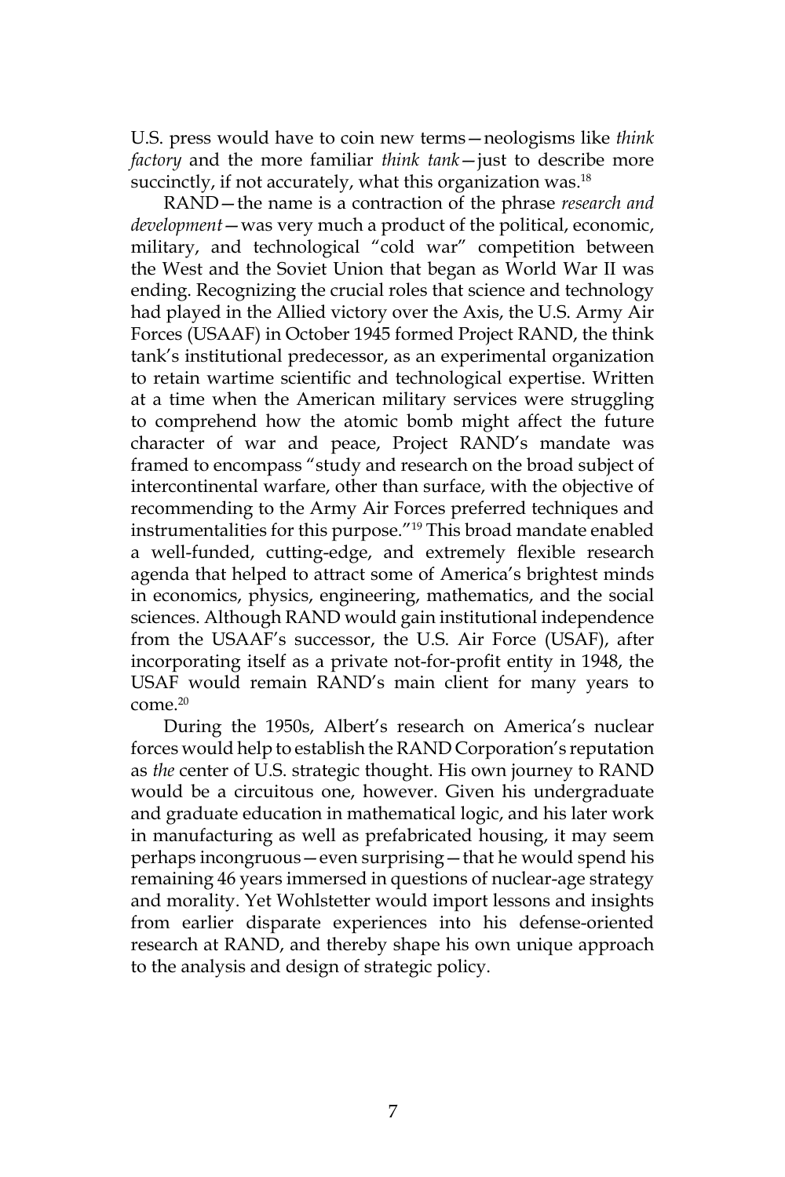U.S. press would have to coin new terms—neologisms like *think factory* and the more familiar *think tank*—just to describe more succinctly, if not accurately, what this organization was.[18]

RAND—the name is a contraction of the phrase *research and development*—was very much a product of the political, economic, military, and technological "cold war" competition between the West and the Soviet Union that began as World War II was ending. Recognizing the crucial roles that science and technology had played in the Allied victory over the Axis, the U.S. Army Air Forces (USAAF) in October 1945 formed Project RAND, the think tank's institutional predecessor, as an experimental organization to retain wartime scientific and technological expertise. Written at a time when the American military services were struggling to comprehend how the atomic bomb might affect the future character of war and peace, Project RAND's mandate was framed to encompass "study and research on the broad subject of intercontinental warfare, other than surface, with the objective of recommending to the Army Air Forces preferred techniques and instrumentalities for this purpose."[19] This broad mandate enabled a well-funded, cutting-edge, and extremely flexible research agenda that helped to attract some of America's brightest minds in economics, physics, engineering, mathematics, and the social sciences. Although RAND would gain institutional independence from the USAAF's successor, the U.S. Air Force (USAF), after incorporating itself as a private not-for-profit entity in 1948, the USAF would remain RAND's main client for many years to come.[20]

During the 1950s, Albert's research on America's nuclear forces would help to establish the RAND Corporation's reputation as *the* center of U.S. strategic thought. His own journey to RAND would be a circuitous one, however. Given his undergraduate and graduate education in mathematical logic, and his later work in manufacturing as well as prefabricated housing, it may seem perhaps incongruous—even surprising—that he would spend his remaining 46 years immersed in questions of nuclear-age strategy and morality. Yet Wohlstetter would import lessons and insights from earlier disparate experiences into his defense-oriented research at RAND, and thereby shape his own unique approach to the analysis and design of strategic policy.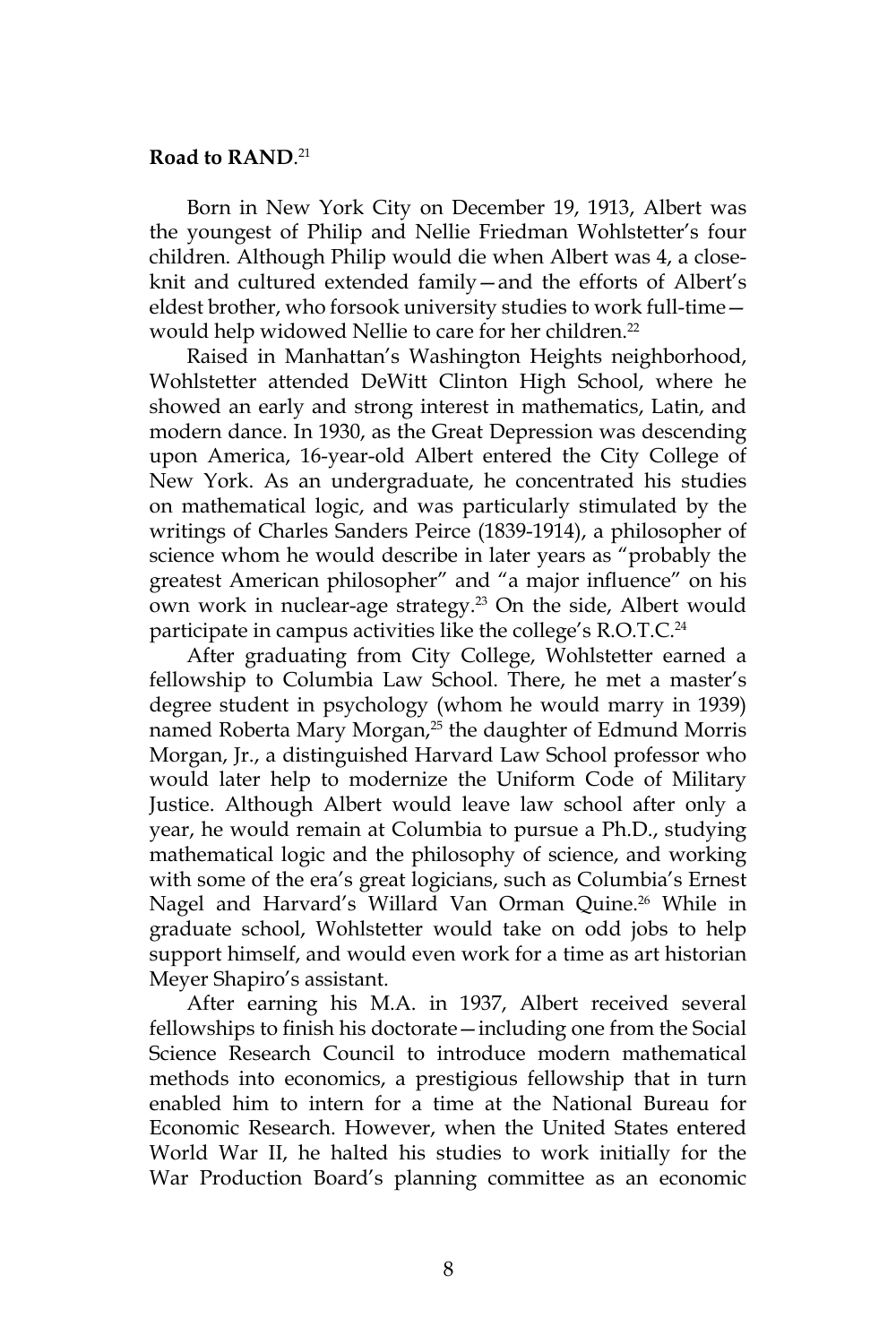**Road to RAND**.[21]

Born in New York City on December 19, 1913, Albert was the youngest of Philip and Nellie Friedman Wohlstetter's four children. Although Philip would die when Albert was 4, a close-knit and cultured extended family—and the efforts of Albert's eldest brother, who forsook university studies to work full-time—would help widowed Nellie to care for her children.[22]

Raised in Manhattan's Washington Heights neighborhood, Wohlstetter attended DeWitt Clinton High School, where he showed an early and strong interest in mathematics, Latin, and modern dance. In 1930, as the Great Depression was descending upon America, 16-year-old Albert entered the City College of New York. As an undergraduate, he concentrated his studies on mathematical logic, and was particularly stimulated by the writings of Charles Sanders Peirce (1839-1914), a philosopher of science whom he would describe in later years as "probably the greatest American philosopher" and "a major influence" on his own work in nuclear-age strategy.[23] On the side, Albert would participate in campus activities like the college's R.O.T.C.[24]

After graduating from City College, Wohlstetter earned a fellowship to Columbia Law School. There, he met a master's degree student in psychology (whom he would marry in 1939) named Roberta Mary Morgan,[25] the daughter of Edmund Morris Morgan, Jr., a distinguished Harvard Law School professor who would later help to modernize the Uniform Code of Military Justice. Although Albert would leave law school after only a year, he would remain at Columbia to pursue a Ph.D., studying mathematical logic and the philosophy of science, and working with some of the era's great logicians, such as Columbia's Ernest Nagel and Harvard's Willard Van Orman Quine.[26] While in graduate school, Wohlstetter would take on odd jobs to help support himself, and would even work for a time as art historian Meyer Shapiro's assistant.

After earning his M.A. in 1937, Albert received several fellowships to finish his doctorate—including one from the Social Science Research Council to introduce modern mathematical methods into economics, a prestigious fellowship that in turn enabled him to intern for a time at the National Bureau for Economic Research. However, when the United States entered World War II, he halted his studies to work initially for the War Production Board's planning committee as an economic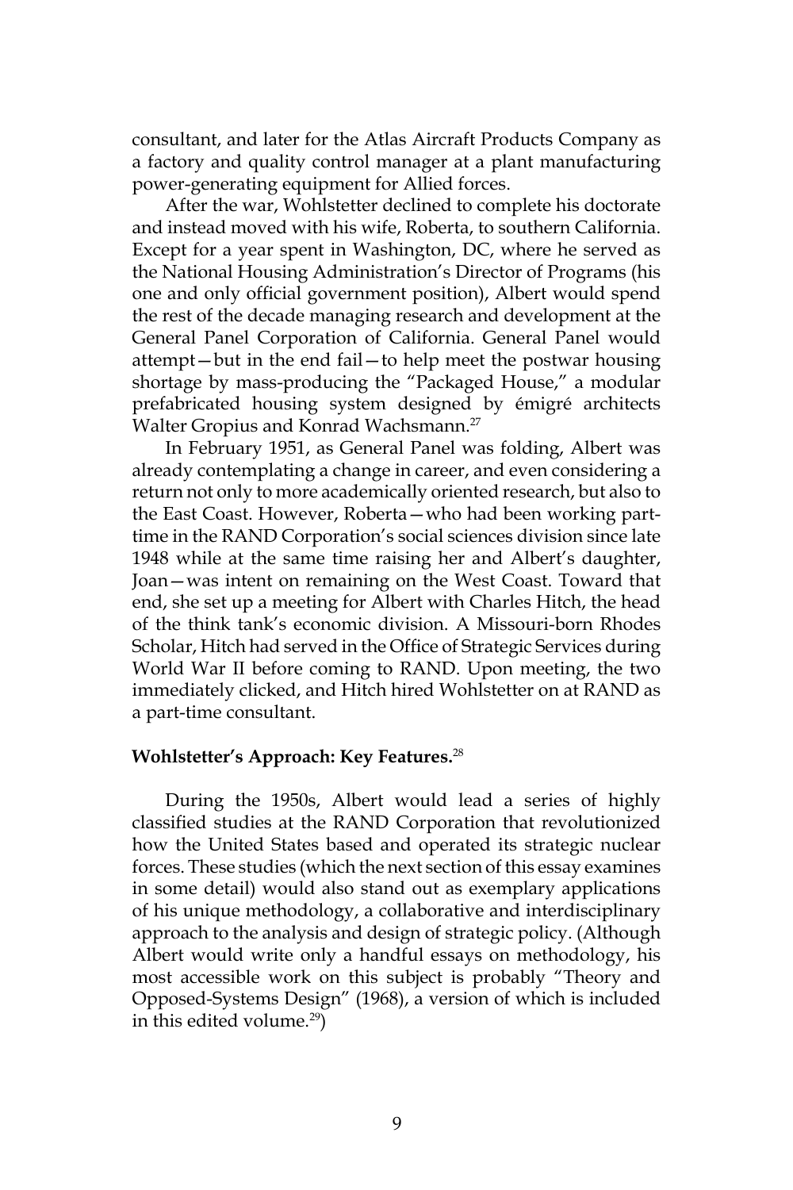consultant, and later for the Atlas Aircraft Products Company as a factory and quality control manager at a plant manufacturing power-generating equipment for Allied forces.

After the war, Wohlstetter declined to complete his doctorate and instead moved with his wife, Roberta, to southern California. Except for a year spent in Washington, DC, where he served as the National Housing Administration's Director of Programs (his one and only official government position), Albert would spend the rest of the decade managing research and development at the General Panel Corporation of California. General Panel would attempt—but in the end fail—to help meet the postwar housing shortage by mass-producing the "Packaged House," a modular prefabricated housing system designed by émigré architects Walter Gropius and Konrad Wachsmann.[27]

In February 1951, as General Panel was folding, Albert was already contemplating a change in career, and even considering a return not only to more academically oriented research, but also to the East Coast. However, Roberta—who had been working part-time in the RAND Corporation's social sciences division since late 1948 while at the same time raising her and Albert's daughter, Joan—was intent on remaining on the West Coast. Toward that end, she set up a meeting for Albert with Charles Hitch, the head of the think tank's economic division. A Missouri-born Rhodes Scholar, Hitch had served in the Office of Strategic Services during World War II before coming to RAND. Upon meeting, the two immediately clicked, and Hitch hired Wohlstetter on at RAND as a part-time consultant.

### Wohlstetter's Approach: Key Features.[28]

During the 1950s, Albert would lead a series of highly classified studies at the RAND Corporation that revolutionized how the United States based and operated its strategic nuclear forces. These studies (which the next section of this essay examines in some detail) would also stand out as exemplary applications of his unique methodology, a collaborative and interdisciplinary approach to the analysis and design of strategic policy. (Although Albert would write only a handful essays on methodology, his most accessible work on this subject is probably "Theory and Opposed-Systems Design" (1968), a version of which is included in this edited volume.[29])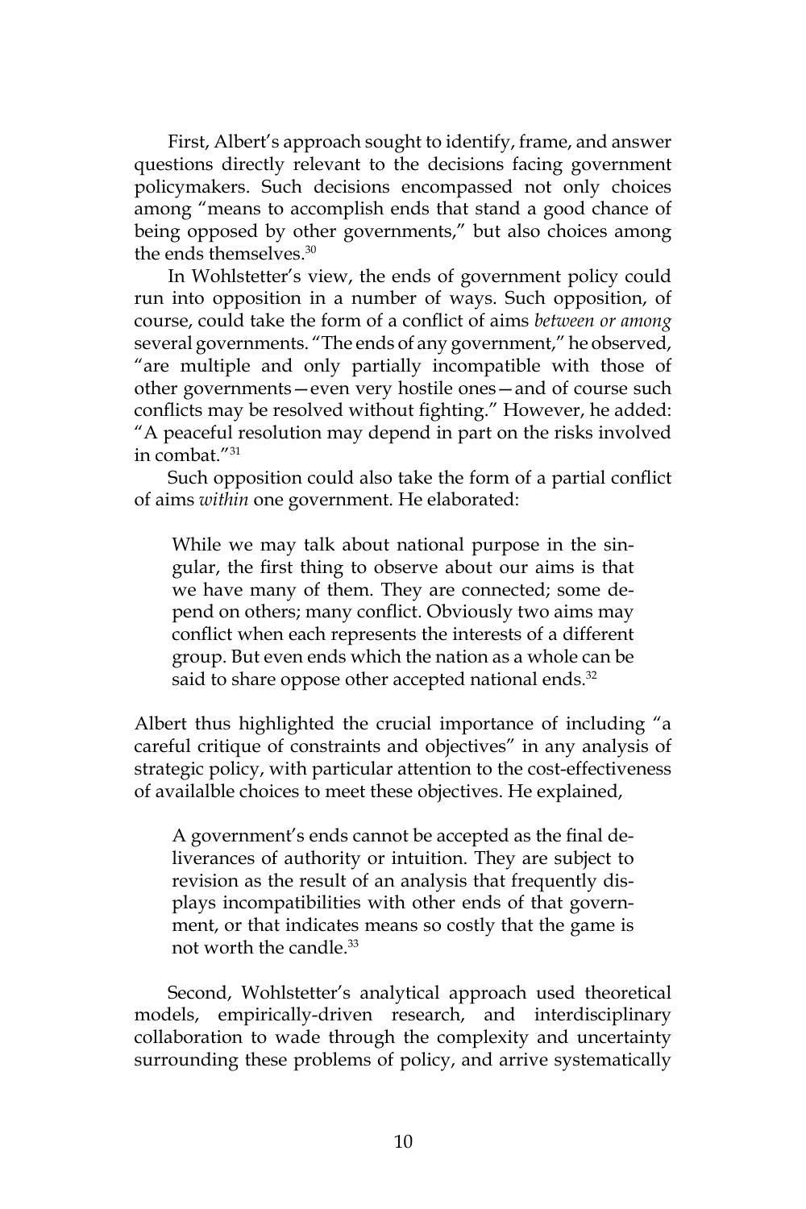First, Albert's approach sought to identify, frame, and answer questions directly relevant to the decisions facing government policymakers. Such decisions encompassed not only choices among "means to accomplish ends that stand a good chance of being opposed by other governments," but also choices among the ends themselves.[30]

In Wohlstetter's view, the ends of government policy could run into opposition in a number of ways. Such opposition, of course, could take the form of a conflict of aims *between or among* several governments. "The ends of any government," he observed, "are multiple and only partially incompatible with those of other governments—even very hostile ones—and of course such conflicts may be resolved without fighting." However, he added: "A peaceful resolution may depend in part on the risks involved in combat."[31]

Such opposition could also take the form of a partial conflict of aims *within* one government. He elaborated:

> While we may talk about national purpose in the singular, the first thing to observe about our aims is that we have many of them. They are connected; some depend on others; many conflict. Obviously two aims may conflict when each represents the interests of a different group. But even ends which the nation as a whole can be said to share oppose other accepted national ends.[32]

Albert thus highlighted the crucial importance of including "a careful critique of constraints and objectives" in any analysis of strategic policy, with particular attention to the cost-effectiveness of availalble choices to meet these objectives. He explained,

> A government's ends cannot be accepted as the final deliverances of authority or intuition. They are subject to revision as the result of an analysis that frequently displays incompatibilities with other ends of that government, or that indicates means so costly that the game is not worth the candle.[33]

Second, Wohlstetter's analytical approach used theoretical models, empirically-driven research, and interdisciplinary collaboration to wade through the complexity and uncertainty surrounding these problems of policy, and arrive systematically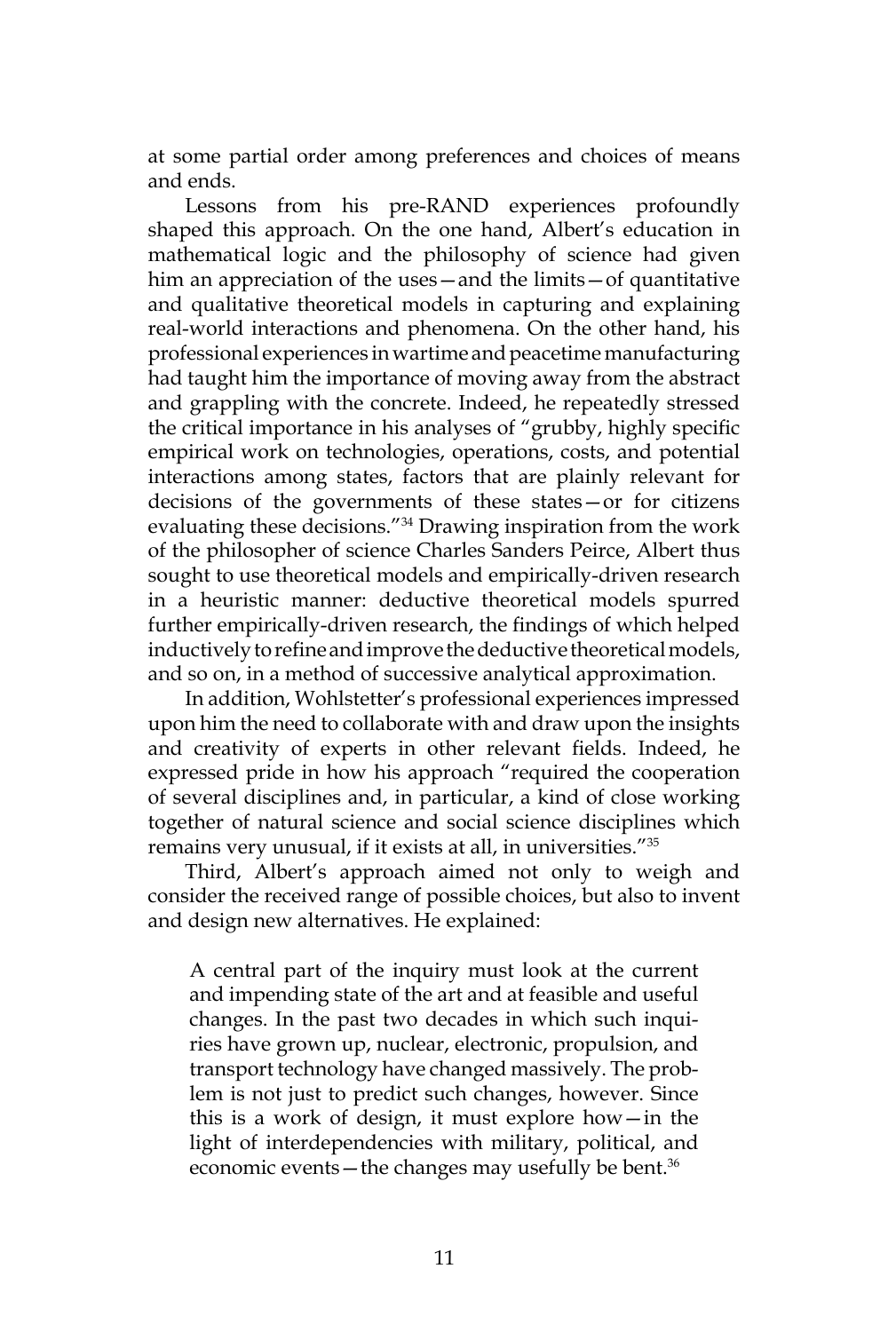at some partial order among preferences and choices of means and ends.

Lessons from his pre-RAND experiences profoundly shaped this approach. On the one hand, Albert's education in mathematical logic and the philosophy of science had given him an appreciation of the uses—and the limits—of quantitative and qualitative theoretical models in capturing and explaining real-world interactions and phenomena. On the other hand, his professional experiences in wartime and peacetime manufacturing had taught him the importance of moving away from the abstract and grappling with the concrete. Indeed, he repeatedly stressed the critical importance in his analyses of "grubby, highly specific empirical work on technologies, operations, costs, and potential interactions among states, factors that are plainly relevant for decisions of the governments of these states—or for citizens evaluating these decisions."[34] Drawing inspiration from the work of the philosopher of science Charles Sanders Peirce, Albert thus sought to use theoretical models and empirically-driven research in a heuristic manner: deductive theoretical models spurred further empirically-driven research, the findings of which helped inductively to refine and improve the deductive theoretical models, and so on, in a method of successive analytical approximation.

In addition, Wohlstetter's professional experiences impressed upon him the need to collaborate with and draw upon the insights and creativity of experts in other relevant fields. Indeed, he expressed pride in how his approach "required the cooperation of several disciplines and, in particular, a kind of close working together of natural science and social science disciplines which remains very unusual, if it exists at all, in universities."[35]

Third, Albert's approach aimed not only to weigh and consider the received range of possible choices, but also to invent and design new alternatives. He explained:

> A central part of the inquiry must look at the current and impending state of the art and at feasible and useful changes. In the past two decades in which such inquiries have grown up, nuclear, electronic, propulsion, and transport technology have changed massively. The problem is not just to predict such changes, however. Since this is a work of design, it must explore how—in the light of interdependencies with military, political, and economic events—the changes may usefully be bent.[36]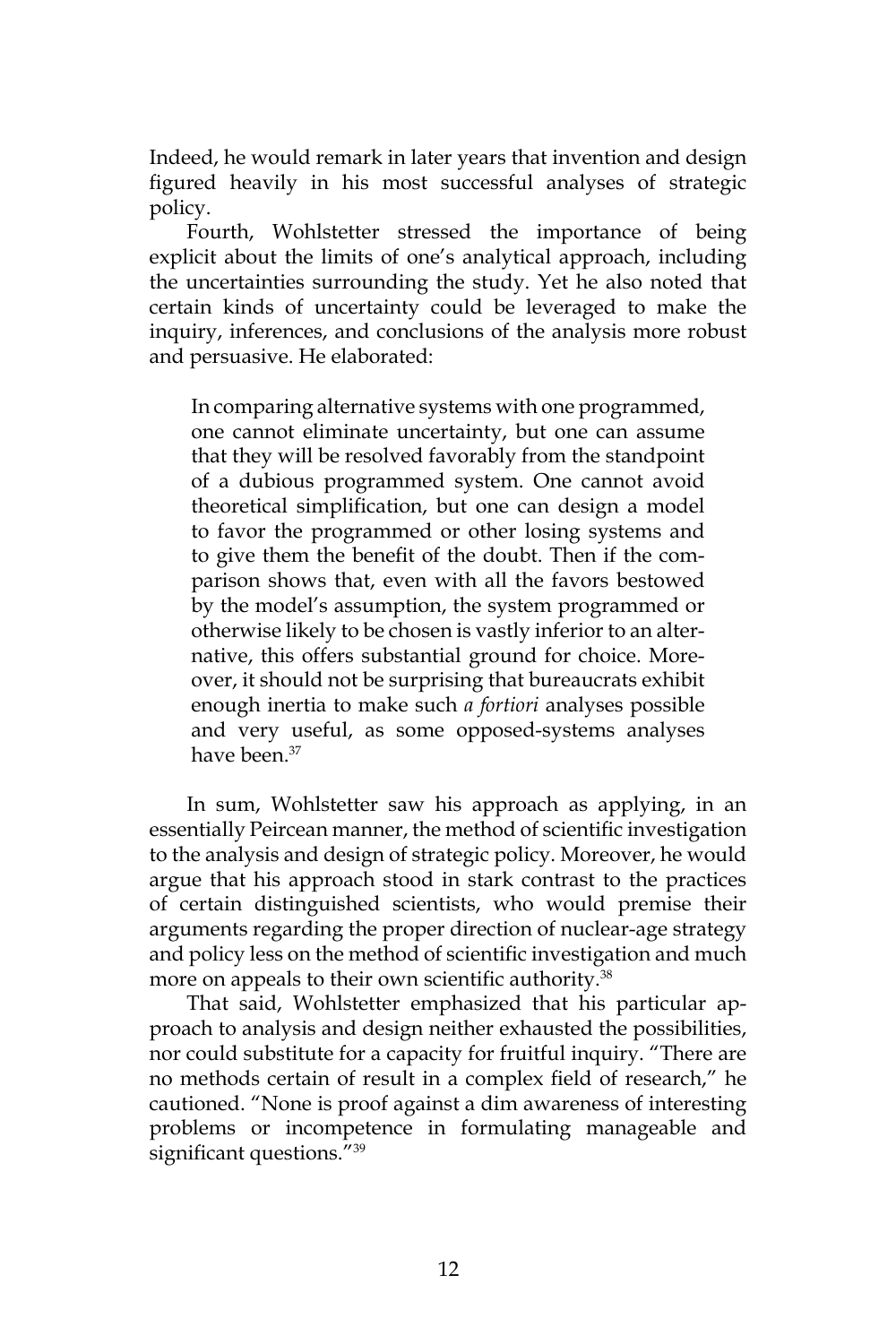Indeed, he would remark in later years that invention and design figured heavily in his most successful analyses of strategic policy.

Fourth, Wohlstetter stressed the importance of being explicit about the limits of one's analytical approach, including the uncertainties surrounding the study. Yet he also noted that certain kinds of uncertainty could be leveraged to make the inquiry, inferences, and conclusions of the analysis more robust and persuasive. He elaborated:

> In comparing alternative systems with one programmed, one cannot eliminate uncertainty, but one can assume that they will be resolved favorably from the standpoint of a dubious programmed system. One cannot avoid theoretical simplification, but one can design a model to favor the programmed or other losing systems and to give them the benefit of the doubt. Then if the comparison shows that, even with all the favors bestowed by the model's assumption, the system programmed or otherwise likely to be chosen is vastly inferior to an alternative, this offers substantial ground for choice. Moreover, it should not be surprising that bureaucrats exhibit enough inertia to make such *a fortiori* analyses possible and very useful, as some opposed-systems analyses have been.[37]

In sum, Wohlstetter saw his approach as applying, in an essentially Peircean manner, the method of scientific investigation to the analysis and design of strategic policy. Moreover, he would argue that his approach stood in stark contrast to the practices of certain distinguished scientists, who would premise their arguments regarding the proper direction of nuclear-age strategy and policy less on the method of scientific investigation and much more on appeals to their own scientific authority.[38]

That said, Wohlstetter emphasized that his particular approach to analysis and design neither exhausted the possibilities, nor could substitute for a capacity for fruitful inquiry. "There are no methods certain of result in a complex field of research," he cautioned. "None is proof against a dim awareness of interesting problems or incompetence in formulating manageable and significant questions."[39]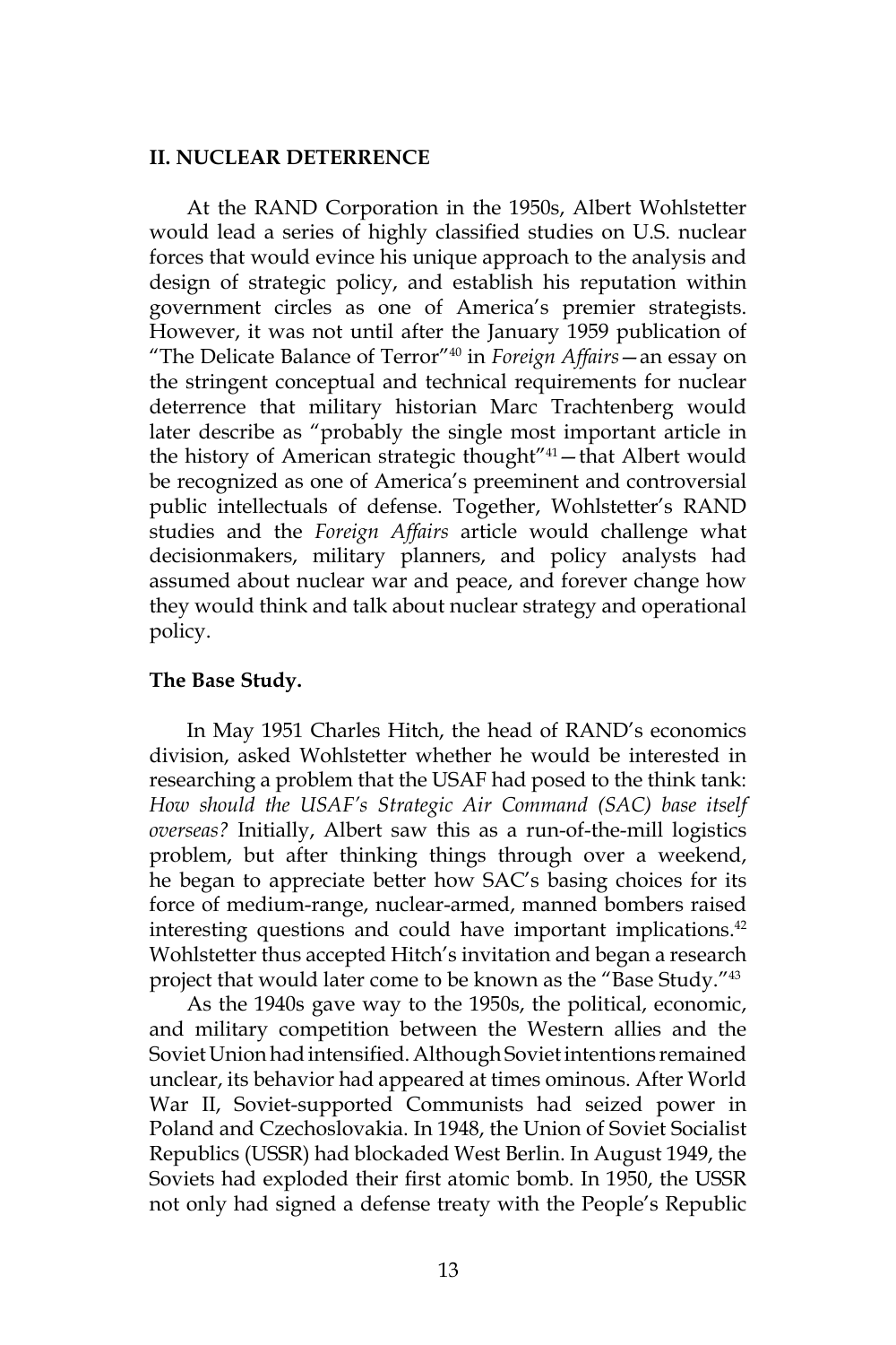## II. NUCLEAR DETERRENCE

At the RAND Corporation in the 1950s, Albert Wohlstetter would lead a series of highly classified studies on U.S. nuclear forces that would evince his unique approach to the analysis and design of strategic policy, and establish his reputation within government circles as one of America's premier strategists. However, it was not until after the January 1959 publication of "The Delicate Balance of Terror"[40] in *Foreign Affairs*—an essay on the stringent conceptual and technical requirements for nuclear deterrence that military historian Marc Trachtenberg would later describe as "probably the single most important article in the history of American strategic thought"[41]—that Albert would be recognized as one of America's preeminent and controversial public intellectuals of defense. Together, Wohlstetter's RAND studies and the *Foreign Affairs* article would challenge what decisionmakers, military planners, and policy analysts had assumed about nuclear war and peace, and forever change how they would think and talk about nuclear strategy and operational policy.

### The Base Study.

In May 1951 Charles Hitch, the head of RAND's economics division, asked Wohlstetter whether he would be interested in researching a problem that the USAF had posed to the think tank: *How should the USAF's Strategic Air Command (SAC) base itself overseas?* Initially, Albert saw this as a run-of-the-mill logistics problem, but after thinking things through over a weekend, he began to appreciate better how SAC's basing choices for its force of medium-range, nuclear-armed, manned bombers raised interesting questions and could have important implications.[42] Wohlstetter thus accepted Hitch's invitation and began a research project that would later come to be known as the "Base Study."[43]

As the 1940s gave way to the 1950s, the political, economic, and military competition between the Western allies and the Soviet Union had intensified. Although Soviet intentions remained unclear, its behavior had appeared at times ominous. After World War II, Soviet-supported Communists had seized power in Poland and Czechoslovakia. In 1948, the Union of Soviet Socialist Republics (USSR) had blockaded West Berlin. In August 1949, the Soviets had exploded their first atomic bomb. In 1950, the USSR not only had signed a defense treaty with the People's Republic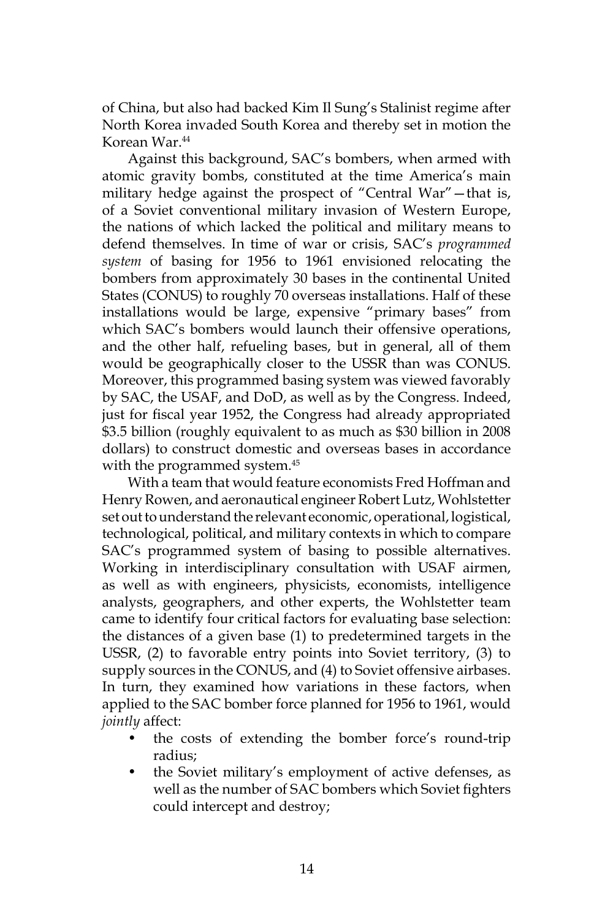of China, but also had backed Kim Il Sung's Stalinist regime after North Korea invaded South Korea and thereby set in motion the Korean War.[44]

Against this background, SAC's bombers, when armed with atomic gravity bombs, constituted at the time America's main military hedge against the prospect of "Central War"—that is, of a Soviet conventional military invasion of Western Europe, the nations of which lacked the political and military means to defend themselves. In time of war or crisis, SAC's *programmed system* of basing for 1956 to 1961 envisioned relocating the bombers from approximately 30 bases in the continental United States (CONUS) to roughly 70 overseas installations. Half of these installations would be large, expensive "primary bases" from which SAC's bombers would launch their offensive operations, and the other half, refueling bases, but in general, all of them would be geographically closer to the USSR than was CONUS. Moreover, this programmed basing system was viewed favorably by SAC, the USAF, and DoD, as well as by the Congress. Indeed, just for fiscal year 1952, the Congress had already appropriated $3.5 billion (roughly equivalent to as much as $30 billion in 2008 dollars) to construct domestic and overseas bases in accordance with the programmed system.[45]

With a team that would feature economists Fred Hoffman and Henry Rowen, and aeronautical engineer Robert Lutz, Wohlstetter set out to understand the relevant economic, operational, logistical, technological, political, and military contexts in which to compare SAC's programmed system of basing to possible alternatives. Working in interdisciplinary consultation with USAF airmen, as well as with engineers, physicists, economists, intelligence analysts, geographers, and other experts, the Wohlstetter team came to identify four critical factors for evaluating base selection: the distances of a given base (1) to predetermined targets in the USSR, (2) to favorable entry points into Soviet territory, (3) to supply sources in the CONUS, and (4) to Soviet offensive airbases. In turn, they examined how variations in these factors, when applied to the SAC bomber force planned for 1956 to 1961, would *jointly* affect:

- the costs of extending the bomber force's round-trip radius;
- the Soviet military's employment of active defenses, as well as the number of SAC bombers which Soviet fighters could intercept and destroy;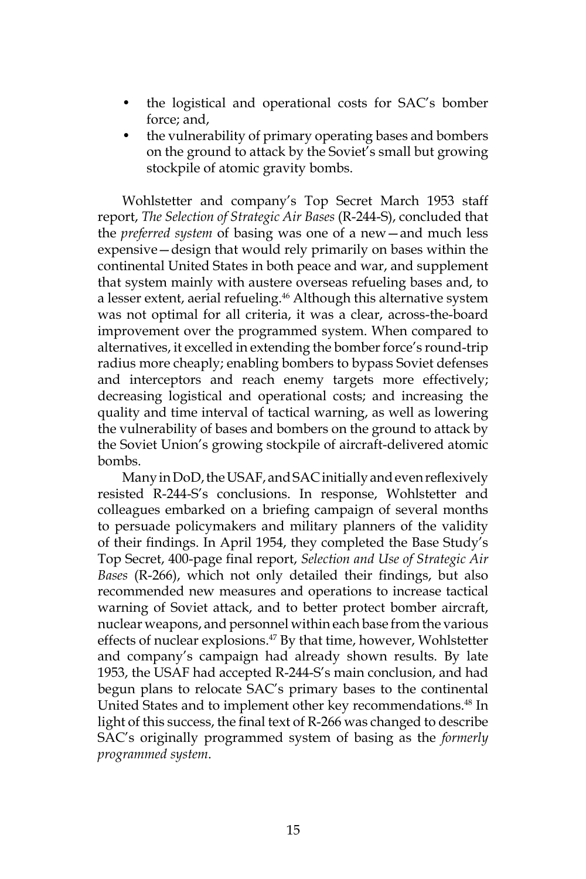- the logistical and operational costs for SAC's bomber force; and,
- the vulnerability of primary operating bases and bombers on the ground to attack by the Soviet's small but growing stockpile of atomic gravity bombs.

Wohlstetter and company's Top Secret March 1953 staff report, *The Selection of Strategic Air Bases* (R-244-S), concluded that the *preferred system* of basing was one of a new—and much less expensive—design that would rely primarily on bases within the continental United States in both peace and war, and supplement that system mainly with austere overseas refueling bases and, to a lesser extent, aerial refueling.[46] Although this alternative system was not optimal for all criteria, it was a clear, across-the-board improvement over the programmed system. When compared to alternatives, it excelled in extending the bomber force's round-trip radius more cheaply; enabling bombers to bypass Soviet defenses and interceptors and reach enemy targets more effectively; decreasing logistical and operational costs; and increasing the quality and time interval of tactical warning, as well as lowering the vulnerability of bases and bombers on the ground to attack by the Soviet Union's growing stockpile of aircraft-delivered atomic bombs.

Many in DoD, the USAF, and SAC initially and even reflexively resisted R-244-S's conclusions. In response, Wohlstetter and colleagues embarked on a briefing campaign of several months to persuade policymakers and military planners of the validity of their findings. In April 1954, they completed the Base Study's Top Secret, 400-page final report, *Selection and Use of Strategic Air Bases* (R-266), which not only detailed their findings, but also recommended new measures and operations to increase tactical warning of Soviet attack, and to better protect bomber aircraft, nuclear weapons, and personnel within each base from the various effects of nuclear explosions.[47] By that time, however, Wohlstetter and company's campaign had already shown results. By late 1953, the USAF had accepted R-244-S's main conclusion, and had begun plans to relocate SAC's primary bases to the continental United States and to implement other key recommendations.[48] In light of this success, the final text of R-266 was changed to describe SAC's originally programmed system of basing as the *formerly programmed system*.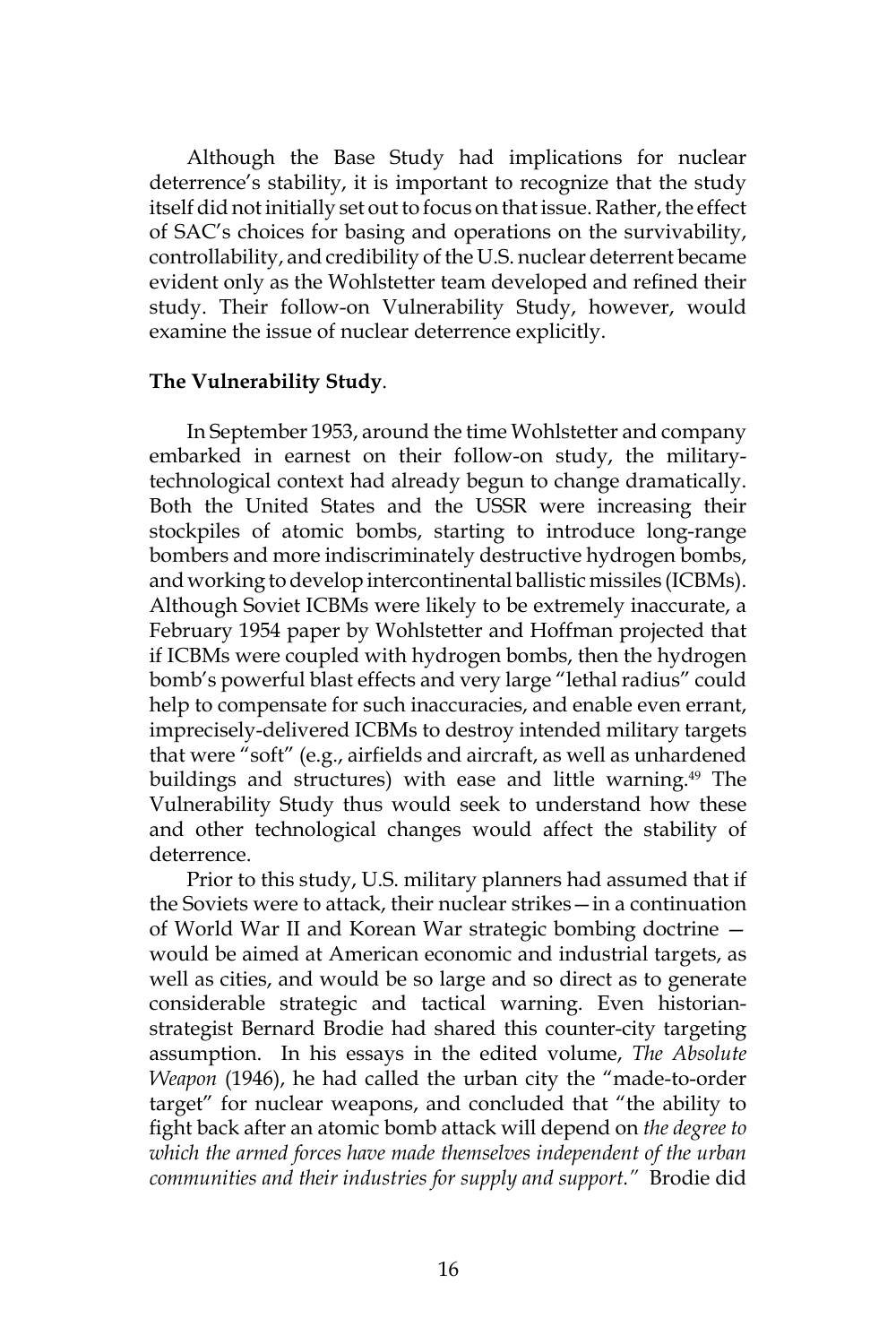Although the Base Study had implications for nuclear deterrence's stability, it is important to recognize that the study itself did not initially set out to focus on that issue. Rather, the effect of SAC's choices for basing and operations on the survivability, controllability, and credibility of the U.S. nuclear deterrent became evident only as the Wohlstetter team developed and refined their study. Their follow-on Vulnerability Study, however, would examine the issue of nuclear deterrence explicitly.

**The Vulnerability Study**.

In September 1953, around the time Wohlstetter and company embarked in earnest on their follow-on study, the military-technological context had already begun to change dramatically. Both the United States and the USSR were increasing their stockpiles of atomic bombs, starting to introduce long-range bombers and more indiscriminately destructive hydrogen bombs, and working to develop intercontinental ballistic missiles (ICBMs). Although Soviet ICBMs were likely to be extremely inaccurate, a February 1954 paper by Wohlstetter and Hoffman projected that if ICBMs were coupled with hydrogen bombs, then the hydrogen bomb's powerful blast effects and very large "lethal radius" could help to compensate for such inaccuracies, and enable even errant, imprecisely-delivered ICBMs to destroy intended military targets that were "soft" (e.g., airfields and aircraft, as well as unhardened buildings and structures) with ease and little warning.[49] The Vulnerability Study thus would seek to understand how these and other technological changes would affect the stability of deterrence.

Prior to this study, U.S. military planners had assumed that if the Soviets were to attack, their nuclear strikes—in a continuation of World War II and Korean War strategic bombing doctrine — would be aimed at American economic and industrial targets, as well as cities, and would be so large and so direct as to generate considerable strategic and tactical warning. Even historian-strategist Bernard Brodie had shared this counter-city targeting assumption. In his essays in the edited volume, *The Absolute Weapon* (1946), he had called the urban city the "made-to-order target" for nuclear weapons, and concluded that "the ability to fight back after an atomic bomb attack will depend on *the degree to which the armed forces have made themselves independent of the urban communities and their industries for supply and support.*" Brodie did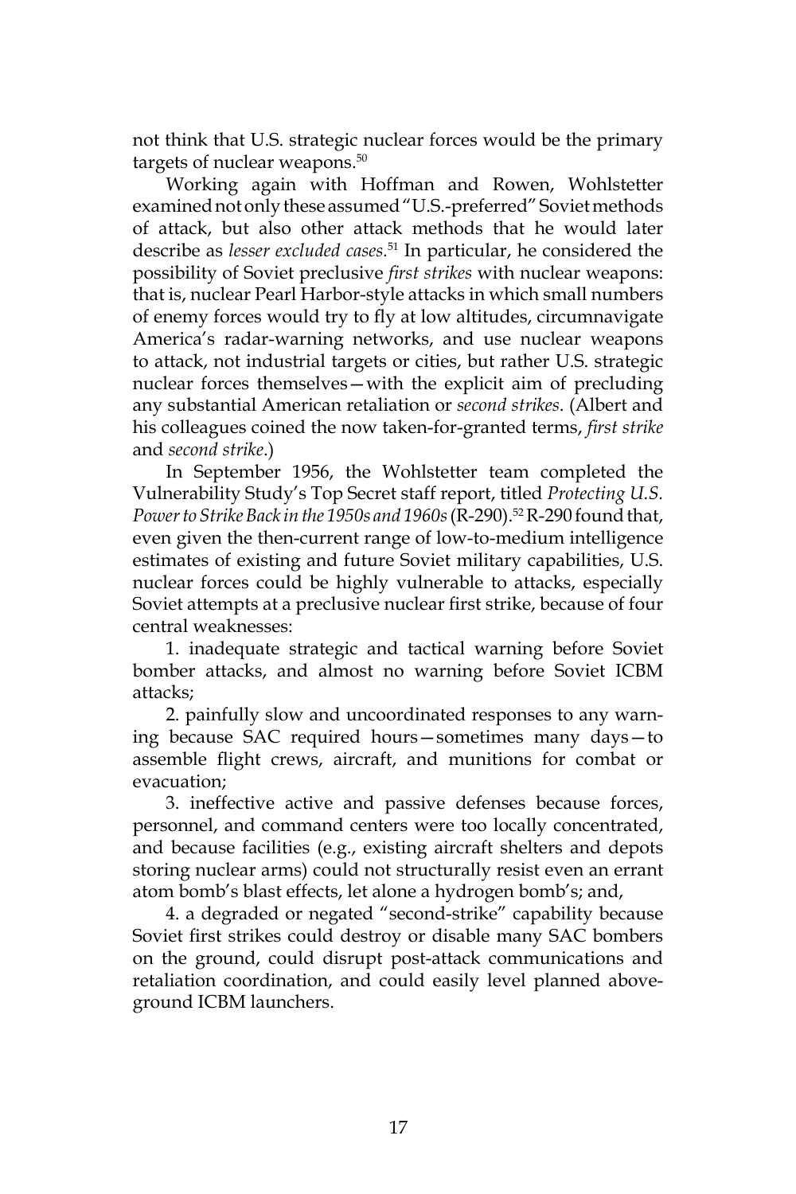not think that U.S. strategic nuclear forces would be the primary targets of nuclear weapons.[50]

Working again with Hoffman and Rowen, Wohlstetter examined not only these assumed "U.S.-preferred" Soviet methods of attack, but also other attack methods that he would later describe as *lesser excluded cases*.[51] In particular, he considered the possibility of Soviet preclusive *first strikes* with nuclear weapons: that is, nuclear Pearl Harbor-style attacks in which small numbers of enemy forces would try to fly at low altitudes, circumnavigate America's radar-warning networks, and use nuclear weapons to attack, not industrial targets or cities, but rather U.S. strategic nuclear forces themselves—with the explicit aim of precluding any substantial American retaliation or *second strikes*. (Albert and his colleagues coined the now taken-for-granted terms, *first strike* and *second strike*.)

In September 1956, the Wohlstetter team completed the Vulnerability Study's Top Secret staff report, titled *Protecting U.S. Power to Strike Back in the 1950s and 1960s* (R-290).[52] R-290 found that, even given the then-current range of low-to-medium intelligence estimates of existing and future Soviet military capabilities, U.S. nuclear forces could be highly vulnerable to attacks, especially Soviet attempts at a preclusive nuclear first strike, because of four central weaknesses:

1. inadequate strategic and tactical warning before Soviet bomber attacks, and almost no warning before Soviet ICBM attacks;

2. painfully slow and uncoordinated responses to any warning because SAC required hours—sometimes many days—to assemble flight crews, aircraft, and munitions for combat or evacuation;

3. ineffective active and passive defenses because forces, personnel, and command centers were too locally concentrated, and because facilities (e.g., existing aircraft shelters and depots storing nuclear arms) could not structurally resist even an errant atom bomb's blast effects, let alone a hydrogen bomb's; and,

4. a degraded or negated "second-strike" capability because Soviet first strikes could destroy or disable many SAC bombers on the ground, could disrupt post-attack communications and retaliation coordination, and could easily level planned above-ground ICBM launchers.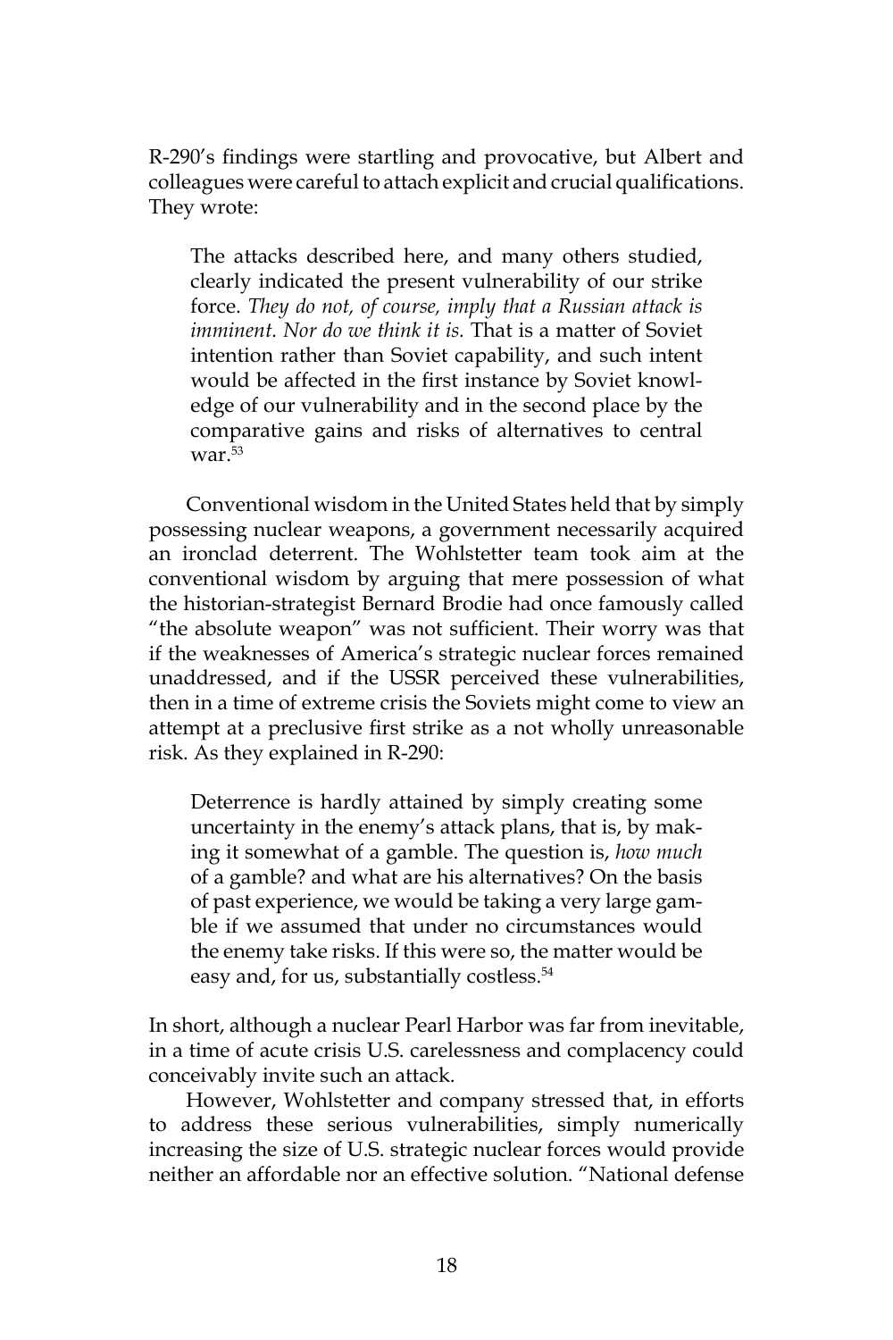R-290's findings were startling and provocative, but Albert and colleagues were careful to attach explicit and crucial qualifications. They wrote:

> The attacks described here, and many others studied, clearly indicated the present vulnerability of our strike force. *They do not, of course, imply that a Russian attack is imminent. Nor do we think it is.* That is a matter of Soviet intention rather than Soviet capability, and such intent would be affected in the first instance by Soviet knowledge of our vulnerability and in the second place by the comparative gains and risks of alternatives to central war.[53]

Conventional wisdom in the United States held that by simply possessing nuclear weapons, a government necessarily acquired an ironclad deterrent. The Wohlstetter team took aim at the conventional wisdom by arguing that mere possession of what the historian-strategist Bernard Brodie had once famously called "the absolute weapon" was not sufficient. Their worry was that if the weaknesses of America's strategic nuclear forces remained unaddressed, and if the USSR perceived these vulnerabilities, then in a time of extreme crisis the Soviets might come to view an attempt at a preclusive first strike as a not wholly unreasonable risk. As they explained in R-290:

> Deterrence is hardly attained by simply creating some uncertainty in the enemy's attack plans, that is, by making it somewhat of a gamble. The question is, *how much* of a gamble? and what are his alternatives? On the basis of past experience, we would be taking a very large gamble if we assumed that under no circumstances would the enemy take risks. If this were so, the matter would be easy and, for us, substantially costless.[54]

In short, although a nuclear Pearl Harbor was far from inevitable, in a time of acute crisis U.S. carelessness and complacency could conceivably invite such an attack.

However, Wohlstetter and company stressed that, in efforts to address these serious vulnerabilities, simply numerically increasing the size of U.S. strategic nuclear forces would provide neither an affordable nor an effective solution. "National defense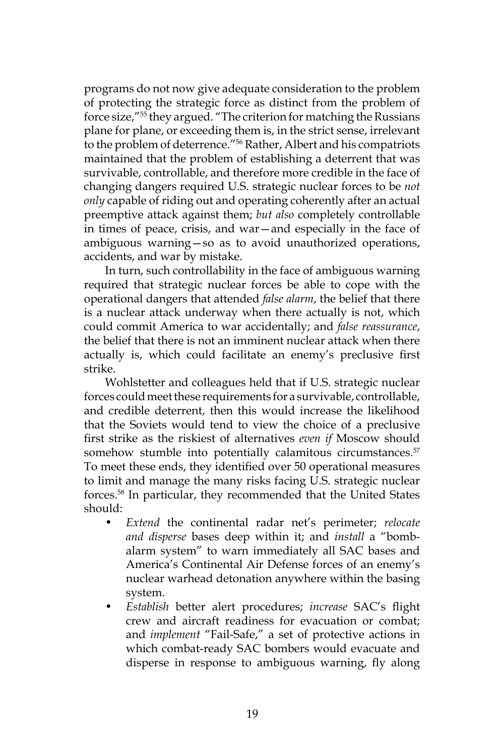programs do not now give adequate consideration to the problem of protecting the strategic force as distinct from the problem of force size,"[55] they argued. "The criterion for matching the Russians plane for plane, or exceeding them is, in the strict sense, irrelevant to the problem of deterrence."[56] Rather, Albert and his compatriots maintained that the problem of establishing a deterrent that was survivable, controllable, and therefore more credible in the face of changing dangers required U.S. strategic nuclear forces to be *not only* capable of riding out and operating coherently after an actual preemptive attack against them; *but also* completely controllable in times of peace, crisis, and war—and especially in the face of ambiguous warning—so as to avoid unauthorized operations, accidents, and war by mistake.

In turn, such controllability in the face of ambiguous warning required that strategic nuclear forces be able to cope with the operational dangers that attended *false alarm*, the belief that there is a nuclear attack underway when there actually is not, which could commit America to war accidentally; and *false reassurance*, the belief that there is not an imminent nuclear attack when there actually is, which could facilitate an enemy's preclusive first strike.

Wohlstetter and colleagues held that if U.S. strategic nuclear forces could meet these requirements for a survivable, controllable, and credible deterrent, then this would increase the likelihood that the Soviets would tend to view the choice of a preclusive first strike as the riskiest of alternatives *even if* Moscow should somehow stumble into potentially calamitous circumstances.[57] To meet these ends, they identified over 50 operational measures to limit and manage the many risks facing U.S. strategic nuclear forces.[58] In particular, they recommended that the United States should:

- *Extend* the continental radar net's perimeter; *relocate and disperse* bases deep within it; and *install* a "bomb-alarm system" to warn immediately all SAC bases and America's Continental Air Defense forces of an enemy's nuclear warhead detonation anywhere within the basing system.
- *Establish* better alert procedures; *increase* SAC's flight crew and aircraft readiness for evacuation or combat; and *implement* "Fail-Safe," a set of protective actions in which combat-ready SAC bombers would evacuate and disperse in response to ambiguous warning, fly along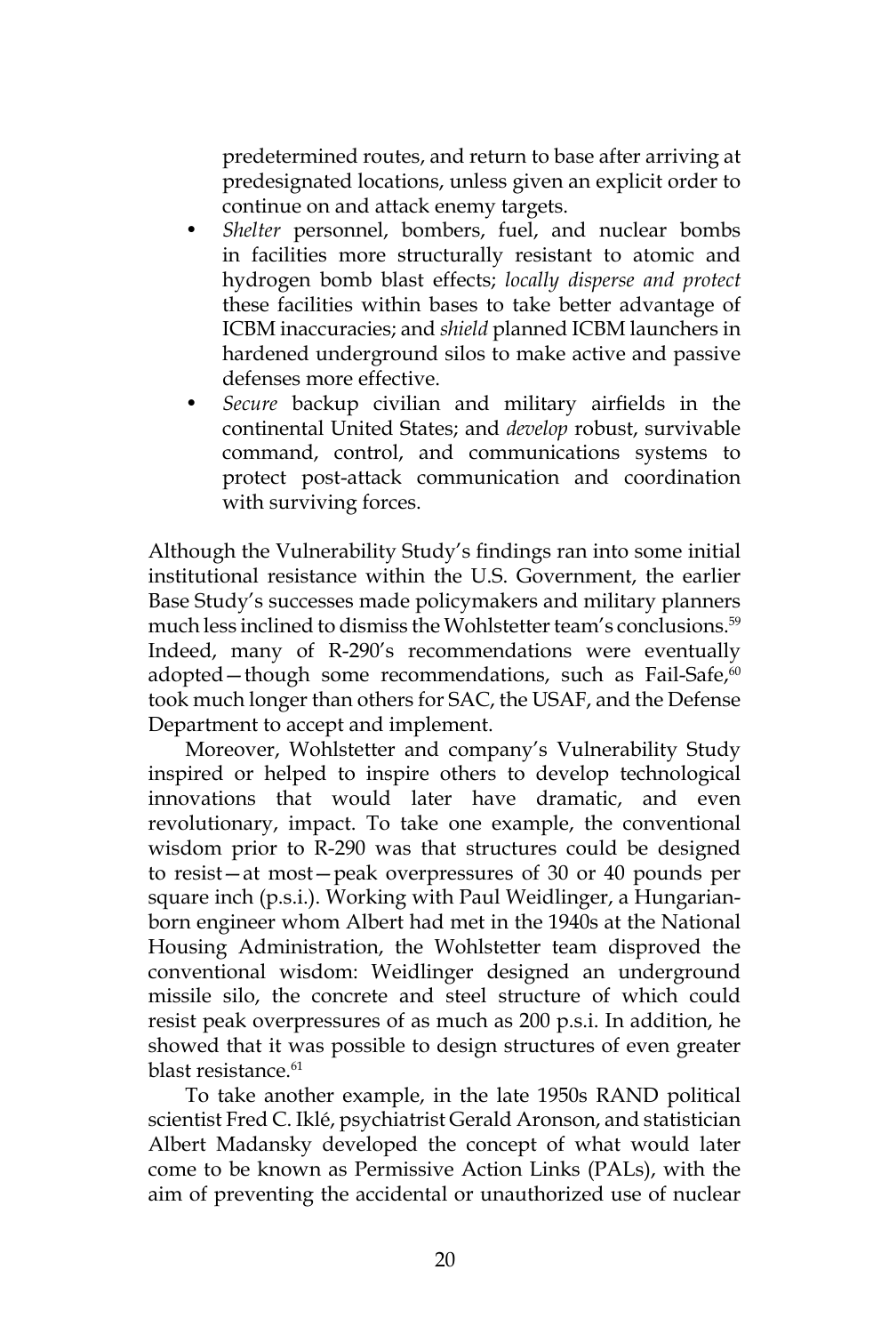predetermined routes, and return to base after arriving at predesignated locations, unless given an explicit order to continue on and attack enemy targets.

- *Shelter* personnel, bombers, fuel, and nuclear bombs in facilities more structurally resistant to atomic and hydrogen bomb blast effects; *locally disperse and protect* these facilities within bases to take better advantage of ICBM inaccuracies; and *shield* planned ICBM launchers in hardened underground silos to make active and passive defenses more effective.
- *Secure* backup civilian and military airfields in the continental United States; and *develop* robust, survivable command, control, and communications systems to protect post-attack communication and coordination with surviving forces.

Although the Vulnerability Study's findings ran into some initial institutional resistance within the U.S. Government, the earlier Base Study's successes made policymakers and military planners much less inclined to dismiss the Wohlstetter team's conclusions.[59] Indeed, many of R-290's recommendations were eventually adopted—though some recommendations, such as Fail-Safe,[60] took much longer than others for SAC, the USAF, and the Defense Department to accept and implement.

Moreover, Wohlstetter and company's Vulnerability Study inspired or helped to inspire others to develop technological innovations that would later have dramatic, and even revolutionary, impact. To take one example, the conventional wisdom prior to R-290 was that structures could be designed to resist—at most—peak overpressures of 30 or 40 pounds per square inch (p.s.i.). Working with Paul Weidlinger, a Hungarian-born engineer whom Albert had met in the 1940s at the National Housing Administration, the Wohlstetter team disproved the conventional wisdom: Weidlinger designed an underground missile silo, the concrete and steel structure of which could resist peak overpressures of as much as 200 p.s.i. In addition, he showed that it was possible to design structures of even greater blast resistance.[61]

To take another example, in the late 1950s RAND political scientist Fred C. Iklé, psychiatrist Gerald Aronson, and statistician Albert Madansky developed the concept of what would later come to be known as Permissive Action Links (PALs), with the aim of preventing the accidental or unauthorized use of nuclear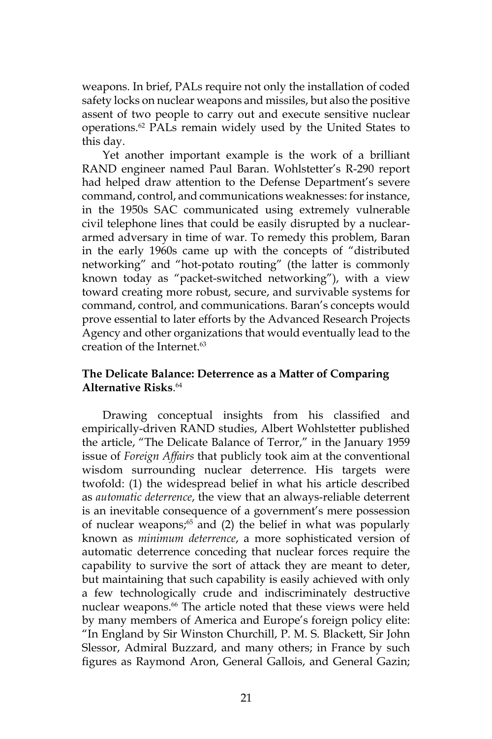weapons. In brief, PALs require not only the installation of coded safety locks on nuclear weapons and missiles, but also the positive assent of two people to carry out and execute sensitive nuclear operations.[62] PALs remain widely used by the United States to this day.

Yet another important example is the work of a brilliant RAND engineer named Paul Baran. Wohlstetter's R-290 report had helped draw attention to the Defense Department's severe command, control, and communications weaknesses: for instance, in the 1950s SAC communicated using extremely vulnerable civil telephone lines that could be easily disrupted by a nuclear-armed adversary in time of war. To remedy this problem, Baran in the early 1960s came up with the concepts of "distributed networking" and "hot-potato routing" (the latter is commonly known today as "packet-switched networking"), with a view toward creating more robust, secure, and survivable systems for command, control, and communications. Baran's concepts would prove essential to later efforts by the Advanced Research Projects Agency and other organizations that would eventually lead to the creation of the Internet.[63]

### The Delicate Balance: Deterrence as a Matter of Comparing Alternative Risks.[64]

Drawing conceptual insights from his classified and empirically-driven RAND studies, Albert Wohlstetter published the article, "The Delicate Balance of Terror," in the January 1959 issue of *Foreign Affairs* that publicly took aim at the conventional wisdom surrounding nuclear deterrence. His targets were twofold: (1) the widespread belief in what his article described as *automatic deterrence*, the view that an always-reliable deterrent is an inevitable consequence of a government's mere possession of nuclear weapons;[65] and (2) the belief in what was popularly known as *minimum deterrence*, a more sophisticated version of automatic deterrence conceding that nuclear forces require the capability to survive the sort of attack they are meant to deter, but maintaining that such capability is easily achieved with only a few technologically crude and indiscriminately destructive nuclear weapons.[66] The article noted that these views were held by many members of America and Europe's foreign policy elite: "In England by Sir Winston Churchill, P. M. S. Blackett, Sir John Slessor, Admiral Buzzard, and many others; in France by such figures as Raymond Aron, General Gallois, and General Gazin;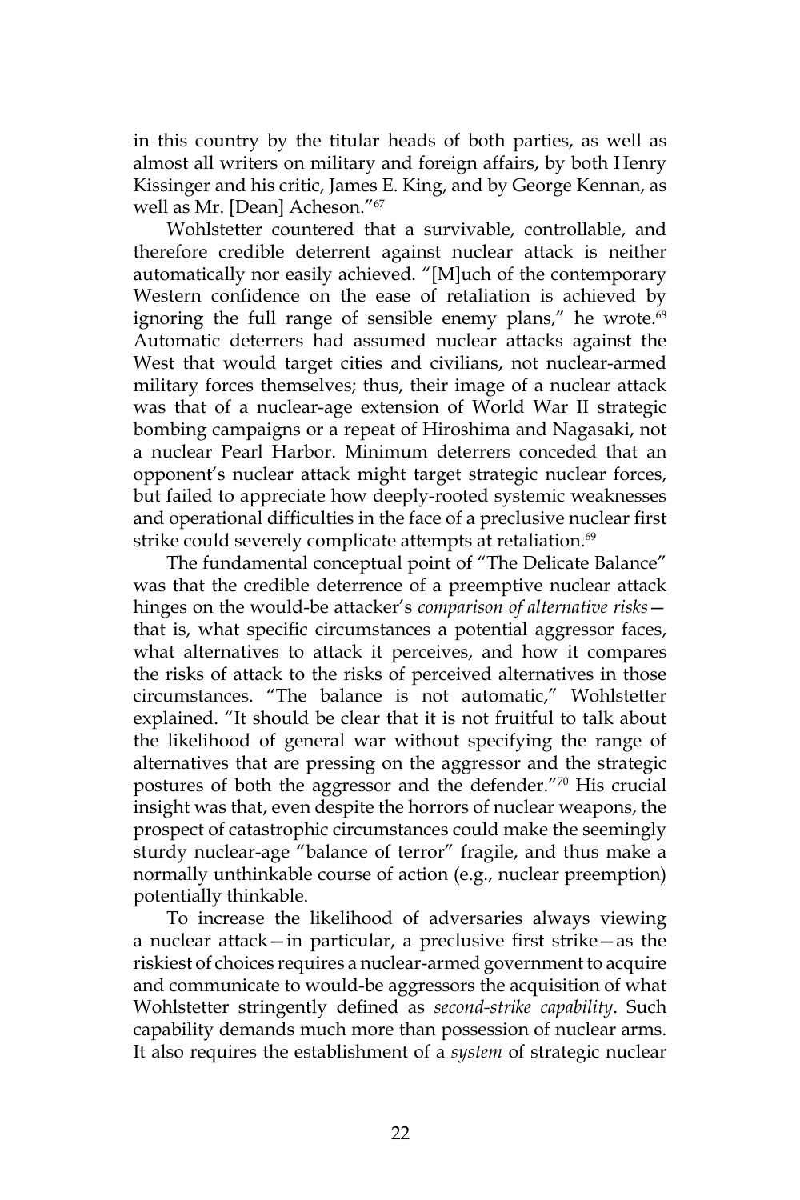in this country by the titular heads of both parties, as well as almost all writers on military and foreign affairs, by both Henry Kissinger and his critic, James E. King, and by George Kennan, as well as Mr. [Dean] Acheson."[67]

Wohlstetter countered that a survivable, controllable, and therefore credible deterrent against nuclear attack is neither automatically nor easily achieved. "[M]uch of the contemporary Western confidence on the ease of retaliation is achieved by ignoring the full range of sensible enemy plans," he wrote.[68] Automatic deterrers had assumed nuclear attacks against the West that would target cities and civilians, not nuclear-armed military forces themselves; thus, their image of a nuclear attack was that of a nuclear-age extension of World War II strategic bombing campaigns or a repeat of Hiroshima and Nagasaki, not a nuclear Pearl Harbor. Minimum deterrers conceded that an opponent's nuclear attack might target strategic nuclear forces, but failed to appreciate how deeply-rooted systemic weaknesses and operational difficulties in the face of a preclusive nuclear first strike could severely complicate attempts at retaliation.[69]

The fundamental conceptual point of "The Delicate Balance" was that the credible deterrence of a preemptive nuclear attack hinges on the would-be attacker's *comparison of alternative risks*—that is, what specific circumstances a potential aggressor faces, what alternatives to attack it perceives, and how it compares the risks of attack to the risks of perceived alternatives in those circumstances. "The balance is not automatic," Wohlstetter explained. "It should be clear that it is not fruitful to talk about the likelihood of general war without specifying the range of alternatives that are pressing on the aggressor and the strategic postures of both the aggressor and the defender."[70] His crucial insight was that, even despite the horrors of nuclear weapons, the prospect of catastrophic circumstances could make the seemingly sturdy nuclear-age "balance of terror" fragile, and thus make a normally unthinkable course of action (e.g., nuclear preemption) potentially thinkable.

To increase the likelihood of adversaries always viewing a nuclear attack—in particular, a preclusive first strike—as the riskiest of choices requires a nuclear-armed government to acquire and communicate to would-be aggressors the acquisition of what Wohlstetter stringently defined as *second-strike capability*. Such capability demands much more than possession of nuclear arms. It also requires the establishment of a *system* of strategic nuclear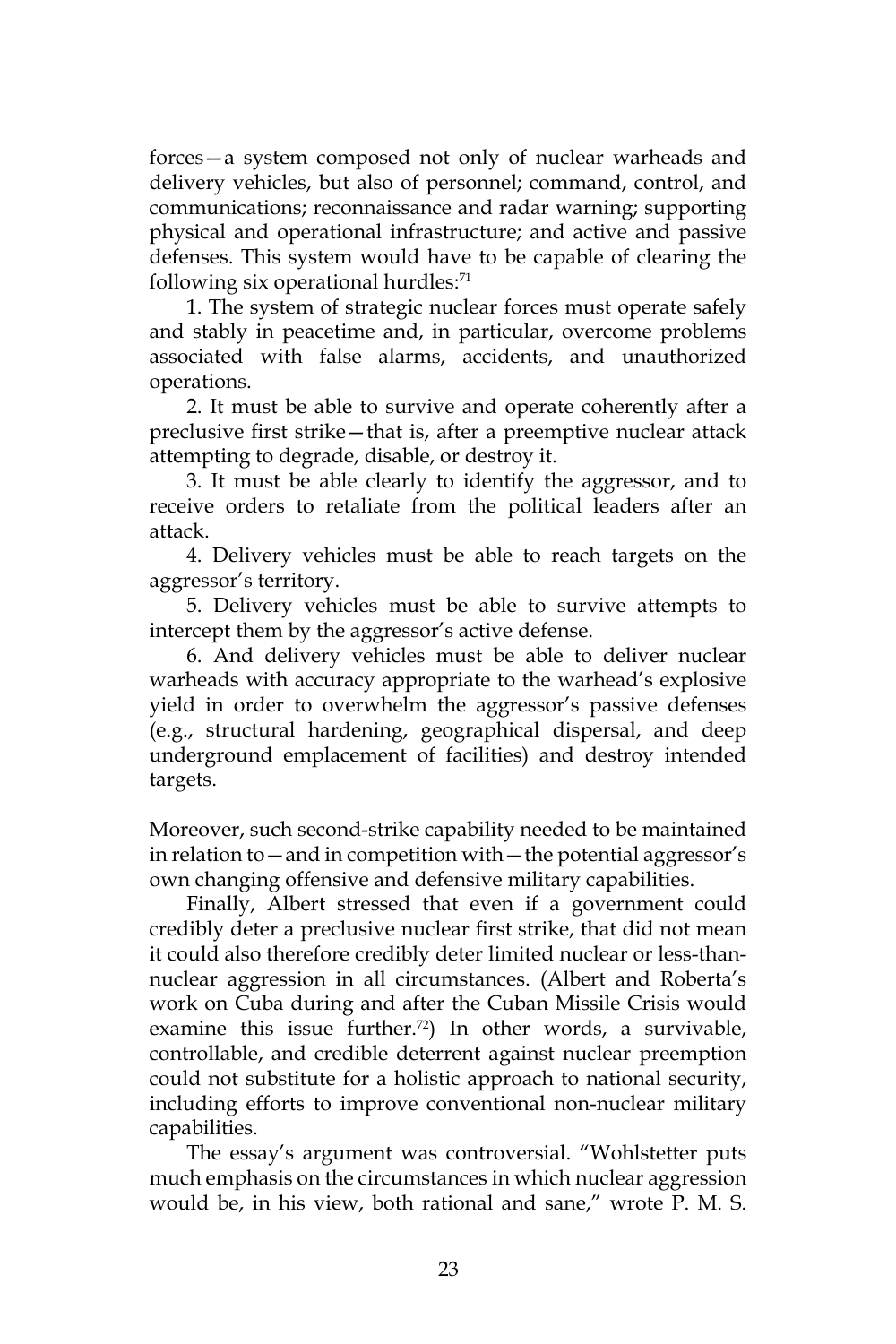forces—a system composed not only of nuclear warheads and delivery vehicles, but also of personnel; command, control, and communications; reconnaissance and radar warning; supporting physical and operational infrastructure; and active and passive defenses. This system would have to be capable of clearing the following six operational hurdles:[71]

1. The system of strategic nuclear forces must operate safely and stably in peacetime and, in particular, overcome problems associated with false alarms, accidents, and unauthorized operations.

2. It must be able to survive and operate coherently after a preclusive first strike—that is, after a preemptive nuclear attack attempting to degrade, disable, or destroy it.

3. It must be able clearly to identify the aggressor, and to receive orders to retaliate from the political leaders after an attack.

4. Delivery vehicles must be able to reach targets on the aggressor's territory.

5. Delivery vehicles must be able to survive attempts to intercept them by the aggressor's active defense.

6. And delivery vehicles must be able to deliver nuclear warheads with accuracy appropriate to the warhead's explosive yield in order to overwhelm the aggressor's passive defenses (e.g., structural hardening, geographical dispersal, and deep underground emplacement of facilities) and destroy intended targets.

Moreover, such second-strike capability needed to be maintained in relation to—and in competition with—the potential aggressor's own changing offensive and defensive military capabilities.

Finally, Albert stressed that even if a government could credibly deter a preclusive nuclear first strike, that did not mean it could also therefore credibly deter limited nuclear or less-than-nuclear aggression in all circumstances. (Albert and Roberta's work on Cuba during and after the Cuban Missile Crisis would examine this issue further.[72]) In other words, a survivable, controllable, and credible deterrent against nuclear preemption could not substitute for a holistic approach to national security, including efforts to improve conventional non-nuclear military capabilities.

The essay's argument was controversial. "Wohlstetter puts much emphasis on the circumstances in which nuclear aggression would be, in his view, both rational and sane," wrote P. M. S.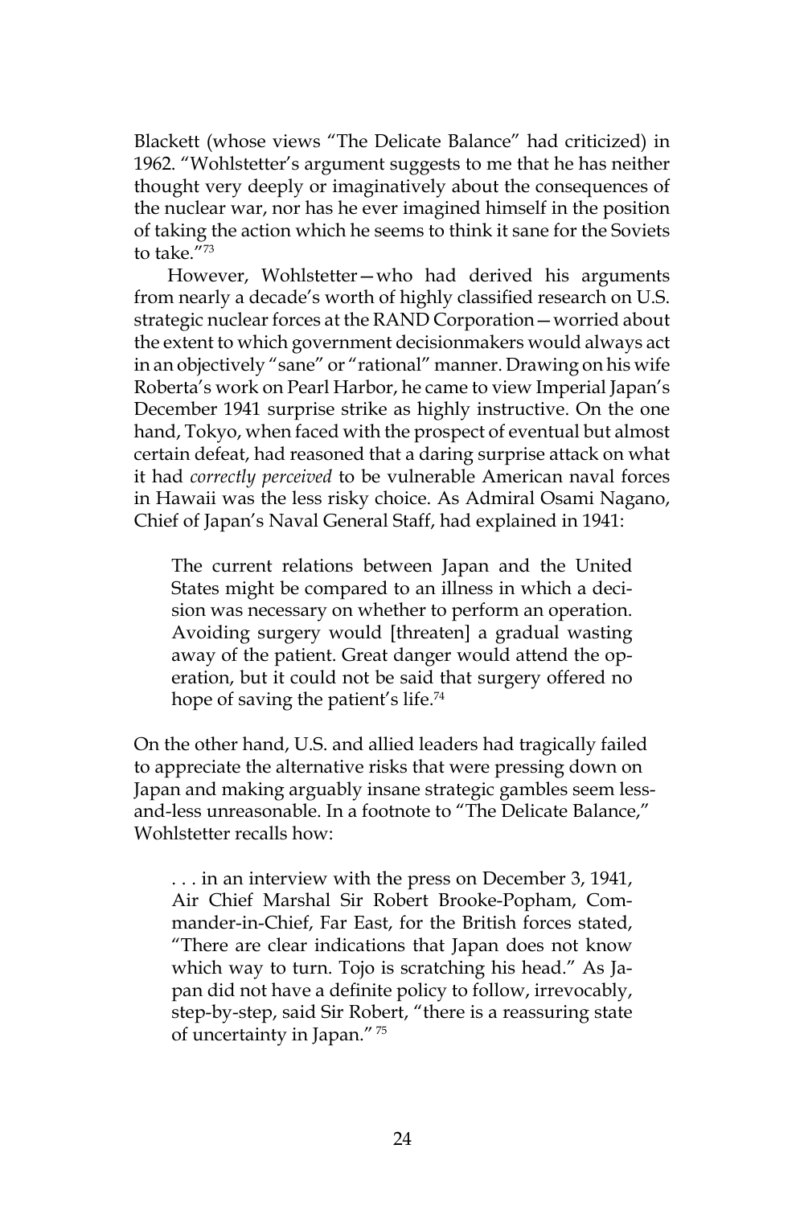Blackett (whose views "The Delicate Balance" had criticized) in 1962. "Wohlstetter's argument suggests to me that he has neither thought very deeply or imaginatively about the consequences of the nuclear war, nor has he ever imagined himself in the position of taking the action which he seems to think it sane for the Soviets to take."[73]

However, Wohlstetter—who had derived his arguments from nearly a decade's worth of highly classified research on U.S. strategic nuclear forces at the RAND Corporation—worried about the extent to which government decisionmakers would always act in an objectively "sane" or "rational" manner. Drawing on his wife Roberta's work on Pearl Harbor, he came to view Imperial Japan's December 1941 surprise strike as highly instructive. On the one hand, Tokyo, when faced with the prospect of eventual but almost certain defeat, had reasoned that a daring surprise attack on what it had *correctly perceived* to be vulnerable American naval forces in Hawaii was the less risky choice. As Admiral Osami Nagano, Chief of Japan's Naval General Staff, had explained in 1941:

> The current relations between Japan and the United States might be compared to an illness in which a decision was necessary on whether to perform an operation. Avoiding surgery would [threaten] a gradual wasting away of the patient. Great danger would attend the operation, but it could not be said that surgery offered no hope of saving the patient's life.[74]

On the other hand, U.S. and allied leaders had tragically failed to appreciate the alternative risks that were pressing down on Japan and making arguably insane strategic gambles seem less-and-less unreasonable. In a footnote to "The Delicate Balance," Wohlstetter recalls how:

> . . . in an interview with the press on December 3, 1941, Air Chief Marshal Sir Robert Brooke-Popham, Commander-in-Chief, Far East, for the British forces stated, "There are clear indications that Japan does not know which way to turn. Tojo is scratching his head." As Japan did not have a definite policy to follow, irrevocably, step-by-step, said Sir Robert, "there is a reassuring state of uncertainty in Japan." [75]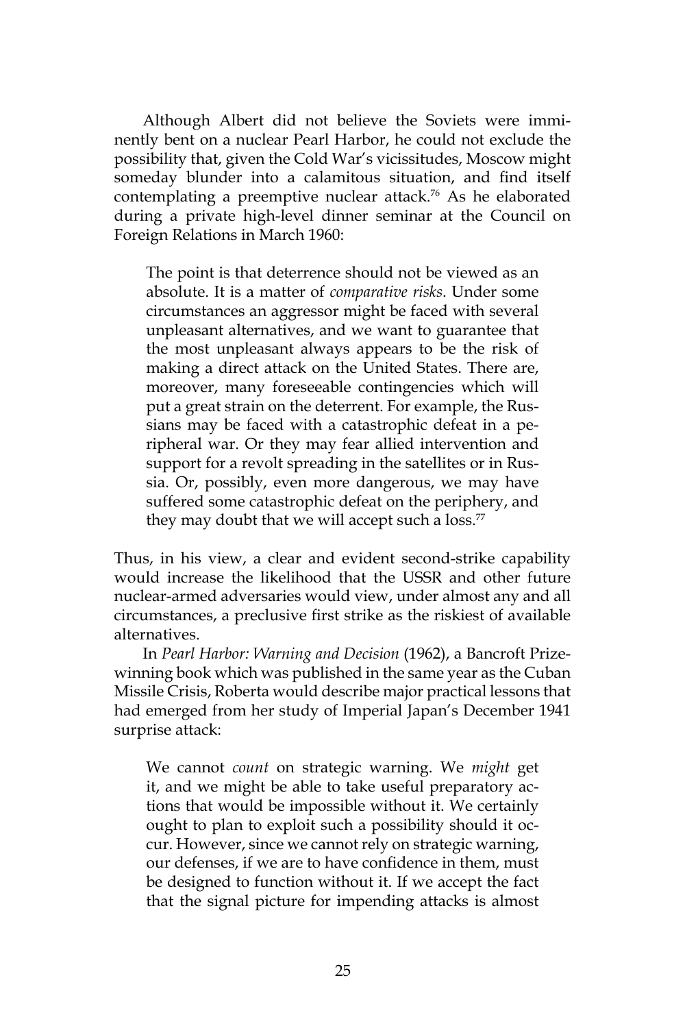Although Albert did not believe the Soviets were imminently bent on a nuclear Pearl Harbor, he could not exclude the possibility that, given the Cold War's vicissitudes, Moscow might someday blunder into a calamitous situation, and find itself contemplating a preemptive nuclear attack.[76] As he elaborated during a private high-level dinner seminar at the Council on Foreign Relations in March 1960:

> The point is that deterrence should not be viewed as an absolute. It is a matter of *comparative risks*. Under some circumstances an aggressor might be faced with several unpleasant alternatives, and we want to guarantee that the most unpleasant always appears to be the risk of making a direct attack on the United States. There are, moreover, many foreseeable contingencies which will put a great strain on the deterrent. For example, the Russians may be faced with a catastrophic defeat in a peripheral war. Or they may fear allied intervention and support for a revolt spreading in the satellites or in Russia. Or, possibly, even more dangerous, we may have suffered some catastrophic defeat on the periphery, and they may doubt that we will accept such a loss.[77]

Thus, in his view, a clear and evident second-strike capability would increase the likelihood that the USSR and other future nuclear-armed adversaries would view, under almost any and all circumstances, a preclusive first strike as the riskiest of available alternatives.

In *Pearl Harbor: Warning and Decision* (1962), a Bancroft Prize-winning book which was published in the same year as the Cuban Missile Crisis, Roberta would describe major practical lessons that had emerged from her study of Imperial Japan's December 1941 surprise attack:

> We cannot *count* on strategic warning. We *might* get it, and we might be able to take useful preparatory actions that would be impossible without it. We certainly ought to plan to exploit such a possibility should it occur. However, since we cannot rely on strategic warning, our defenses, if we are to have confidence in them, must be designed to function without it. If we accept the fact that the signal picture for impending attacks is almost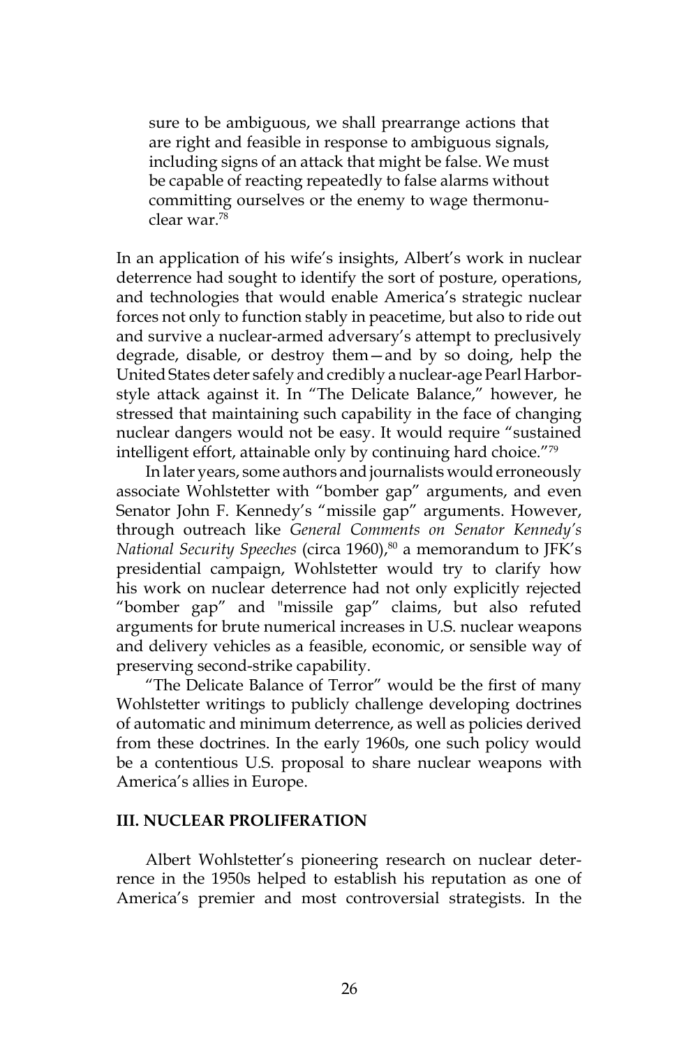> sure to be ambiguous, we shall prearrange actions that are right and feasible in response to ambiguous signals, including signs of an attack that might be false. We must be capable of reacting repeatedly to false alarms without committing ourselves or the enemy to wage thermonuclear war.[78]

In an application of his wife's insights, Albert's work in nuclear deterrence had sought to identify the sort of posture, operations, and technologies that would enable America's strategic nuclear forces not only to function stably in peacetime, but also to ride out and survive a nuclear-armed adversary's attempt to preclusively degrade, disable, or destroy them—and by so doing, help the United States deter safely and credibly a nuclear-age Pearl Harbor-style attack against it. In "The Delicate Balance," however, he stressed that maintaining such capability in the face of changing nuclear dangers would not be easy. It would require "sustained intelligent effort, attainable only by continuing hard choice."[79]

In later years, some authors and journalists would erroneously associate Wohlstetter with "bomber gap" arguments, and even Senator John F. Kennedy's "missile gap" arguments. However, through outreach like *General Comments on Senator Kennedy's National Security Speeches* (circa 1960),[80] a memorandum to JFK's presidential campaign, Wohlstetter would try to clarify how his work on nuclear deterrence had not only explicitly rejected "bomber gap" and "missile gap" claims, but also refuted arguments for brute numerical increases in U.S. nuclear weapons and delivery vehicles as a feasible, economic, or sensible way of preserving second-strike capability.

"The Delicate Balance of Terror" would be the first of many Wohlstetter writings to publicly challenge developing doctrines of automatic and minimum deterrence, as well as policies derived from these doctrines. In the early 1960s, one such policy would be a contentious U.S. proposal to share nuclear weapons with America's allies in Europe.

## III. NUCLEAR PROLIFERATION

Albert Wohlstetter's pioneering research on nuclear deterrence in the 1950s helped to establish his reputation as one of America's premier and most controversial strategists. In the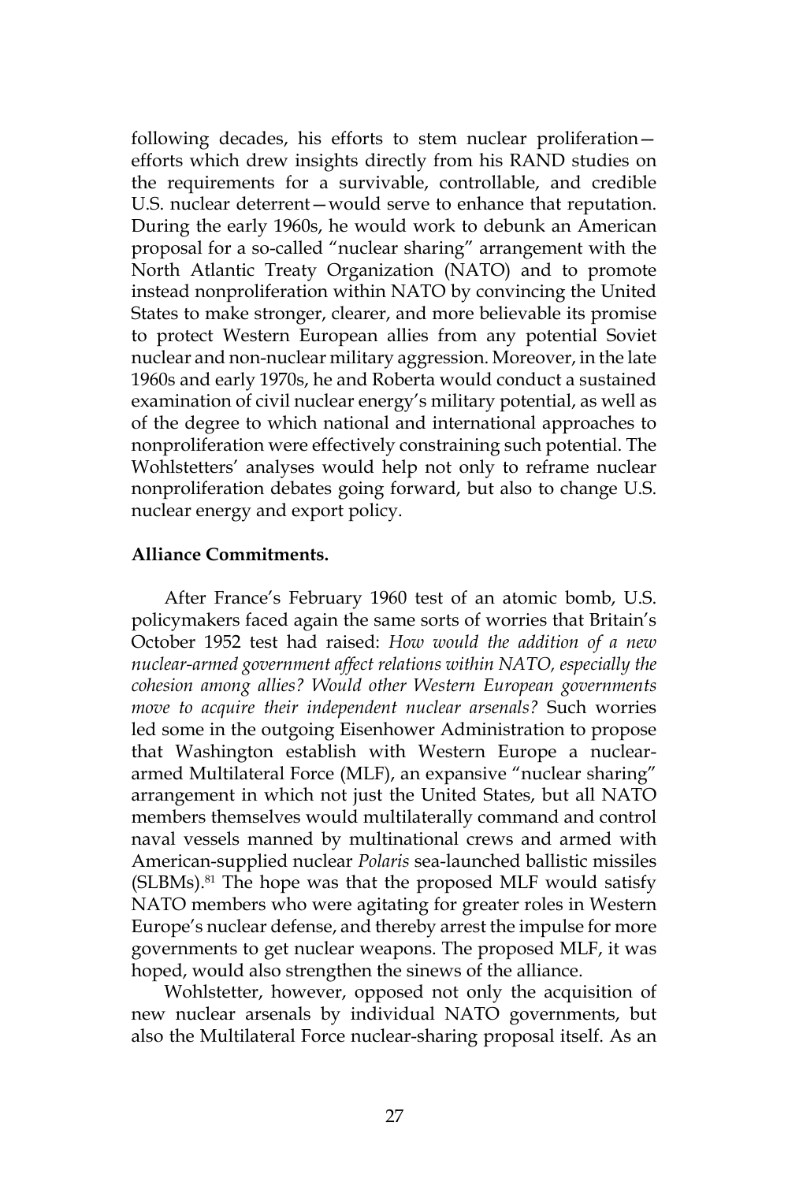following decades, his efforts to stem nuclear proliferation—efforts which drew insights directly from his RAND studies on the requirements for a survivable, controllable, and credible U.S. nuclear deterrent—would serve to enhance that reputation. During the early 1960s, he would work to debunk an American proposal for a so-called "nuclear sharing" arrangement with the North Atlantic Treaty Organization (NATO) and to promote instead nonproliferation within NATO by convincing the United States to make stronger, clearer, and more believable its promise to protect Western European allies from any potential Soviet nuclear and non-nuclear military aggression. Moreover, in the late 1960s and early 1970s, he and Roberta would conduct a sustained examination of civil nuclear energy's military potential, as well as of the degree to which national and international approaches to nonproliferation were effectively constraining such potential. The Wohlstetters' analyses would help not only to reframe nuclear nonproliferation debates going forward, but also to change U.S. nuclear energy and export policy.

**Alliance Commitments.**

After France's February 1960 test of an atomic bomb, U.S. policymakers faced again the same sorts of worries that Britain's October 1952 test had raised: *How would the addition of a new nuclear-armed government affect relations within NATO, especially the cohesion among allies? Would other Western European governments move to acquire their independent nuclear arsenals?* Such worries led some in the outgoing Eisenhower Administration to propose that Washington establish with Western Europe a nuclear-armed Multilateral Force (MLF), an expansive "nuclear sharing" arrangement in which not just the United States, but all NATO members themselves would multilaterally command and control naval vessels manned by multinational crews and armed with American-supplied nuclear *Polaris* sea-launched ballistic missiles (SLBMs).[81] The hope was that the proposed MLF would satisfy NATO members who were agitating for greater roles in Western Europe's nuclear defense, and thereby arrest the impulse for more governments to get nuclear weapons. The proposed MLF, it was hoped, would also strengthen the sinews of the alliance.

Wohlstetter, however, opposed not only the acquisition of new nuclear arsenals by individual NATO governments, but also the Multilateral Force nuclear-sharing proposal itself. As an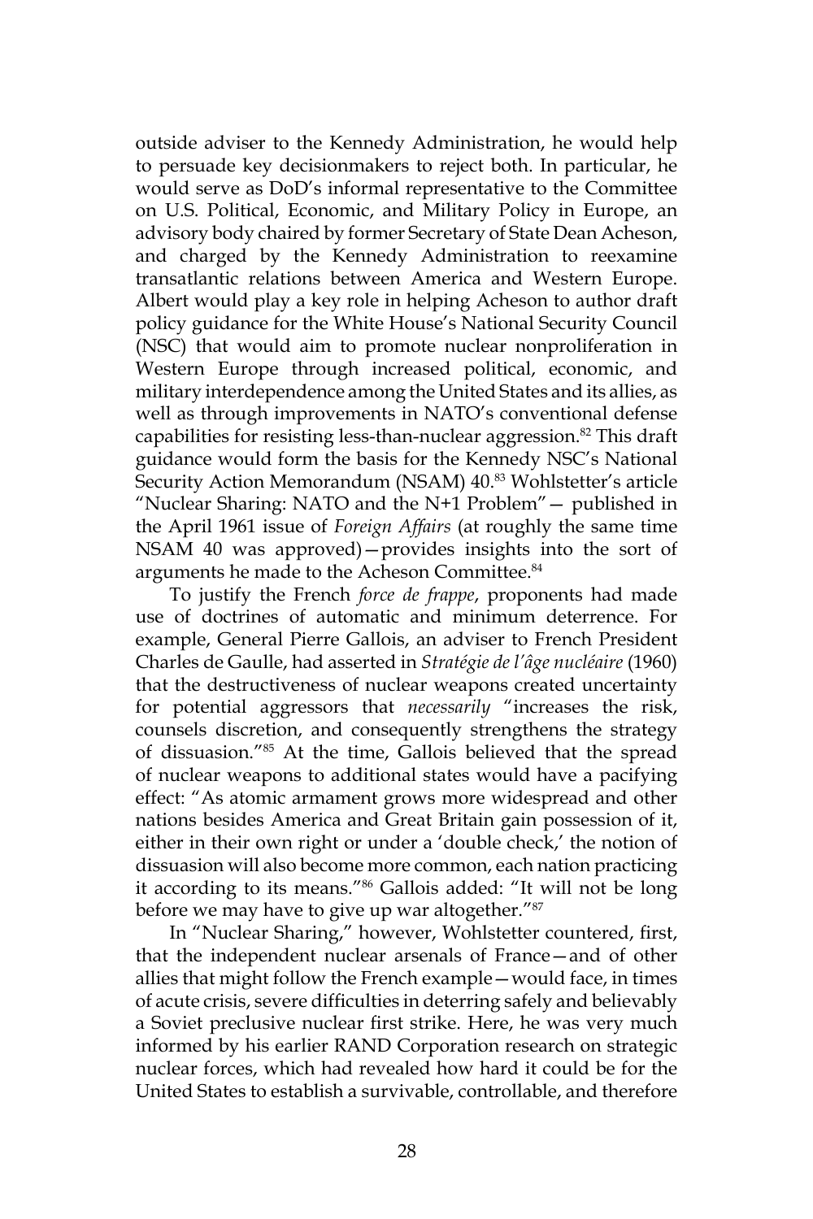outside adviser to the Kennedy Administration, he would help to persuade key decisionmakers to reject both. In particular, he would serve as DoD's informal representative to the Committee on U.S. Political, Economic, and Military Policy in Europe, an advisory body chaired by former Secretary of State Dean Acheson, and charged by the Kennedy Administration to reexamine transatlantic relations between America and Western Europe. Albert would play a key role in helping Acheson to author draft policy guidance for the White House's National Security Council (NSC) that would aim to promote nuclear nonproliferation in Western Europe through increased political, economic, and military interdependence among the United States and its allies, as well as through improvements in NATO's conventional defense capabilities for resisting less-than-nuclear aggression.[82] This draft guidance would form the basis for the Kennedy NSC's National Security Action Memorandum (NSAM) 40.[83] Wohlstetter's article "Nuclear Sharing: NATO and the N+1 Problem"— published in the April 1961 issue of *Foreign Affairs* (at roughly the same time NSAM 40 was approved)—provides insights into the sort of arguments he made to the Acheson Committee.[84]

To justify the French *force de frappe*, proponents had made use of doctrines of automatic and minimum deterrence. For example, General Pierre Gallois, an adviser to French President Charles de Gaulle, had asserted in *Stratégie de l'âge nucléaire* (1960) that the destructiveness of nuclear weapons created uncertainty for potential aggressors that *necessarily* "increases the risk, counsels discretion, and consequently strengthens the strategy of dissuasion."[85] At the time, Gallois believed that the spread of nuclear weapons to additional states would have a pacifying effect: "As atomic armament grows more widespread and other nations besides America and Great Britain gain possession of it, either in their own right or under a 'double check,' the notion of dissuasion will also become more common, each nation practicing it according to its means."[86] Gallois added: "It will not be long before we may have to give up war altogether."[87]

In "Nuclear Sharing," however, Wohlstetter countered, first, that the independent nuclear arsenals of France—and of other allies that might follow the French example—would face, in times of acute crisis, severe difficulties in deterring safely and believably a Soviet preclusive nuclear first strike. Here, he was very much informed by his earlier RAND Corporation research on strategic nuclear forces, which had revealed how hard it could be for the United States to establish a survivable, controllable, and therefore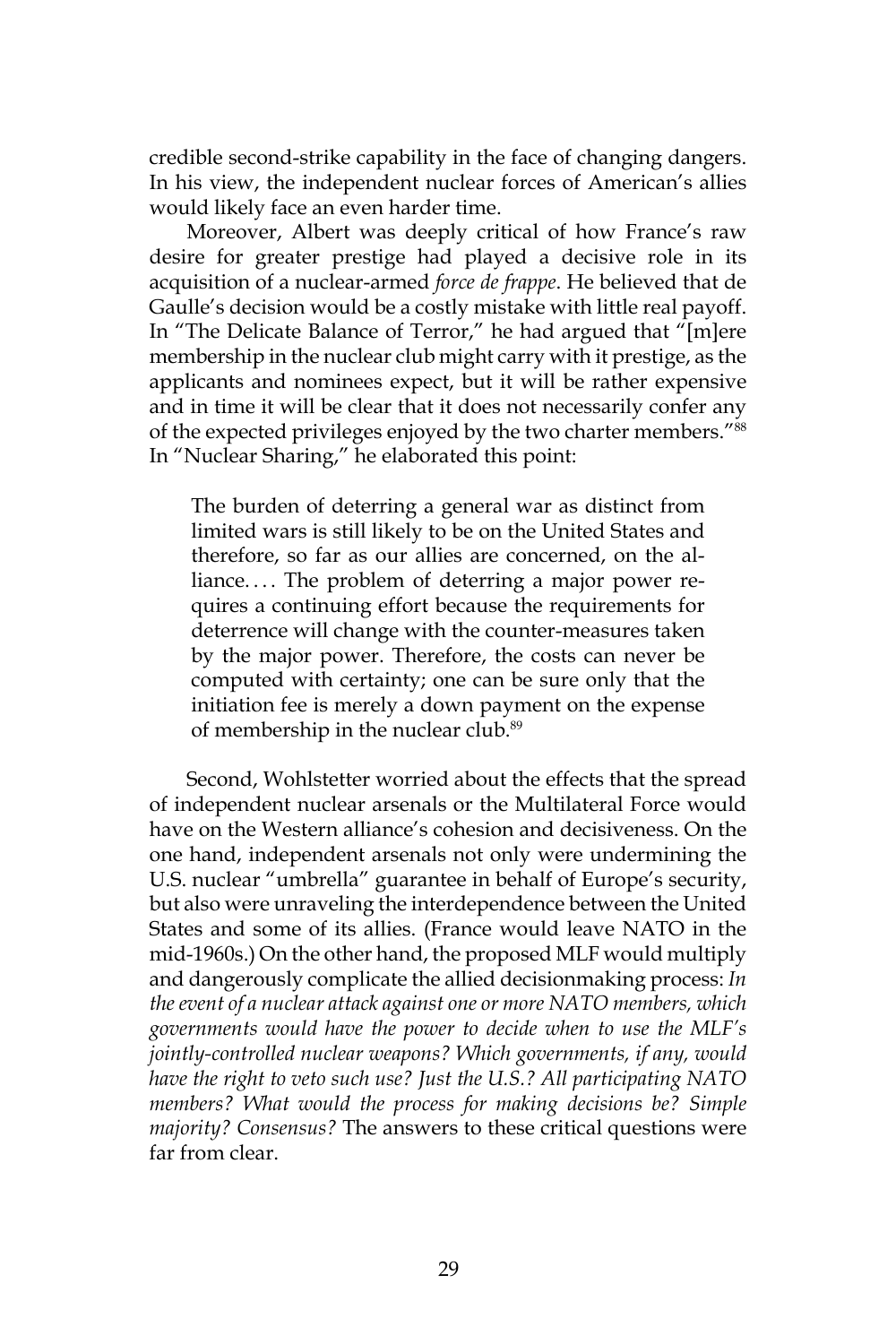credible second-strike capability in the face of changing dangers. In his view, the independent nuclear forces of American's allies would likely face an even harder time.

Moreover, Albert was deeply critical of how France's raw desire for greater prestige had played a decisive role in its acquisition of a nuclear-armed *force de frappe*. He believed that de Gaulle's decision would be a costly mistake with little real payoff. In "The Delicate Balance of Terror," he had argued that "[m]ere membership in the nuclear club might carry with it prestige, as the applicants and nominees expect, but it will be rather expensive and in time it will be clear that it does not necessarily confer any of the expected privileges enjoyed by the two charter members."[88] In "Nuclear Sharing," he elaborated this point:

> The burden of deterring a general war as distinct from limited wars is still likely to be on the United States and therefore, so far as our allies are concerned, on the alliance. . . . The problem of deterring a major power requires a continuing effort because the requirements for deterrence will change with the counter-measures taken by the major power. Therefore, the costs can never be computed with certainty; one can be sure only that the initiation fee is merely a down payment on the expense of membership in the nuclear club.[89]

Second, Wohlstetter worried about the effects that the spread of independent nuclear arsenals or the Multilateral Force would have on the Western alliance's cohesion and decisiveness. On the one hand, independent arsenals not only were undermining the U.S. nuclear "umbrella" guarantee in behalf of Europe's security, but also were unraveling the interdependence between the United States and some of its allies. (France would leave NATO in the mid-1960s.) On the other hand, the proposed MLF would multiply and dangerously complicate the allied decisionmaking process: *In the event of a nuclear attack against one or more NATO members, which governments would have the power to decide when to use the MLF's jointly-controlled nuclear weapons? Which governments, if any, would have the right to veto such use? Just the U.S.? All participating NATO members? What would the process for making decisions be? Simple majority? Consensus?* The answers to these critical questions were far from clear.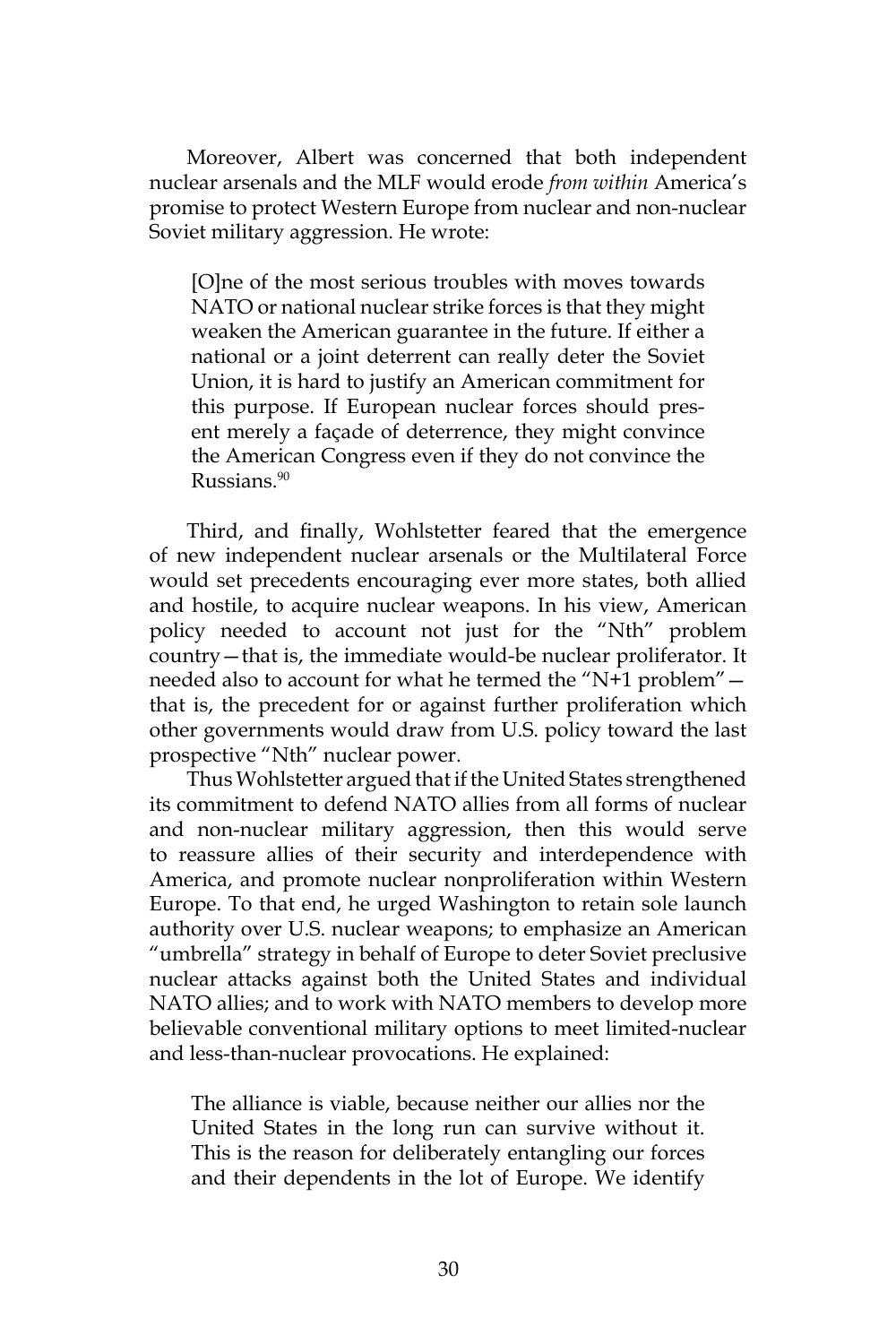Moreover, Albert was concerned that both independent nuclear arsenals and the MLF would erode *from within* America's promise to protect Western Europe from nuclear and non-nuclear Soviet military aggression. He wrote:

> [O]ne of the most serious troubles with moves towards NATO or national nuclear strike forces is that they might weaken the American guarantee in the future. If either a national or a joint deterrent can really deter the Soviet Union, it is hard to justify an American commitment for this purpose. If European nuclear forces should present merely a façade of deterrence, they might convince the American Congress even if they do not convince the Russians.[90]

Third, and finally, Wohlstetter feared that the emergence of new independent nuclear arsenals or the Multilateral Force would set precedents encouraging ever more states, both allied and hostile, to acquire nuclear weapons. In his view, American policy needed to account not just for the "Nth" problem country—that is, the immediate would-be nuclear proliferator. It needed also to account for what he termed the "N+1 problem"—that is, the precedent for or against further proliferation which other governments would draw from U.S. policy toward the last prospective "Nth" nuclear power.

Thus Wohlstetter argued that if the United States strengthened its commitment to defend NATO allies from all forms of nuclear and non-nuclear military aggression, then this would serve to reassure allies of their security and interdependence with America, and promote nuclear nonproliferation within Western Europe. To that end, he urged Washington to retain sole launch authority over U.S. nuclear weapons; to emphasize an American "umbrella" strategy in behalf of Europe to deter Soviet preclusive nuclear attacks against both the United States and individual NATO allies; and to work with NATO members to develop more believable conventional military options to meet limited-nuclear and less-than-nuclear provocations. He explained:

> The alliance is viable, because neither our allies nor the United States in the long run can survive without it. This is the reason for deliberately entangling our forces and their dependents in the lot of Europe. We identify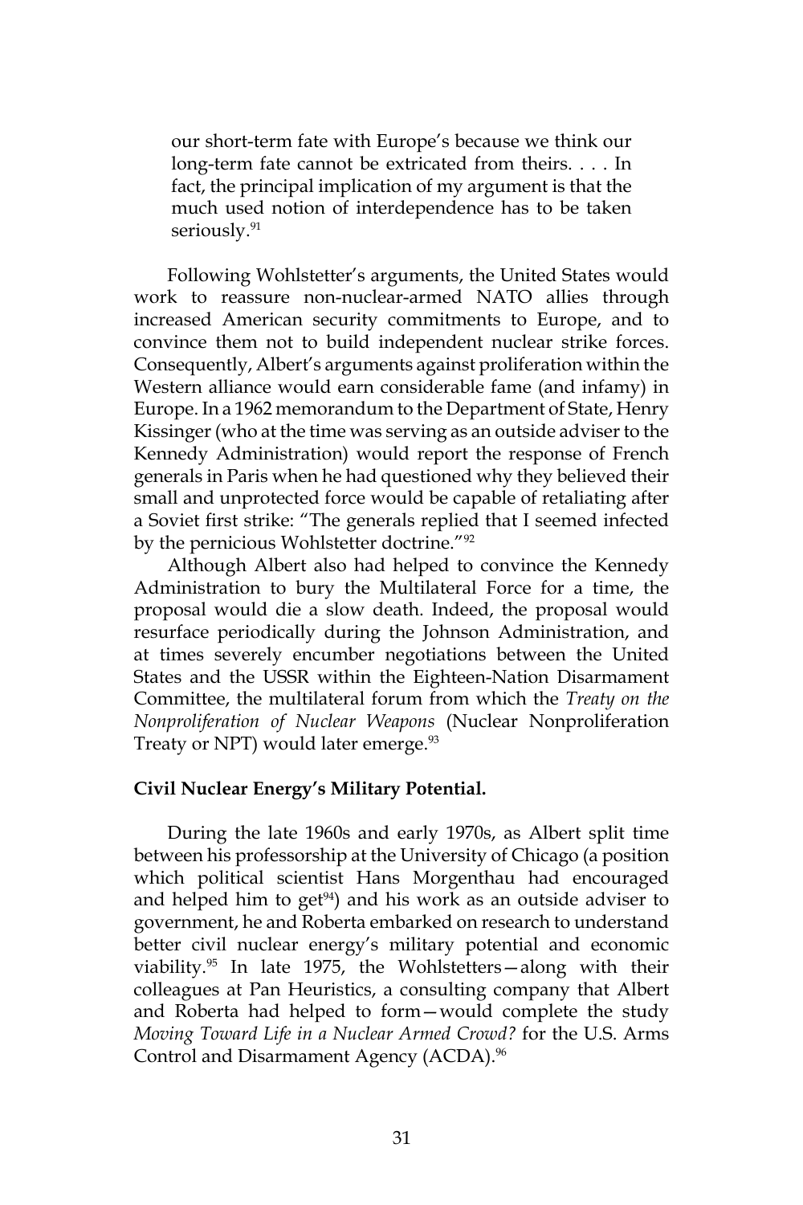> our short-term fate with Europe's because we think our long-term fate cannot be extricated from theirs. . . . In fact, the principal implication of my argument is that the much used notion of interdependence has to be taken seriously.[91]

Following Wohlstetter's arguments, the United States would work to reassure non-nuclear-armed NATO allies through increased American security commitments to Europe, and to convince them not to build independent nuclear strike forces. Consequently, Albert's arguments against proliferation within the Western alliance would earn considerable fame (and infamy) in Europe. In a 1962 memorandum to the Department of State, Henry Kissinger (who at the time was serving as an outside adviser to the Kennedy Administration) would report the response of French generals in Paris when he had questioned why they believed their small and unprotected force would be capable of retaliating after a Soviet first strike: "The generals replied that I seemed infected by the pernicious Wohlstetter doctrine."[92]

Although Albert also had helped to convince the Kennedy Administration to bury the Multilateral Force for a time, the proposal would die a slow death. Indeed, the proposal would resurface periodically during the Johnson Administration, and at times severely encumber negotiations between the United States and the USSR within the Eighteen-Nation Disarmament Committee, the multilateral forum from which the *Treaty on the Nonproliferation of Nuclear Weapons* (Nuclear Nonproliferation Treaty or NPT) would later emerge.[93]

**Civil Nuclear Energy's Military Potential.**

During the late 1960s and early 1970s, as Albert split time between his professorship at the University of Chicago (a position which political scientist Hans Morgenthau had encouraged and helped him to get[94]) and his work as an outside adviser to government, he and Roberta embarked on research to understand better civil nuclear energy's military potential and economic viability.[95] In late 1975, the Wohlstetters—along with their colleagues at Pan Heuristics, a consulting company that Albert and Roberta had helped to form—would complete the study *Moving Toward Life in a Nuclear Armed Crowd?* for the U.S. Arms Control and Disarmament Agency (ACDA).[96]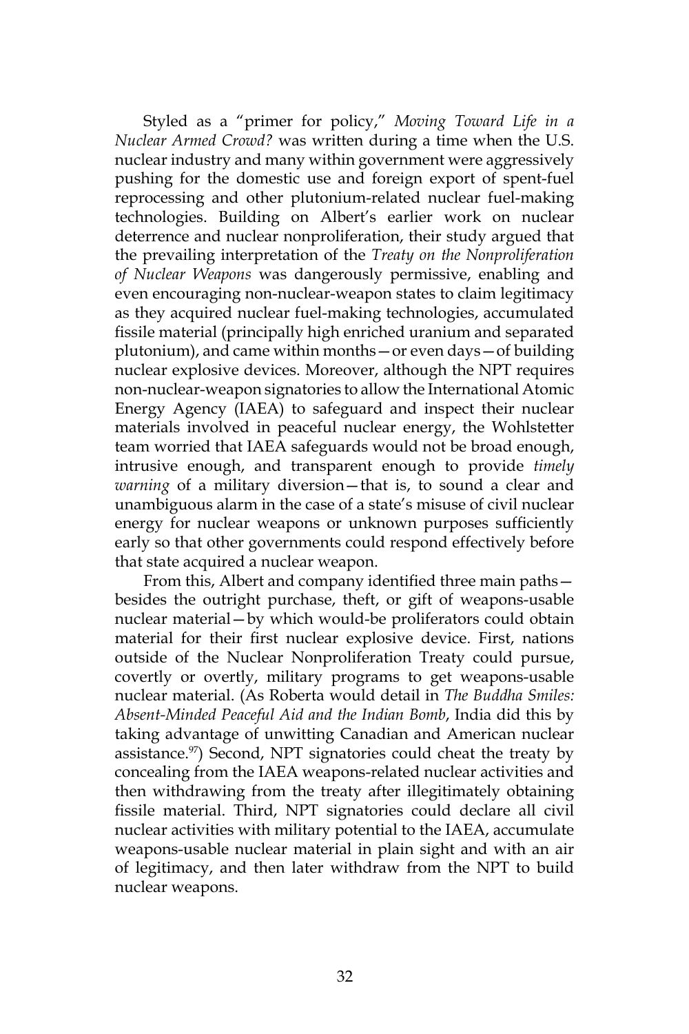Styled as a "primer for policy," *Moving Toward Life in a Nuclear Armed Crowd?* was written during a time when the U.S. nuclear industry and many within government were aggressively pushing for the domestic use and foreign export of spent-fuel reprocessing and other plutonium-related nuclear fuel-making technologies. Building on Albert's earlier work on nuclear deterrence and nuclear nonproliferation, their study argued that the prevailing interpretation of the *Treaty on the Nonproliferation of Nuclear Weapons* was dangerously permissive, enabling and even encouraging non-nuclear-weapon states to claim legitimacy as they acquired nuclear fuel-making technologies, accumulated fissile material (principally high enriched uranium and separated plutonium), and came within months—or even days—of building nuclear explosive devices. Moreover, although the NPT requires non-nuclear-weapon signatories to allow the International Atomic Energy Agency (IAEA) to safeguard and inspect their nuclear materials involved in peaceful nuclear energy, the Wohlstetter team worried that IAEA safeguards would not be broad enough, intrusive enough, and transparent enough to provide *timely warning* of a military diversion—that is, to sound a clear and unambiguous alarm in the case of a state's misuse of civil nuclear energy for nuclear weapons or unknown purposes sufficiently early so that other governments could respond effectively before that state acquired a nuclear weapon.

From this, Albert and company identified three main paths—besides the outright purchase, theft, or gift of weapons-usable nuclear material—by which would-be proliferators could obtain material for their first nuclear explosive device. First, nations outside of the Nuclear Nonproliferation Treaty could pursue, covertly or overtly, military programs to get weapons-usable nuclear material. (As Roberta would detail in *The Buddha Smiles: Absent-Minded Peaceful Aid and the Indian Bomb*, India did this by taking advantage of unwitting Canadian and American nuclear assistance.[97]) Second, NPT signatories could cheat the treaty by concealing from the IAEA weapons-related nuclear activities and then withdrawing from the treaty after illegitimately obtaining fissile material. Third, NPT signatories could declare all civil nuclear activities with military potential to the IAEA, accumulate weapons-usable nuclear material in plain sight and with an air of legitimacy, and then later withdraw from the NPT to build nuclear weapons.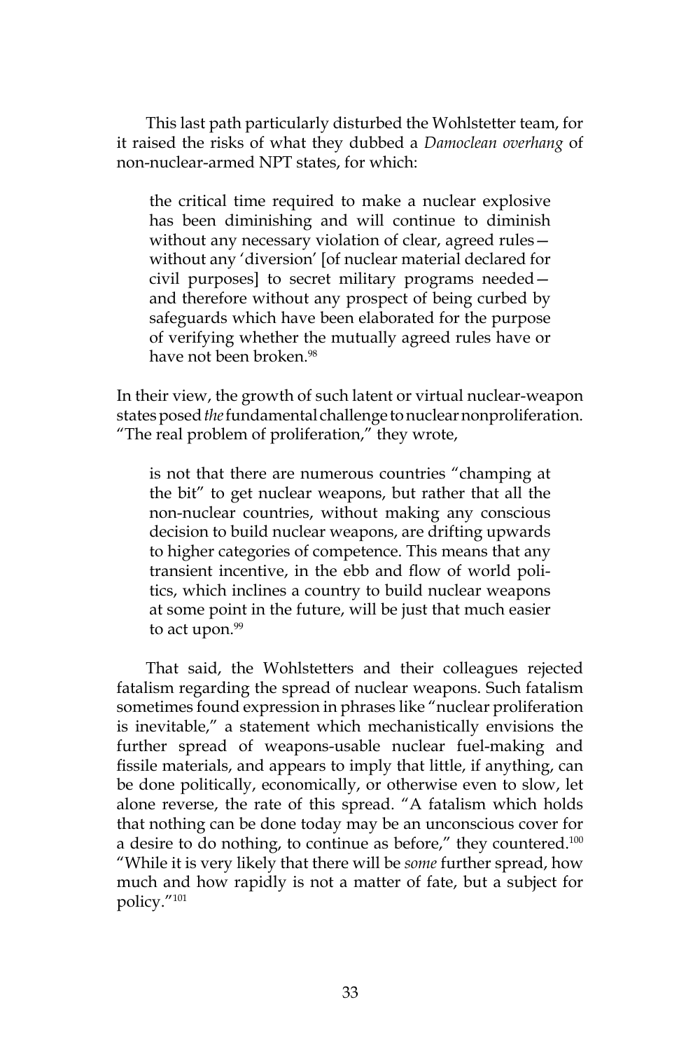This last path particularly disturbed the Wohlstetter team, for it raised the risks of what they dubbed a *Damoclean overhang* of non-nuclear-armed NPT states, for which:

> the critical time required to make a nuclear explosive has been diminishing and will continue to diminish without any necessary violation of clear, agreed rules—without any 'diversion' [of nuclear material declared for civil purposes] to secret military programs needed—and therefore without any prospect of being curbed by safeguards which have been elaborated for the purpose of verifying whether the mutually agreed rules have or have not been broken.[98]

In their view, the growth of such latent or virtual nuclear-weapon states posed *the* fundamental challenge to nuclear nonproliferation. "The real problem of proliferation," they wrote,

> is not that there are numerous countries "champing at the bit" to get nuclear weapons, but rather that all the non-nuclear countries, without making any conscious decision to build nuclear weapons, are drifting upwards to higher categories of competence. This means that any transient incentive, in the ebb and flow of world politics, which inclines a country to build nuclear weapons at some point in the future, will be just that much easier to act upon.[99]

That said, the Wohlstetters and their colleagues rejected fatalism regarding the spread of nuclear weapons. Such fatalism sometimes found expression in phrases like "nuclear proliferation is inevitable," a statement which mechanistically envisions the further spread of weapons-usable nuclear fuel-making and fissile materials, and appears to imply that little, if anything, can be done politically, economically, or otherwise even to slow, let alone reverse, the rate of this spread. "A fatalism which holds that nothing can be done today may be an unconscious cover for a desire to do nothing, to continue as before," they countered.[100] "While it is very likely that there will be *some* further spread, how much and how rapidly is not a matter of fate, but a subject for policy."[101]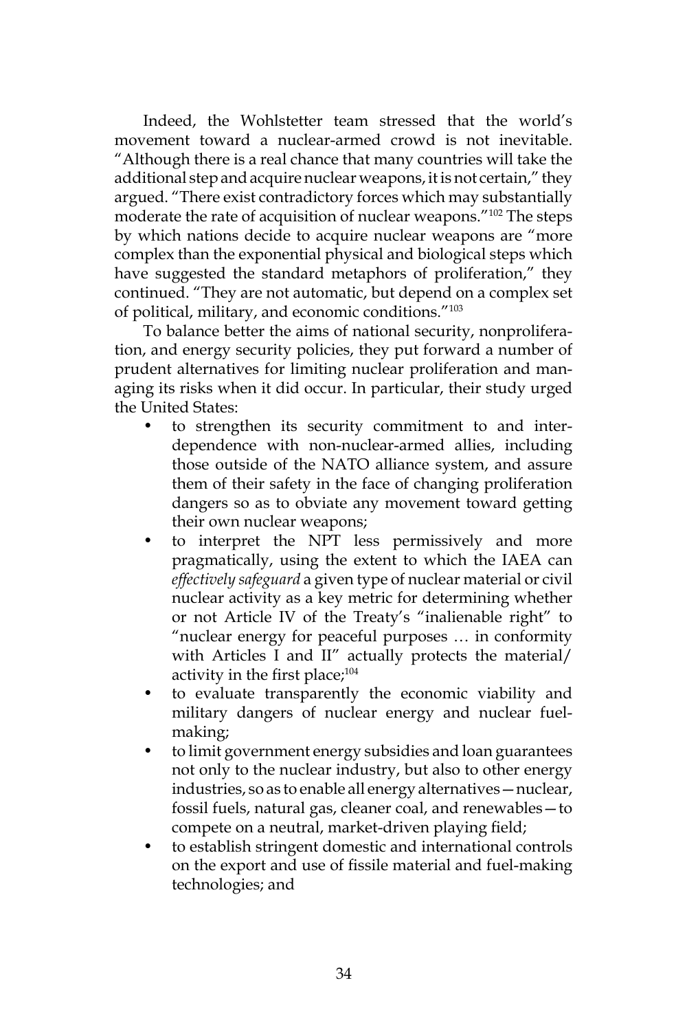Indeed, the Wohlstetter team stressed that the world's movement toward a nuclear-armed crowd is not inevitable. "Although there is a real chance that many countries will take the additional step and acquire nuclear weapons, it is not certain," they argued. "There exist contradictory forces which may substantially moderate the rate of acquisition of nuclear weapons."[102] The steps by which nations decide to acquire nuclear weapons are "more complex than the exponential physical and biological steps which have suggested the standard metaphors of proliferation," they continued. "They are not automatic, but depend on a complex set of political, military, and economic conditions."[103]

To balance better the aims of national security, nonproliferation, and energy security policies, they put forward a number of prudent alternatives for limiting nuclear proliferation and managing its risks when it did occur. In particular, their study urged the United States:

- to strengthen its security commitment to and interdependence with non-nuclear-armed allies, including those outside of the NATO alliance system, and assure them of their safety in the face of changing proliferation dangers so as to obviate any movement toward getting their own nuclear weapons;
- to interpret the NPT less permissively and more pragmatically, using the extent to which the IAEA can *effectively safeguard* a given type of nuclear material or civil nuclear activity as a key metric for determining whether or not Article IV of the Treaty's "inalienable right" to "nuclear energy for peaceful purposes … in conformity with Articles I and II" actually protects the material/activity in the first place;[104]
- to evaluate transparently the economic viability and military dangers of nuclear energy and nuclear fuel-making;
- to limit government energy subsidies and loan guarantees not only to the nuclear industry, but also to other energy industries, so as to enable all energy alternatives—nuclear, fossil fuels, natural gas, cleaner coal, and renewables—to compete on a neutral, market-driven playing field;
- to establish stringent domestic and international controls on the export and use of fissile material and fuel-making technologies; and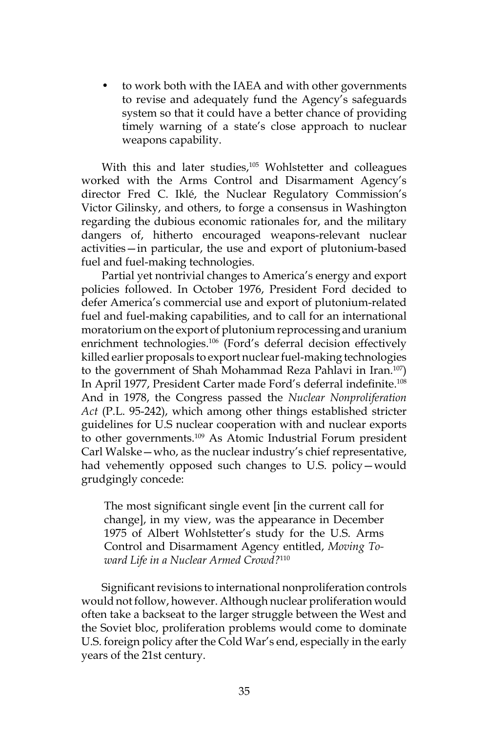- to work both with the IAEA and with other governments to revise and adequately fund the Agency's safeguards system so that it could have a better chance of providing timely warning of a state's close approach to nuclear weapons capability.

With this and later studies,[105] Wohlstetter and colleagues worked with the Arms Control and Disarmament Agency's director Fred C. Iklé, the Nuclear Regulatory Commission's Victor Gilinsky, and others, to forge a consensus in Washington regarding the dubious economic rationales for, and the military dangers of, hitherto encouraged weapons-relevant nuclear activities—in particular, the use and export of plutonium-based fuel and fuel-making technologies.

Partial yet nontrivial changes to America's energy and export policies followed. In October 1976, President Ford decided to defer America's commercial use and export of plutonium-related fuel and fuel-making capabilities, and to call for an international moratorium on the export of plutonium reprocessing and uranium enrichment technologies.[106] (Ford's deferral decision effectively killed earlier proposals to export nuclear fuel-making technologies to the government of Shah Mohammad Reza Pahlavi in Iran.[107]) In April 1977, President Carter made Ford's deferral indefinite.[108] And in 1978, the Congress passed the *Nuclear Nonproliferation Act* (P.L. 95-242), which among other things established stricter guidelines for U.S nuclear cooperation with and nuclear exports to other governments.[109] As Atomic Industrial Forum president Carl Walske—who, as the nuclear industry's chief representative, had vehemently opposed such changes to U.S. policy—would grudgingly concede:

> The most significant single event [in the current call for change], in my view, was the appearance in December 1975 of Albert Wohlstetter's study for the U.S. Arms Control and Disarmament Agency entitled, *Moving Toward Life in a Nuclear Armed Crowd?*[110]

Significant revisions to international nonproliferation controls would not follow, however. Although nuclear proliferation would often take a backseat to the larger struggle between the West and the Soviet bloc, proliferation problems would come to dominate U.S. foreign policy after the Cold War's end, especially in the early years of the 21st century.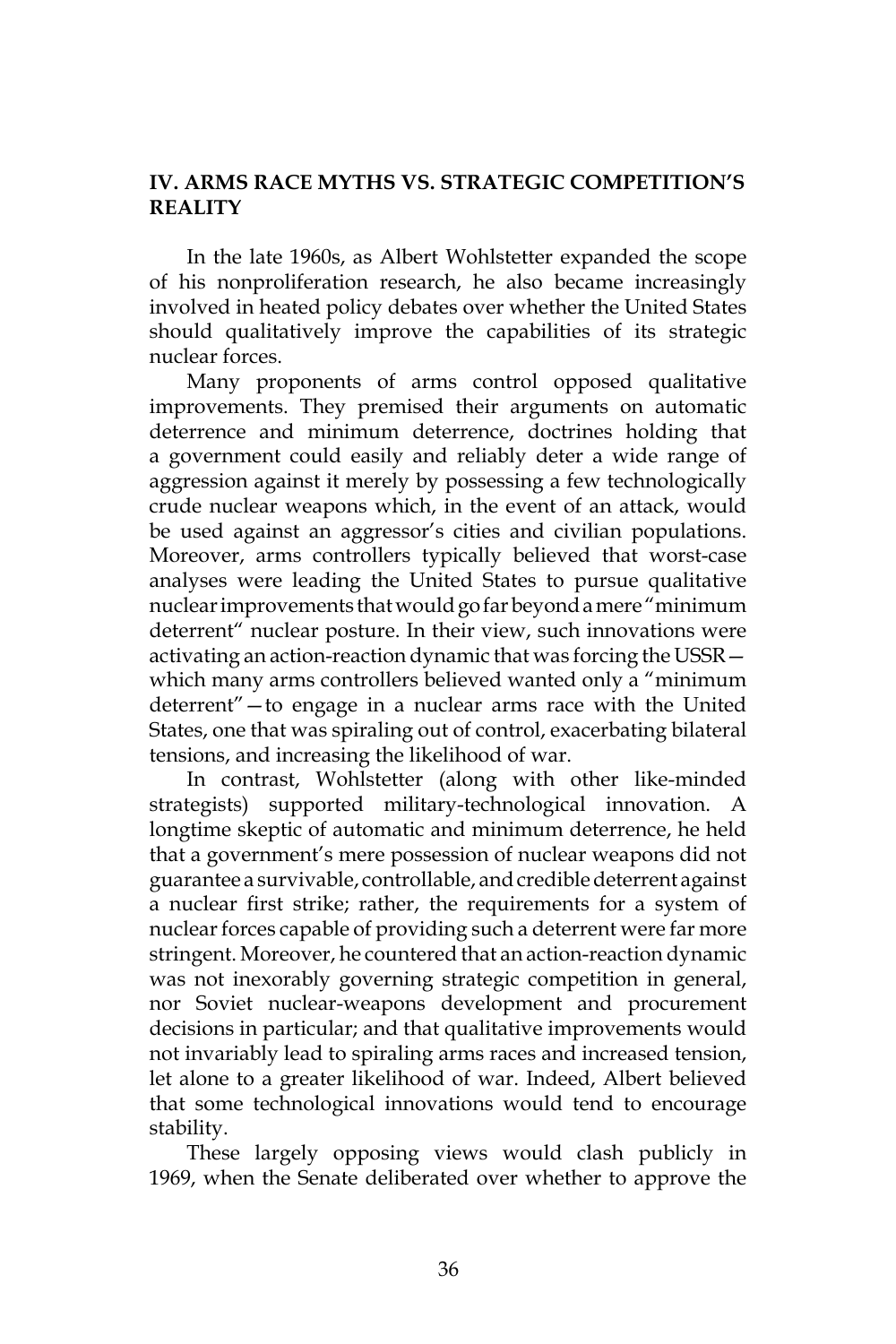## IV. ARMS RACE MYTHS VS. STRATEGIC COMPETITION'S REALITY

In the late 1960s, as Albert Wohlstetter expanded the scope of his nonproliferation research, he also became increasingly involved in heated policy debates over whether the United States should qualitatively improve the capabilities of its strategic nuclear forces.

Many proponents of arms control opposed qualitative improvements. They premised their arguments on automatic deterrence and minimum deterrence, doctrines holding that a government could easily and reliably deter a wide range of aggression against it merely by possessing a few technologically crude nuclear weapons which, in the event of an attack, would be used against an aggressor's cities and civilian populations. Moreover, arms controllers typically believed that worst-case analyses were leading the United States to pursue qualitative nuclear improvements that would go far beyond a mere "minimum deterrent" nuclear posture. In their view, such innovations were activating an action-reaction dynamic that was forcing the USSR—which many arms controllers believed wanted only a "minimum deterrent"—to engage in a nuclear arms race with the United States, one that was spiraling out of control, exacerbating bilateral tensions, and increasing the likelihood of war.

In contrast, Wohlstetter (along with other like-minded strategists) supported military-technological innovation. A longtime skeptic of automatic and minimum deterrence, he held that a government's mere possession of nuclear weapons did not guarantee a survivable, controllable, and credible deterrent against a nuclear first strike; rather, the requirements for a system of nuclear forces capable of providing such a deterrent were far more stringent. Moreover, he countered that an action-reaction dynamic was not inexorably governing strategic competition in general, nor Soviet nuclear-weapons development and procurement decisions in particular; and that qualitative improvements would not invariably lead to spiraling arms races and increased tension, let alone to a greater likelihood of war. Indeed, Albert believed that some technological innovations would tend to encourage stability.

These largely opposing views would clash publicly in 1969, when the Senate deliberated over whether to approve the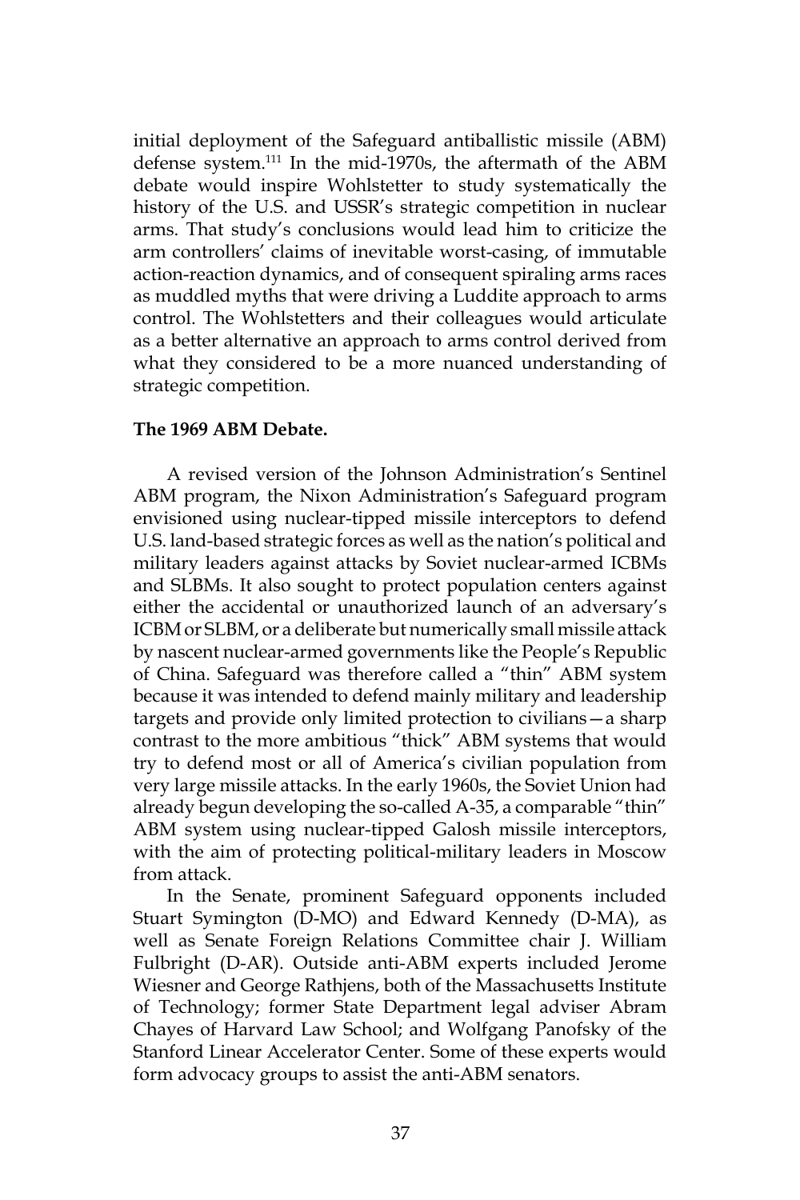initial deployment of the Safeguard antiballistic missile (ABM) defense system.[111] In the mid-1970s, the aftermath of the ABM debate would inspire Wohlstetter to study systematically the history of the U.S. and USSR's strategic competition in nuclear arms. That study's conclusions would lead him to criticize the arm controllers' claims of inevitable worst-casing, of immutable action-reaction dynamics, and of consequent spiraling arms races as muddled myths that were driving a Luddite approach to arms control. The Wohlstetters and their colleagues would articulate as a better alternative an approach to arms control derived from what they considered to be a more nuanced understanding of strategic competition.

**The 1969 ABM Debate.**

A revised version of the Johnson Administration's Sentinel ABM program, the Nixon Administration's Safeguard program envisioned using nuclear-tipped missile interceptors to defend U.S. land-based strategic forces as well as the nation's political and military leaders against attacks by Soviet nuclear-armed ICBMs and SLBMs. It also sought to protect population centers against either the accidental or unauthorized launch of an adversary's ICBM or SLBM, or a deliberate but numerically small missile attack by nascent nuclear-armed governments like the People's Republic of China. Safeguard was therefore called a "thin" ABM system because it was intended to defend mainly military and leadership targets and provide only limited protection to civilians—a sharp contrast to the more ambitious "thick" ABM systems that would try to defend most or all of America's civilian population from very large missile attacks. In the early 1960s, the Soviet Union had already begun developing the so-called A-35, a comparable "thin" ABM system using nuclear-tipped Galosh missile interceptors, with the aim of protecting political-military leaders in Moscow from attack.

In the Senate, prominent Safeguard opponents included Stuart Symington (D-MO) and Edward Kennedy (D-MA), as well as Senate Foreign Relations Committee chair J. William Fulbright (D-AR). Outside anti-ABM experts included Jerome Wiesner and George Rathjens, both of the Massachusetts Institute of Technology; former State Department legal adviser Abram Chayes of Harvard Law School; and Wolfgang Panofsky of the Stanford Linear Accelerator Center. Some of these experts would form advocacy groups to assist the anti-ABM senators.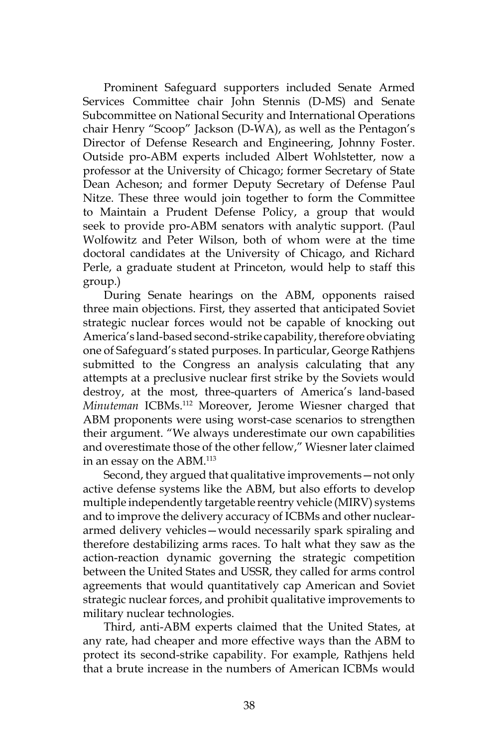Prominent Safeguard supporters included Senate Armed Services Committee chair John Stennis (D-MS) and Senate Subcommittee on National Security and International Operations chair Henry "Scoop" Jackson (D-WA), as well as the Pentagon's Director of Defense Research and Engineering, Johnny Foster. Outside pro-ABM experts included Albert Wohlstetter, now a professor at the University of Chicago; former Secretary of State Dean Acheson; and former Deputy Secretary of Defense Paul Nitze. These three would join together to form the Committee to Maintain a Prudent Defense Policy, a group that would seek to provide pro-ABM senators with analytic support. (Paul Wolfowitz and Peter Wilson, both of whom were at the time doctoral candidates at the University of Chicago, and Richard Perle, a graduate student at Princeton, would help to staff this group.)

During Senate hearings on the ABM, opponents raised three main objections. First, they asserted that anticipated Soviet strategic nuclear forces would not be capable of knocking out America's land-based second-strike capability, therefore obviating one of Safeguard's stated purposes. In particular, George Rathjens submitted to the Congress an analysis calculating that any attempts at a preclusive nuclear first strike by the Soviets would destroy, at the most, three-quarters of America's land-based *Minuteman* ICBMs.[112] Moreover, Jerome Wiesner charged that ABM proponents were using worst-case scenarios to strengthen their argument. "We always underestimate our own capabilities and overestimate those of the other fellow," Wiesner later claimed in an essay on the ABM.[113]

Second, they argued that qualitative improvements—not only active defense systems like the ABM, but also efforts to develop multiple independently targetable reentry vehicle (MIRV) systems and to improve the delivery accuracy of ICBMs and other nuclear-armed delivery vehicles—would necessarily spark spiraling and therefore destabilizing arms races. To halt what they saw as the action-reaction dynamic governing the strategic competition between the United States and USSR, they called for arms control agreements that would quantitatively cap American and Soviet strategic nuclear forces, and prohibit qualitative improvements to military nuclear technologies.

Third, anti-ABM experts claimed that the United States, at any rate, had cheaper and more effective ways than the ABM to protect its second-strike capability. For example, Rathjens held that a brute increase in the numbers of American ICBMs would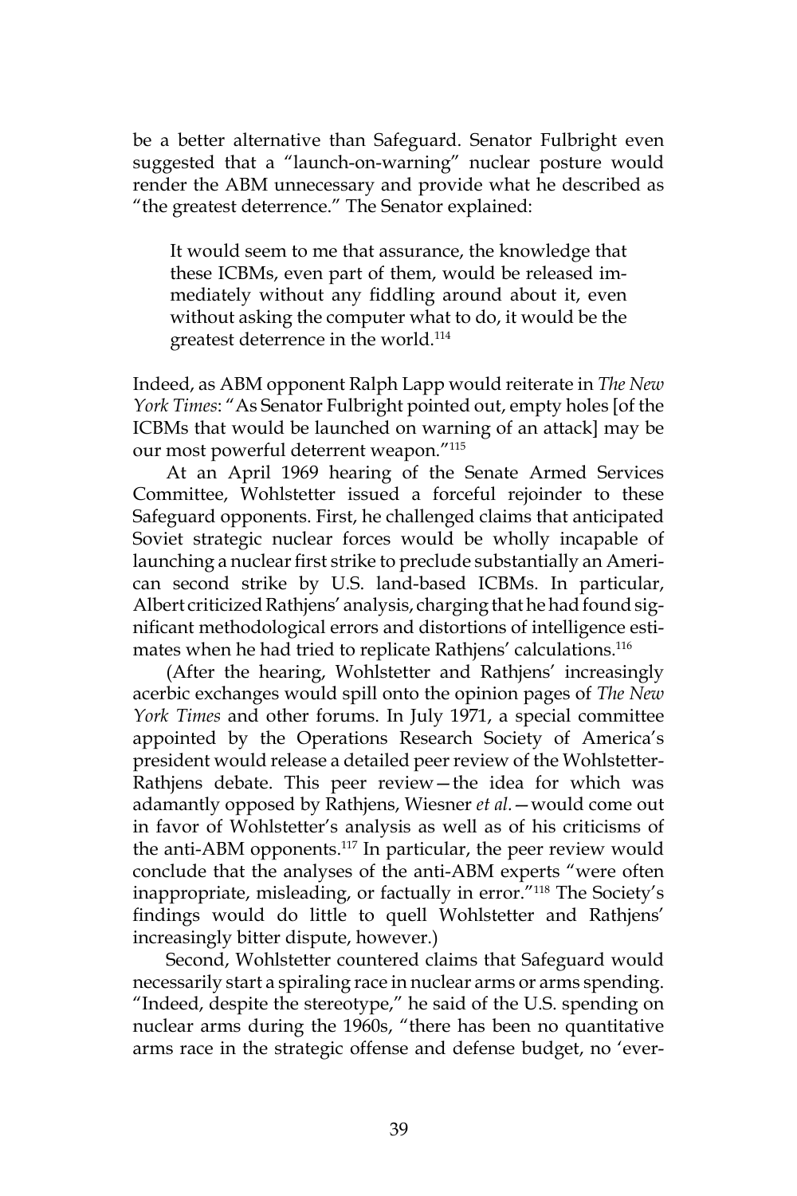be a better alternative than Safeguard. Senator Fulbright even suggested that a "launch-on-warning" nuclear posture would render the ABM unnecessary and provide what he described as "the greatest deterrence." The Senator explained:

> It would seem to me that assurance, the knowledge that these ICBMs, even part of them, would be released immediately without any fiddling around about it, even without asking the computer what to do, it would be the greatest deterrence in the world.[114]

Indeed, as ABM opponent Ralph Lapp would reiterate in *The New York Times*: "As Senator Fulbright pointed out, empty holes [of the ICBMs that would be launched on warning of an attack] may be our most powerful deterrent weapon."[115]

At an April 1969 hearing of the Senate Armed Services Committee, Wohlstetter issued a forceful rejoinder to these Safeguard opponents. First, he challenged claims that anticipated Soviet strategic nuclear forces would be wholly incapable of launching a nuclear first strike to preclude substantially an American second strike by U.S. land-based ICBMs. In particular, Albert criticized Rathjens' analysis, charging that he had found significant methodological errors and distortions of intelligence estimates when he had tried to replicate Rathjens' calculations.[116]

(After the hearing, Wohlstetter and Rathjens' increasingly acerbic exchanges would spill onto the opinion pages of *The New York Times* and other forums. In July 1971, a special committee appointed by the Operations Research Society of America's president would release a detailed peer review of the Wohlstetter-Rathjens debate. This peer review—the idea for which was adamantly opposed by Rathjens, Wiesner *et al.*—would come out in favor of Wohlstetter's analysis as well as of his criticisms of the anti-ABM opponents.[117] In particular, the peer review would conclude that the analyses of the anti-ABM experts "were often inappropriate, misleading, or factually in error."[118] The Society's findings would do little to quell Wohlstetter and Rathjens' increasingly bitter dispute, however.)

Second, Wohlstetter countered claims that Safeguard would necessarily start a spiraling race in nuclear arms or arms spending. "Indeed, despite the stereotype," he said of the U.S. spending on nuclear arms during the 1960s, "there has been no quantitative arms race in the strategic offense and defense budget, no 'ever-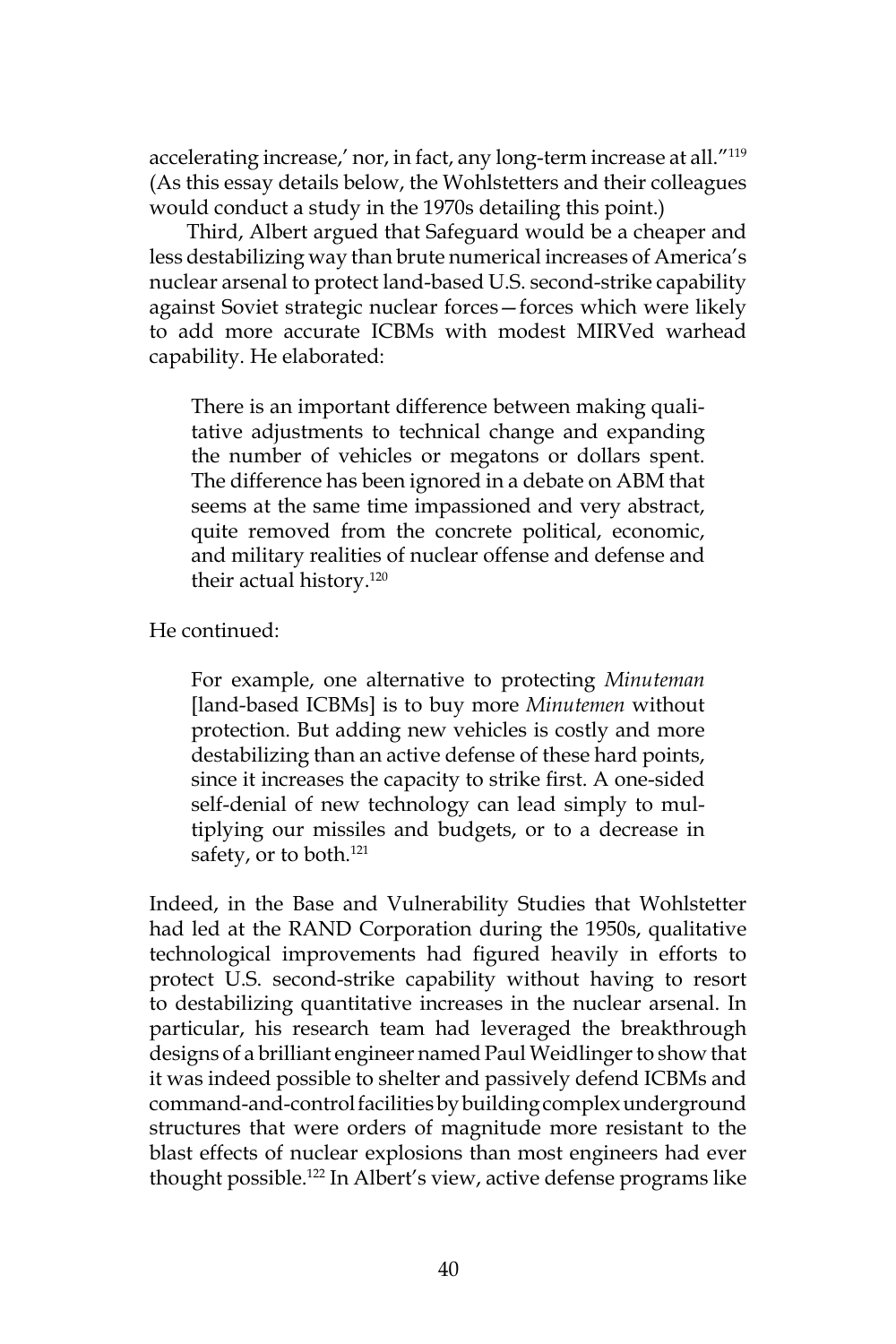accelerating increase,' nor, in fact, any long-term increase at all."[119] (As this essay details below, the Wohlstetters and their colleagues would conduct a study in the 1970s detailing this point.)

Third, Albert argued that Safeguard would be a cheaper and less destabilizing way than brute numerical increases of America's nuclear arsenal to protect land-based U.S. second-strike capability against Soviet strategic nuclear forces—forces which were likely to add more accurate ICBMs with modest MIRVed warhead capability. He elaborated:

> There is an important difference between making qualitative adjustments to technical change and expanding the number of vehicles or megatons or dollars spent. The difference has been ignored in a debate on ABM that seems at the same time impassioned and very abstract, quite removed from the concrete political, economic, and military realities of nuclear offense and defense and their actual history.[120]

He continued:

> For example, one alternative to protecting *Minuteman* [land-based ICBMs] is to buy more *Minutemen* without protection. But adding new vehicles is costly and more destabilizing than an active defense of these hard points, since it increases the capacity to strike first. A one-sided self-denial of new technology can lead simply to multiplying our missiles and budgets, or to a decrease in safety, or to both.[121]

Indeed, in the Base and Vulnerability Studies that Wohlstetter had led at the RAND Corporation during the 1950s, qualitative technological improvements had figured heavily in efforts to protect U.S. second-strike capability without having to resort to destabilizing quantitative increases in the nuclear arsenal. In particular, his research team had leveraged the breakthrough designs of a brilliant engineer named Paul Weidlinger to show that it was indeed possible to shelter and passively defend ICBMs and command-and-control facilities by building complex underground structures that were orders of magnitude more resistant to the blast effects of nuclear explosions than most engineers had ever thought possible.[122] In Albert's view, active defense programs like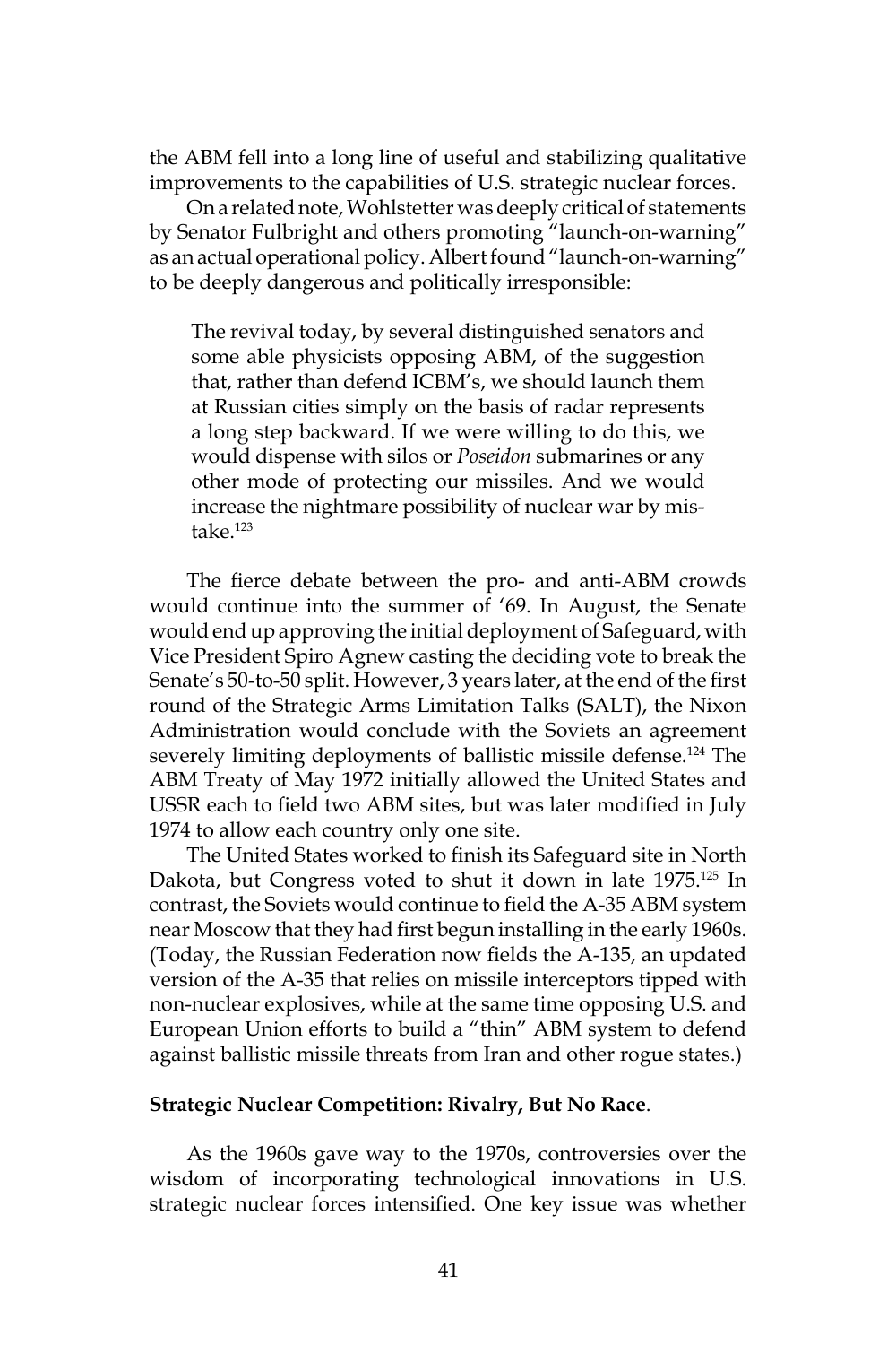the ABM fell into a long line of useful and stabilizing qualitative improvements to the capabilities of U.S. strategic nuclear forces.

On a related note, Wohlstetter was deeply critical of statements by Senator Fulbright and others promoting "launch-on-warning" as an actual operational policy. Albert found "launch-on-warning" to be deeply dangerous and politically irresponsible:

> The revival today, by several distinguished senators and some able physicists opposing ABM, of the suggestion that, rather than defend ICBM's, we should launch them at Russian cities simply on the basis of radar represents a long step backward. If we were willing to do this, we would dispense with silos or *Poseidon* submarines or any other mode of protecting our missiles. And we would increase the nightmare possibility of nuclear war by mistake.[123]

The fierce debate between the pro- and anti-ABM crowds would continue into the summer of '69. In August, the Senate would end up approving the initial deployment of Safeguard, with Vice President Spiro Agnew casting the deciding vote to break the Senate's 50-to-50 split. However, 3 years later, at the end of the first round of the Strategic Arms Limitation Talks (SALT), the Nixon Administration would conclude with the Soviets an agreement severely limiting deployments of ballistic missile defense.[124] The ABM Treaty of May 1972 initially allowed the United States and USSR each to field two ABM sites, but was later modified in July 1974 to allow each country only one site.

The United States worked to finish its Safeguard site in North Dakota, but Congress voted to shut it down in late 1975.[125] In contrast, the Soviets would continue to field the A-35 ABM system near Moscow that they had first begun installing in the early 1960s. (Today, the Russian Federation now fields the A-135, an updated version of the A-35 that relies on missile interceptors tipped with non-nuclear explosives, while at the same time opposing U.S. and European Union efforts to build a "thin" ABM system to defend against ballistic missile threats from Iran and other rogue states.)

**Strategic Nuclear Competition: Rivalry, But No Race**.

As the 1960s gave way to the 1970s, controversies over the wisdom of incorporating technological innovations in U.S. strategic nuclear forces intensified. One key issue was whether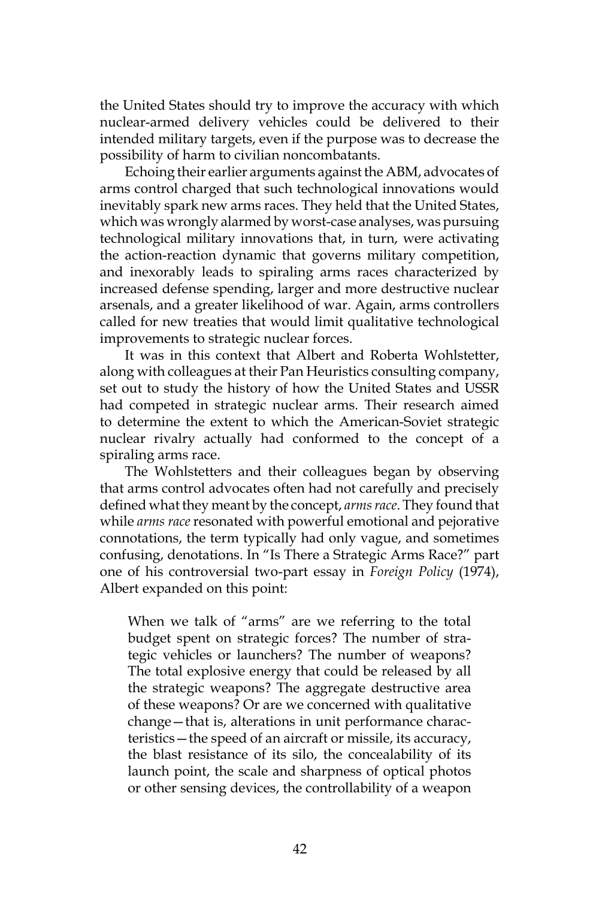the United States should try to improve the accuracy with which nuclear-armed delivery vehicles could be delivered to their intended military targets, even if the purpose was to decrease the possibility of harm to civilian noncombatants.

Echoing their earlier arguments against the ABM, advocates of arms control charged that such technological innovations would inevitably spark new arms races. They held that the United States, which was wrongly alarmed by worst-case analyses, was pursuing technological military innovations that, in turn, were activating the action-reaction dynamic that governs military competition, and inexorably leads to spiraling arms races characterized by increased defense spending, larger and more destructive nuclear arsenals, and a greater likelihood of war. Again, arms controllers called for new treaties that would limit qualitative technological improvements to strategic nuclear forces.

It was in this context that Albert and Roberta Wohlstetter, along with colleagues at their Pan Heuristics consulting company, set out to study the history of how the United States and USSR had competed in strategic nuclear arms. Their research aimed to determine the extent to which the American-Soviet strategic nuclear rivalry actually had conformed to the concept of a spiraling arms race.

The Wohlstetters and their colleagues began by observing that arms control advocates often had not carefully and precisely defined what they meant by the concept, *arms race*. They found that while *arms race* resonated with powerful emotional and pejorative connotations, the term typically had only vague, and sometimes confusing, denotations. In "Is There a Strategic Arms Race?" part one of his controversial two-part essay in *Foreign Policy* (1974), Albert expanded on this point:

> When we talk of "arms" are we referring to the total budget spent on strategic forces? The number of strategic vehicles or launchers? The number of weapons? The total explosive energy that could be released by all the strategic weapons? The aggregate destructive area of these weapons? Or are we concerned with qualitative change—that is, alterations in unit performance characteristics—the speed of an aircraft or missile, its accuracy, the blast resistance of its silo, the concealability of its launch point, the scale and sharpness of optical photos or other sensing devices, the controllability of a weapon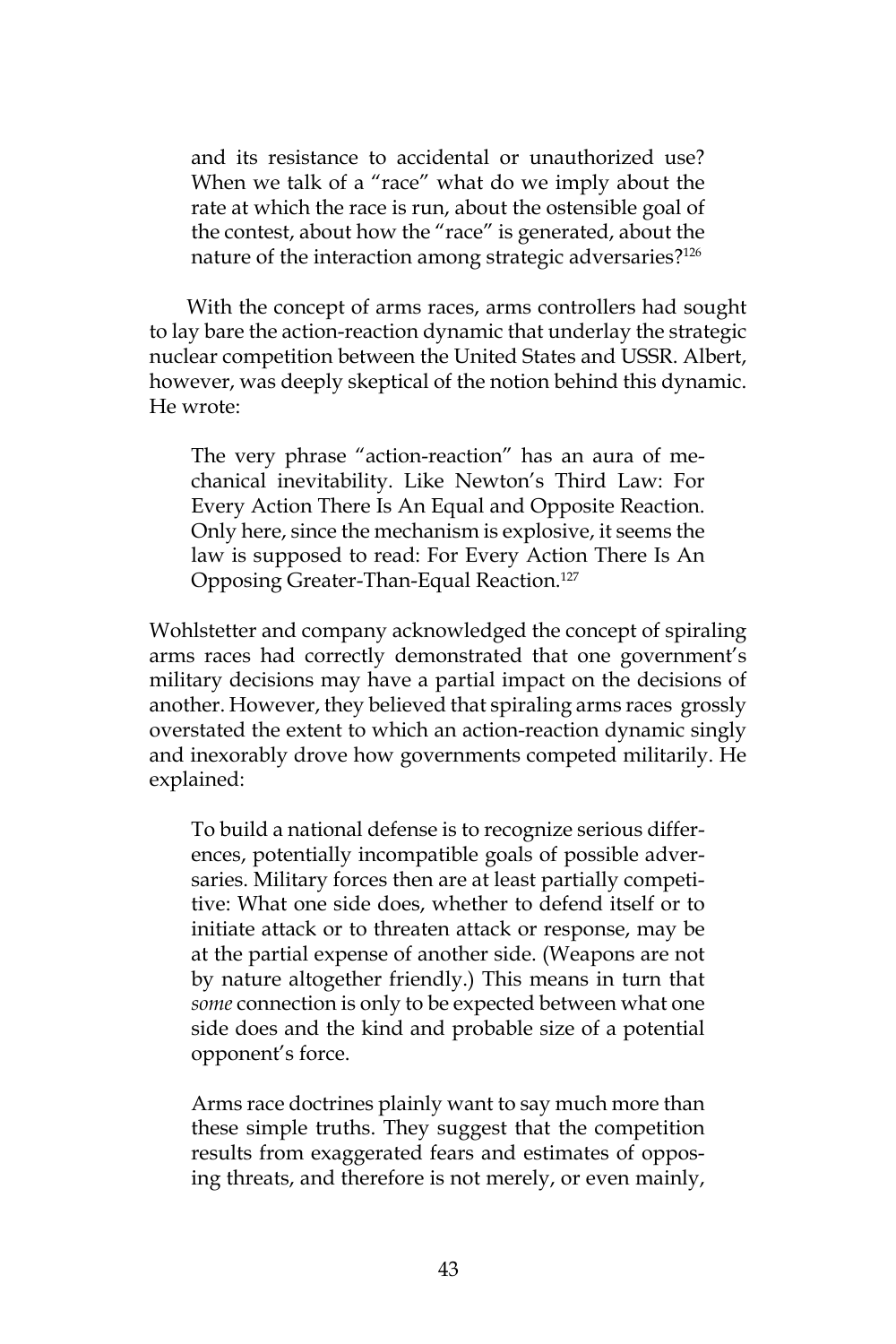> and its resistance to accidental or unauthorized use? When we talk of a "race" what do we imply about the rate at which the race is run, about the ostensible goal of the contest, about how the "race" is generated, about the nature of the interaction among strategic adversaries?[126]

With the concept of arms races, arms controllers had sought to lay bare the action-reaction dynamic that underlay the strategic nuclear competition between the United States and USSR. Albert, however, was deeply skeptical of the notion behind this dynamic. He wrote:

> The very phrase "action-reaction" has an aura of mechanical inevitability. Like Newton's Third Law: For Every Action There Is An Equal and Opposite Reaction. Only here, since the mechanism is explosive, it seems the law is supposed to read: For Every Action There Is An Opposing Greater-Than-Equal Reaction.[127]

Wohlstetter and company acknowledged the concept of spiraling arms races had correctly demonstrated that one government's military decisions may have a partial impact on the decisions of another. However, they believed that spiraling arms races grossly overstated the extent to which an action-reaction dynamic singly and inexorably drove how governments competed militarily. He explained:

> To build a national defense is to recognize serious differences, potentially incompatible goals of possible adversaries. Military forces then are at least partially competitive: What one side does, whether to defend itself or to initiate attack or to threaten attack or response, may be at the partial expense of another side. (Weapons are not by nature altogether friendly.) This means in turn that *some* connection is only to be expected between what one side does and the kind and probable size of a potential opponent's force.
>
> Arms race doctrines plainly want to say much more than these simple truths. They suggest that the competition results from exaggerated fears and estimates of opposing threats, and therefore is not merely, or even mainly,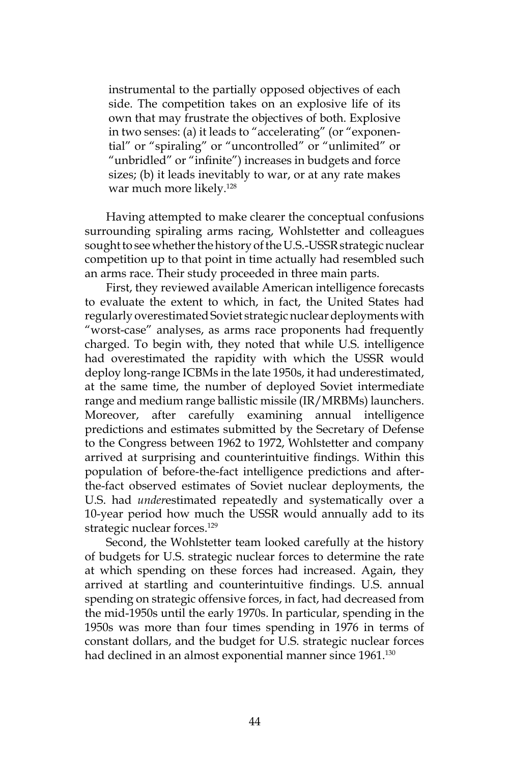> instrumental to the partially opposed objectives of each side. The competition takes on an explosive life of its own that may frustrate the objectives of both. Explosive in two senses: (a) it leads to "accelerating" (or "exponential" or "spiraling" or "uncontrolled" or "unlimited" or "unbridled" or "infinite") increases in budgets and force sizes; (b) it leads inevitably to war, or at any rate makes war much more likely.[128]

Having attempted to make clearer the conceptual confusions surrounding spiraling arms racing, Wohlstetter and colleagues sought to see whether the history of the U.S.-USSR strategic nuclear competition up to that point in time actually had resembled such an arms race. Their study proceeded in three main parts.

First, they reviewed available American intelligence forecasts to evaluate the extent to which, in fact, the United States had regularly overestimated Soviet strategic nuclear deployments with "worst-case" analyses, as arms race proponents had frequently charged. To begin with, they noted that while U.S. intelligence had overestimated the rapidity with which the USSR would deploy long-range ICBMs in the late 1950s, it had underestimated, at the same time, the number of deployed Soviet intermediate range and medium range ballistic missile (IR/MRBMs) launchers. Moreover, after carefully examining annual intelligence predictions and estimates submitted by the Secretary of Defense to the Congress between 1962 to 1972, Wohlstetter and company arrived at surprising and counterintuitive findings. Within this population of before-the-fact intelligence predictions and after-the-fact observed estimates of Soviet nuclear deployments, the U.S. had *under*estimated repeatedly and systematically over a 10-year period how much the USSR would annually add to its strategic nuclear forces.[129]

Second, the Wohlstetter team looked carefully at the history of budgets for U.S. strategic nuclear forces to determine the rate at which spending on these forces had increased. Again, they arrived at startling and counterintuitive findings. U.S. annual spending on strategic offensive forces, in fact, had decreased from the mid-1950s until the early 1970s. In particular, spending in the 1950s was more than four times spending in 1976 in terms of constant dollars, and the budget for U.S. strategic nuclear forces had declined in an almost exponential manner since 1961.[130]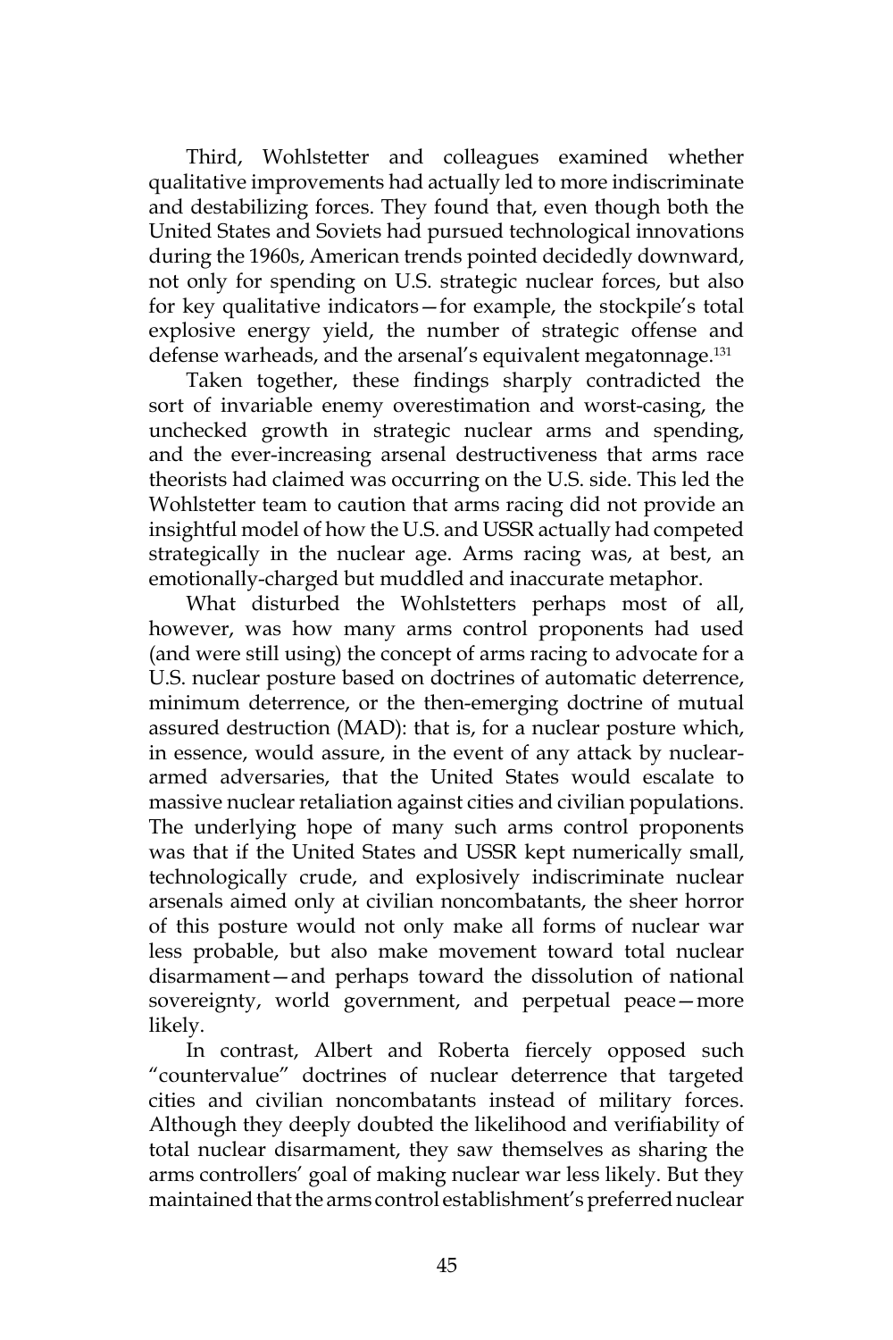Third, Wohlstetter and colleagues examined whether qualitative improvements had actually led to more indiscriminate and destabilizing forces. They found that, even though both the United States and Soviets had pursued technological innovations during the 1960s, American trends pointed decidedly downward, not only for spending on U.S. strategic nuclear forces, but also for key qualitative indicators—for example, the stockpile's total explosive energy yield, the number of strategic offense and defense warheads, and the arsenal's equivalent megatonnage.[131]

Taken together, these findings sharply contradicted the sort of invariable enemy overestimation and worst-casing, the unchecked growth in strategic nuclear arms and spending, and the ever-increasing arsenal destructiveness that arms race theorists had claimed was occurring on the U.S. side. This led the Wohlstetter team to caution that arms racing did not provide an insightful model of how the U.S. and USSR actually had competed strategically in the nuclear age. Arms racing was, at best, an emotionally-charged but muddled and inaccurate metaphor.

What disturbed the Wohlstetters perhaps most of all, however, was how many arms control proponents had used (and were still using) the concept of arms racing to advocate for a U.S. nuclear posture based on doctrines of automatic deterrence, minimum deterrence, or the then-emerging doctrine of mutual assured destruction (MAD): that is, for a nuclear posture which, in essence, would assure, in the event of any attack by nuclear-armed adversaries, that the United States would escalate to massive nuclear retaliation against cities and civilian populations. The underlying hope of many such arms control proponents was that if the United States and USSR kept numerically small, technologically crude, and explosively indiscriminate nuclear arsenals aimed only at civilian noncombatants, the sheer horror of this posture would not only make all forms of nuclear war less probable, but also make movement toward total nuclear disarmament—and perhaps toward the dissolution of national sovereignty, world government, and perpetual peace—more likely.

In contrast, Albert and Roberta fiercely opposed such "countervalue" doctrines of nuclear deterrence that targeted cities and civilian noncombatants instead of military forces. Although they deeply doubted the likelihood and verifiability of total nuclear disarmament, they saw themselves as sharing the arms controllers' goal of making nuclear war less likely. But they maintained that the arms control establishment's preferred nuclear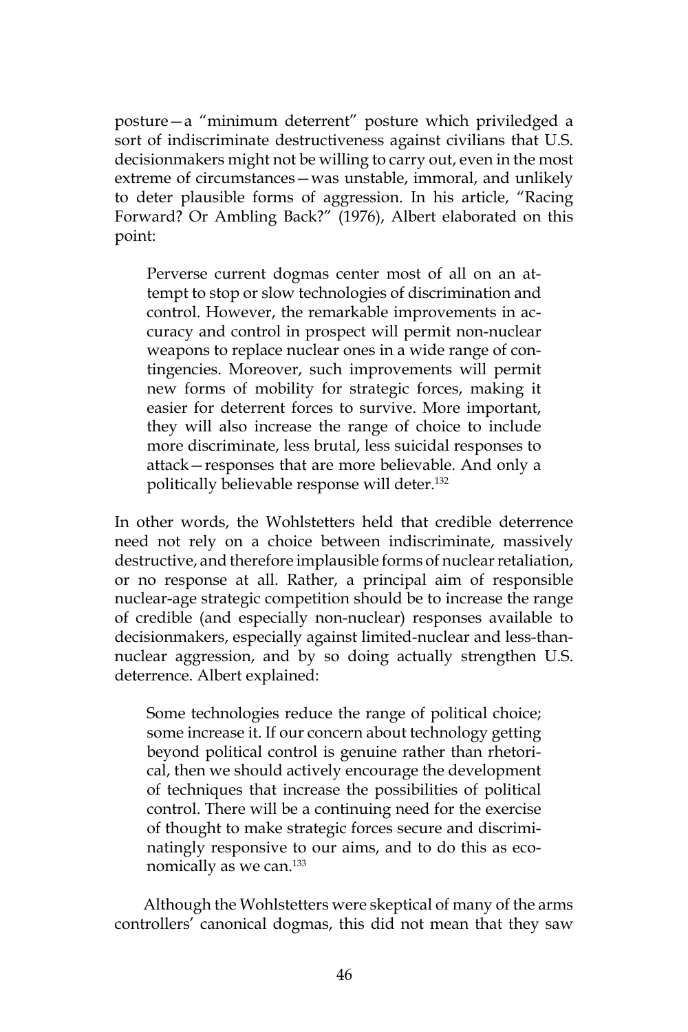posture—a "minimum deterrent" posture which priviledged a sort of indiscriminate destructiveness against civilians that U.S. decisionmakers might not be willing to carry out, even in the most extreme of circumstances—was unstable, immoral, and unlikely to deter plausible forms of aggression. In his article, "Racing Forward? Or Ambling Back?" (1976), Albert elaborated on this point:

> Perverse current dogmas center most of all on an attempt to stop or slow technologies of discrimination and control. However, the remarkable improvements in accuracy and control in prospect will permit non-nuclear weapons to replace nuclear ones in a wide range of contingencies. Moreover, such improvements will permit new forms of mobility for strategic forces, making it easier for deterrent forces to survive. More important, they will also increase the range of choice to include more discriminate, less brutal, less suicidal responses to attack—responses that are more believable. And only a politically believable response will deter.[132]

In other words, the Wohlstetters held that credible deterrence need not rely on a choice between indiscriminate, massively destructive, and therefore implausible forms of nuclear retaliation, or no response at all. Rather, a principal aim of responsible nuclear-age strategic competition should be to increase the range of credible (and especially non-nuclear) responses available to decisionmakers, especially against limited-nuclear and less-than-nuclear aggression, and by so doing actually strengthen U.S. deterrence. Albert explained:

> Some technologies reduce the range of political choice; some increase it. If our concern about technology getting beyond political control is genuine rather than rhetorical, then we should actively encourage the development of techniques that increase the possibilities of political control. There will be a continuing need for the exercise of thought to make strategic forces secure and discriminatingly responsive to our aims, and to do this as economically as we can.[133]

Although the Wohlstetters were skeptical of many of the arms controllers' canonical dogmas, this did not mean that they saw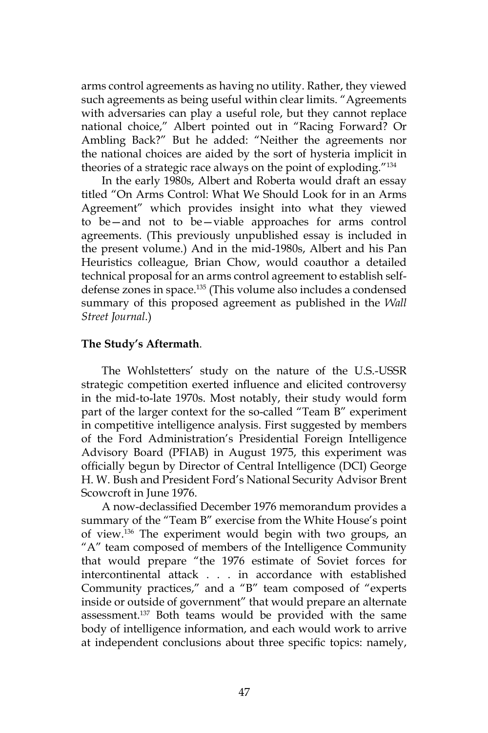arms control agreements as having no utility. Rather, they viewed such agreements as being useful within clear limits. "Agreements with adversaries can play a useful role, but they cannot replace national choice," Albert pointed out in "Racing Forward? Or Ambling Back?" But he added: "Neither the agreements nor the national choices are aided by the sort of hysteria implicit in theories of a strategic race always on the point of exploding."[134]

In the early 1980s, Albert and Roberta would draft an essay titled "On Arms Control: What We Should Look for in an Arms Agreement" which provides insight into what they viewed to be—and not to be—viable approaches for arms control agreements. (This previously unpublished essay is included in the present volume.) And in the mid-1980s, Albert and his Pan Heuristics colleague, Brian Chow, would coauthor a detailed technical proposal for an arms control agreement to establish self-defense zones in space.[135] (This volume also includes a condensed summary of this proposed agreement as published in the *Wall Street Journal*.)

**The Study's Aftermath**.

The Wohlstetters' study on the nature of the U.S.-USSR strategic competition exerted influence and elicited controversy in the mid-to-late 1970s. Most notably, their study would form part of the larger context for the so-called "Team B" experiment in competitive intelligence analysis. First suggested by members of the Ford Administration's Presidential Foreign Intelligence Advisory Board (PFIAB) in August 1975, this experiment was officially begun by Director of Central Intelligence (DCI) George H. W. Bush and President Ford's National Security Advisor Brent Scowcroft in June 1976.

A now-declassified December 1976 memorandum provides a summary of the "Team B" exercise from the White House's point of view.[136] The experiment would begin with two groups, an "A" team composed of members of the Intelligence Community that would prepare "the 1976 estimate of Soviet forces for intercontinental attack . . . in accordance with established Community practices," and a "B" team composed of "experts inside or outside of government" that would prepare an alternate assessment.[137] Both teams would be provided with the same body of intelligence information, and each would work to arrive at independent conclusions about three specific topics: namely,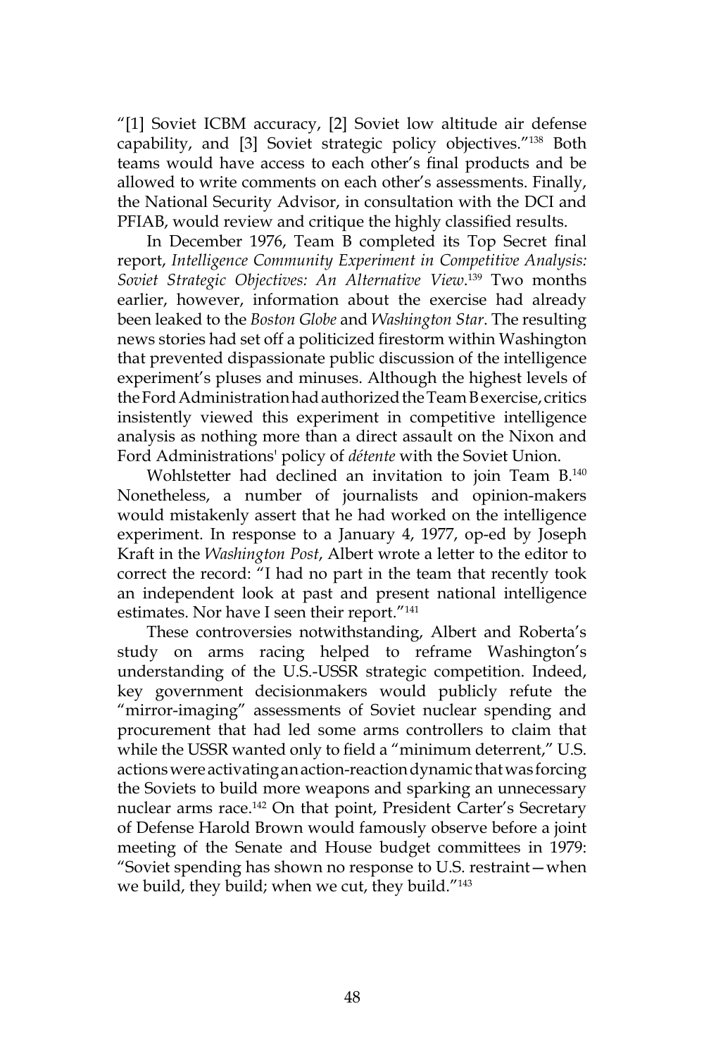"[1] Soviet ICBM accuracy, [2] Soviet low altitude air defense capability, and [3] Soviet strategic policy objectives."[138] Both teams would have access to each other's final products and be allowed to write comments on each other's assessments. Finally, the National Security Advisor, in consultation with the DCI and PFIAB, would review and critique the highly classified results.

In December 1976, Team B completed its Top Secret final report, *Intelligence Community Experiment in Competitive Analysis: Soviet Strategic Objectives: An Alternative View*.[139] Two months earlier, however, information about the exercise had already been leaked to the *Boston Globe* and *Washington Star*. The resulting news stories had set off a politicized firestorm within Washington that prevented dispassionate public discussion of the intelligence experiment's pluses and minuses. Although the highest levels of the Ford Administration had authorized the Team B exercise, critics insistently viewed this experiment in competitive intelligence analysis as nothing more than a direct assault on the Nixon and Ford Administrations' policy of *détente* with the Soviet Union.

Wohlstetter had declined an invitation to join Team B.[140] Nonetheless, a number of journalists and opinion-makers would mistakenly assert that he had worked on the intelligence experiment. In response to a January 4, 1977, op-ed by Joseph Kraft in the *Washington Post*, Albert wrote a letter to the editor to correct the record: "I had no part in the team that recently took an independent look at past and present national intelligence estimates. Nor have I seen their report."[141]

These controversies notwithstanding, Albert and Roberta's study on arms racing helped to reframe Washington's understanding of the U.S.-USSR strategic competition. Indeed, key government decisionmakers would publicly refute the "mirror-imaging" assessments of Soviet nuclear spending and procurement that had led some arms controllers to claim that while the USSR wanted only to field a "minimum deterrent," U.S. actions were activating an action-reaction dynamic that was forcing the Soviets to build more weapons and sparking an unnecessary nuclear arms race.[142] On that point, President Carter's Secretary of Defense Harold Brown would famously observe before a joint meeting of the Senate and House budget committees in 1979: "Soviet spending has shown no response to U.S. restraint—when we build, they build; when we cut, they build."[143]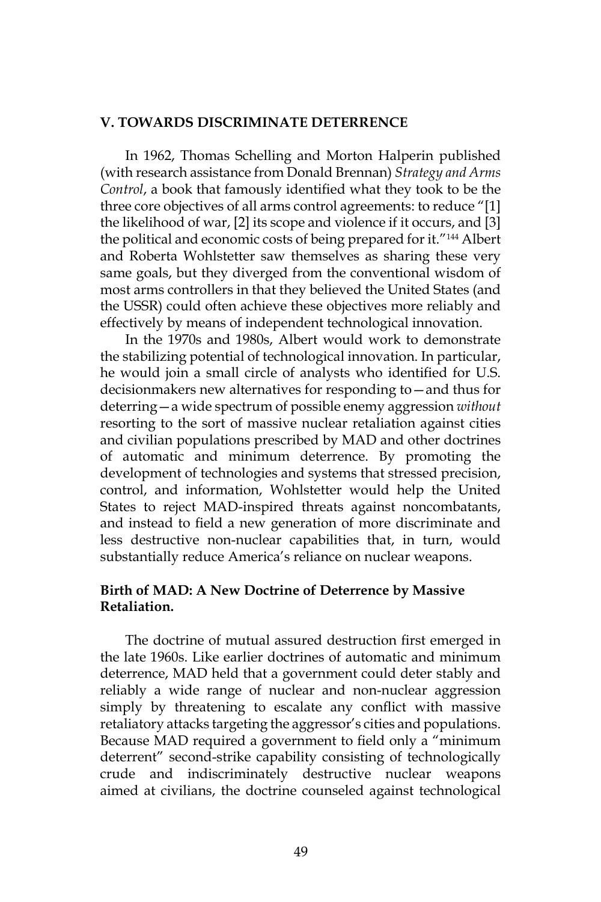## V. TOWARDS DISCRIMINATE DETERRENCE

In 1962, Thomas Schelling and Morton Halperin published (with research assistance from Donald Brennan) *Strategy and Arms Control*, a book that famously identified what they took to be the three core objectives of all arms control agreements: to reduce "[1] the likelihood of war, [2] its scope and violence if it occurs, and [3] the political and economic costs of being prepared for it."[144] Albert and Roberta Wohlstetter saw themselves as sharing these very same goals, but they diverged from the conventional wisdom of most arms controllers in that they believed the United States (and the USSR) could often achieve these objectives more reliably and effectively by means of independent technological innovation.

In the 1970s and 1980s, Albert would work to demonstrate the stabilizing potential of technological innovation. In particular, he would join a small circle of analysts who identified for U.S. decisionmakers new alternatives for responding to—and thus for deterring—a wide spectrum of possible enemy aggression *without* resorting to the sort of massive nuclear retaliation against cities and civilian populations prescribed by MAD and other doctrines of automatic and minimum deterrence. By promoting the development of technologies and systems that stressed precision, control, and information, Wohlstetter would help the United States to reject MAD-inspired threats against noncombatants, and instead to field a new generation of more discriminate and less destructive non-nuclear capabilities that, in turn, would substantially reduce America's reliance on nuclear weapons.

### Birth of MAD: A New Doctrine of Deterrence by Massive Retaliation.

The doctrine of mutual assured destruction first emerged in the late 1960s. Like earlier doctrines of automatic and minimum deterrence, MAD held that a government could deter stably and reliably a wide range of nuclear and non-nuclear aggression simply by threatening to escalate any conflict with massive retaliatory attacks targeting the aggressor's cities and populations. Because MAD required a government to field only a "minimum deterrent" second-strike capability consisting of technologically crude and indiscriminately destructive nuclear weapons aimed at civilians, the doctrine counseled against technological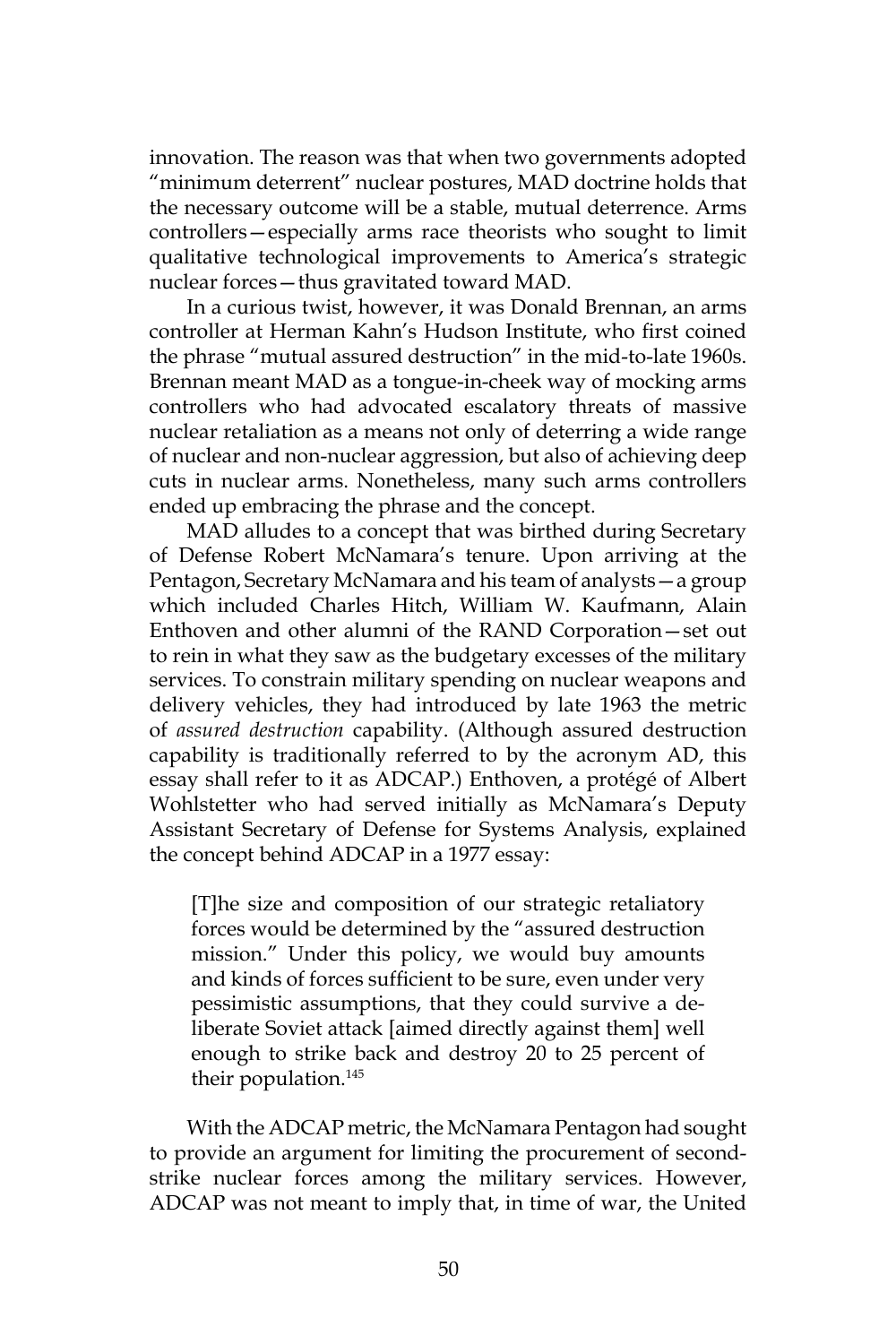innovation. The reason was that when two governments adopted "minimum deterrent" nuclear postures, MAD doctrine holds that the necessary outcome will be a stable, mutual deterrence. Arms controllers—especially arms race theorists who sought to limit qualitative technological improvements to America's strategic nuclear forces—thus gravitated toward MAD.

In a curious twist, however, it was Donald Brennan, an arms controller at Herman Kahn's Hudson Institute, who first coined the phrase "mutual assured destruction" in the mid-to-late 1960s. Brennan meant MAD as a tongue-in-cheek way of mocking arms controllers who had advocated escalatory threats of massive nuclear retaliation as a means not only of deterring a wide range of nuclear and non-nuclear aggression, but also of achieving deep cuts in nuclear arms. Nonetheless, many such arms controllers ended up embracing the phrase and the concept.

MAD alludes to a concept that was birthed during Secretary of Defense Robert McNamara's tenure. Upon arriving at the Pentagon, Secretary McNamara and his team of analysts—a group which included Charles Hitch, William W. Kaufmann, Alain Enthoven and other alumni of the RAND Corporation—set out to rein in what they saw as the budgetary excesses of the military services. To constrain military spending on nuclear weapons and delivery vehicles, they had introduced by late 1963 the metric of *assured destruction* capability. (Although assured destruction capability is traditionally referred to by the acronym AD, this essay shall refer to it as ADCAP.) Enthoven, a protégé of Albert Wohlstetter who had served initially as McNamara's Deputy Assistant Secretary of Defense for Systems Analysis, explained the concept behind ADCAP in a 1977 essay:

> [T]he size and composition of our strategic retaliatory forces would be determined by the "assured destruction mission." Under this policy, we would buy amounts and kinds of forces sufficient to be sure, even under very pessimistic assumptions, that they could survive a deliberate Soviet attack [aimed directly against them] well enough to strike back and destroy 20 to 25 percent of their population.[145]

With the ADCAP metric, the McNamara Pentagon had sought to provide an argument for limiting the procurement of second-strike nuclear forces among the military services. However, ADCAP was not meant to imply that, in time of war, the United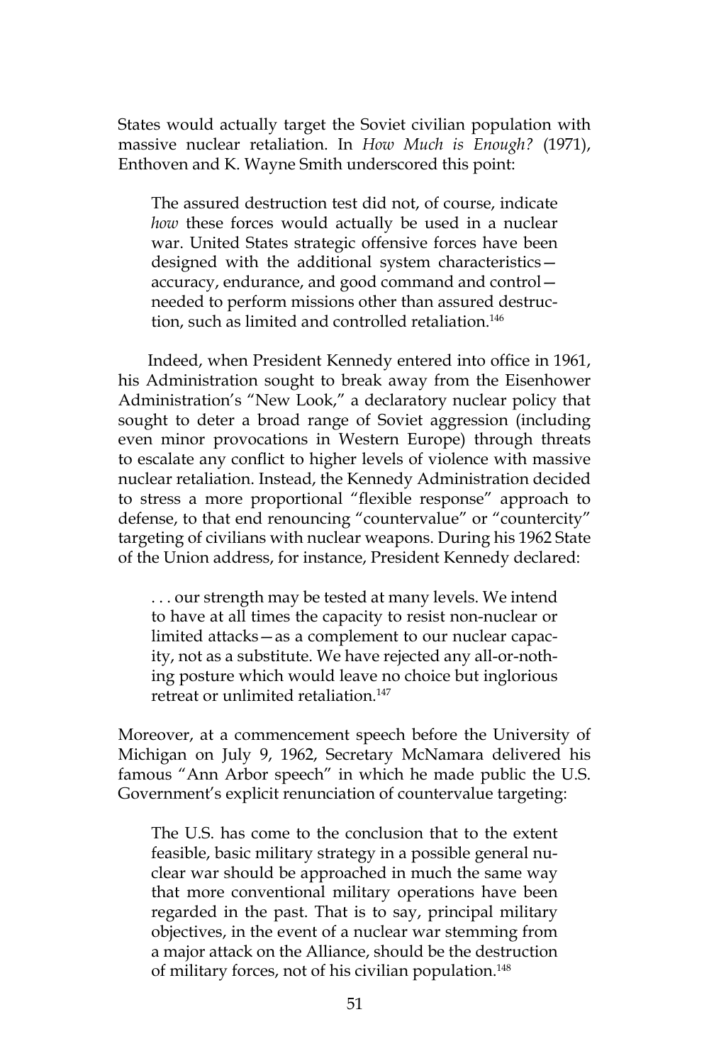States would actually target the Soviet civilian population with massive nuclear retaliation. In *How Much is Enough?* (1971), Enthoven and K. Wayne Smith underscored this point:

> The assured destruction test did not, of course, indicate *how* these forces would actually be used in a nuclear war. United States strategic offensive forces have been designed with the additional system characteristics—accuracy, endurance, and good command and control—needed to perform missions other than assured destruction, such as limited and controlled retaliation.[146]

Indeed, when President Kennedy entered into office in 1961, his Administration sought to break away from the Eisenhower Administration's "New Look," a declaratory nuclear policy that sought to deter a broad range of Soviet aggression (including even minor provocations in Western Europe) through threats to escalate any conflict to higher levels of violence with massive nuclear retaliation. Instead, the Kennedy Administration decided to stress a more proportional "flexible response" approach to defense, to that end renouncing "countervalue" or "countercity" targeting of civilians with nuclear weapons. During his 1962 State of the Union address, for instance, President Kennedy declared:

> . . . our strength may be tested at many levels. We intend to have at all times the capacity to resist non-nuclear or limited attacks—as a complement to our nuclear capacity, not as a substitute. We have rejected any all-or-nothing posture which would leave no choice but inglorious retreat or unlimited retaliation.[147]

Moreover, at a commencement speech before the University of Michigan on July 9, 1962, Secretary McNamara delivered his famous "Ann Arbor speech" in which he made public the U.S. Government's explicit renunciation of countervalue targeting:

> The U.S. has come to the conclusion that to the extent feasible, basic military strategy in a possible general nuclear war should be approached in much the same way that more conventional military operations have been regarded in the past. That is to say, principal military objectives, in the event of a nuclear war stemming from a major attack on the Alliance, should be the destruction of military forces, not of his civilian population.[148]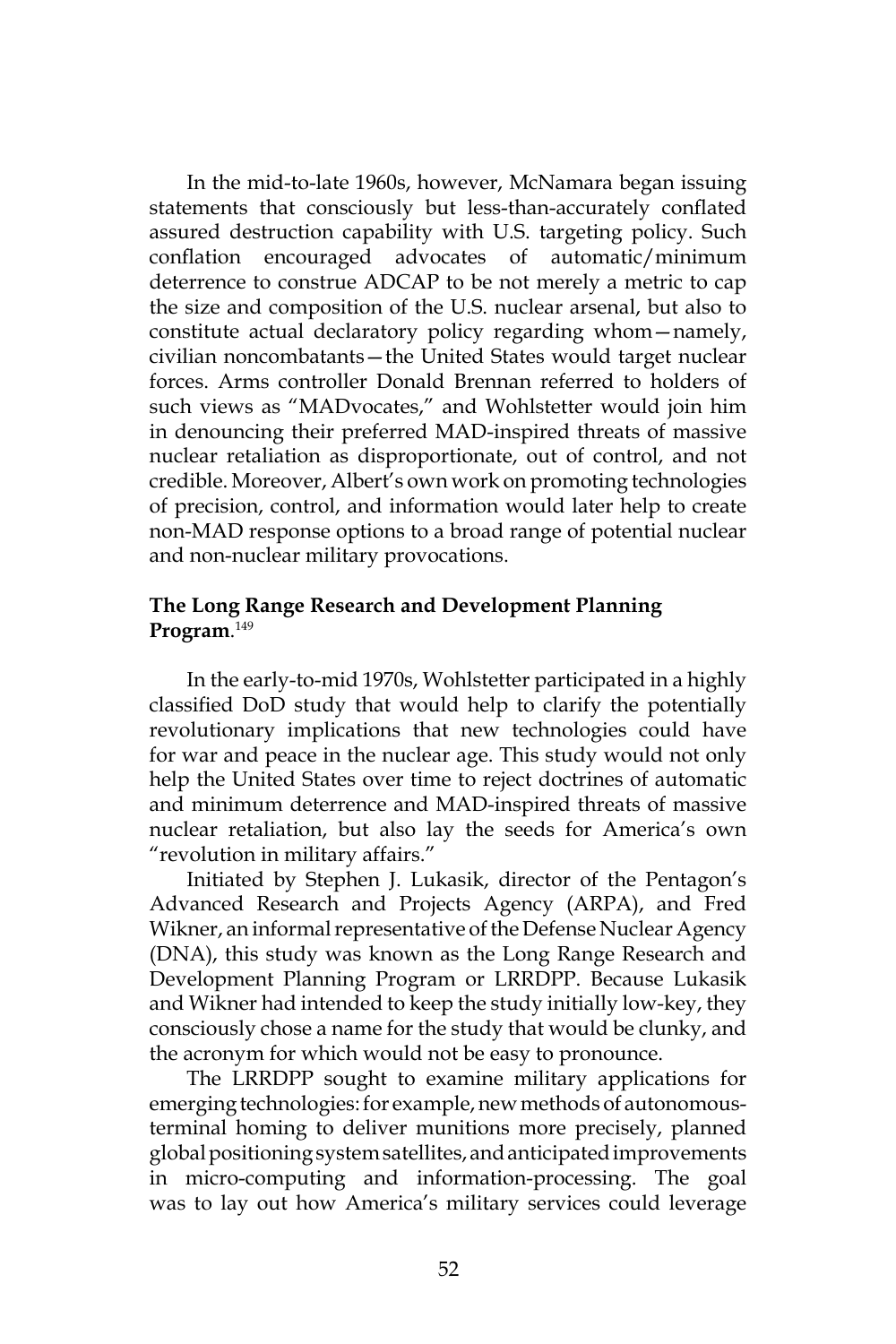In the mid-to-late 1960s, however, McNamara began issuing statements that consciously but less-than-accurately conflated assured destruction capability with U.S. targeting policy. Such conflation encouraged advocates of automatic/minimum deterrence to construe ADCAP to be not merely a metric to cap the size and composition of the U.S. nuclear arsenal, but also to constitute actual declaratory policy regarding whom—namely, civilian noncombatants—the United States would target nuclear forces. Arms controller Donald Brennan referred to holders of such views as "MADvocates," and Wohlstetter would join him in denouncing their preferred MAD-inspired threats of massive nuclear retaliation as disproportionate, out of control, and not credible. Moreover, Albert's own work on promoting technologies of precision, control, and information would later help to create non-MAD response options to a broad range of potential nuclear and non-nuclear military provocations.

### The Long Range Research and Development Planning Program.[149]

In the early-to-mid 1970s, Wohlstetter participated in a highly classified DoD study that would help to clarify the potentially revolutionary implications that new technologies could have for war and peace in the nuclear age. This study would not only help the United States over time to reject doctrines of automatic and minimum deterrence and MAD-inspired threats of massive nuclear retaliation, but also lay the seeds for America's own "revolution in military affairs."

Initiated by Stephen J. Lukasik, director of the Pentagon's Advanced Research and Projects Agency (ARPA), and Fred Wikner, an informal representative of the Defense Nuclear Agency (DNA), this study was known as the Long Range Research and Development Planning Program or LRRDPP. Because Lukasik and Wikner had intended to keep the study initially low-key, they consciously chose a name for the study that would be clunky, and the acronym for which would not be easy to pronounce.

The LRRDPP sought to examine military applications for emerging technologies: for example, new methods of autonomous-terminal homing to deliver munitions more precisely, planned global positioning system satellites, and anticipated improvements in micro-computing and information-processing. The goal was to lay out how America's military services could leverage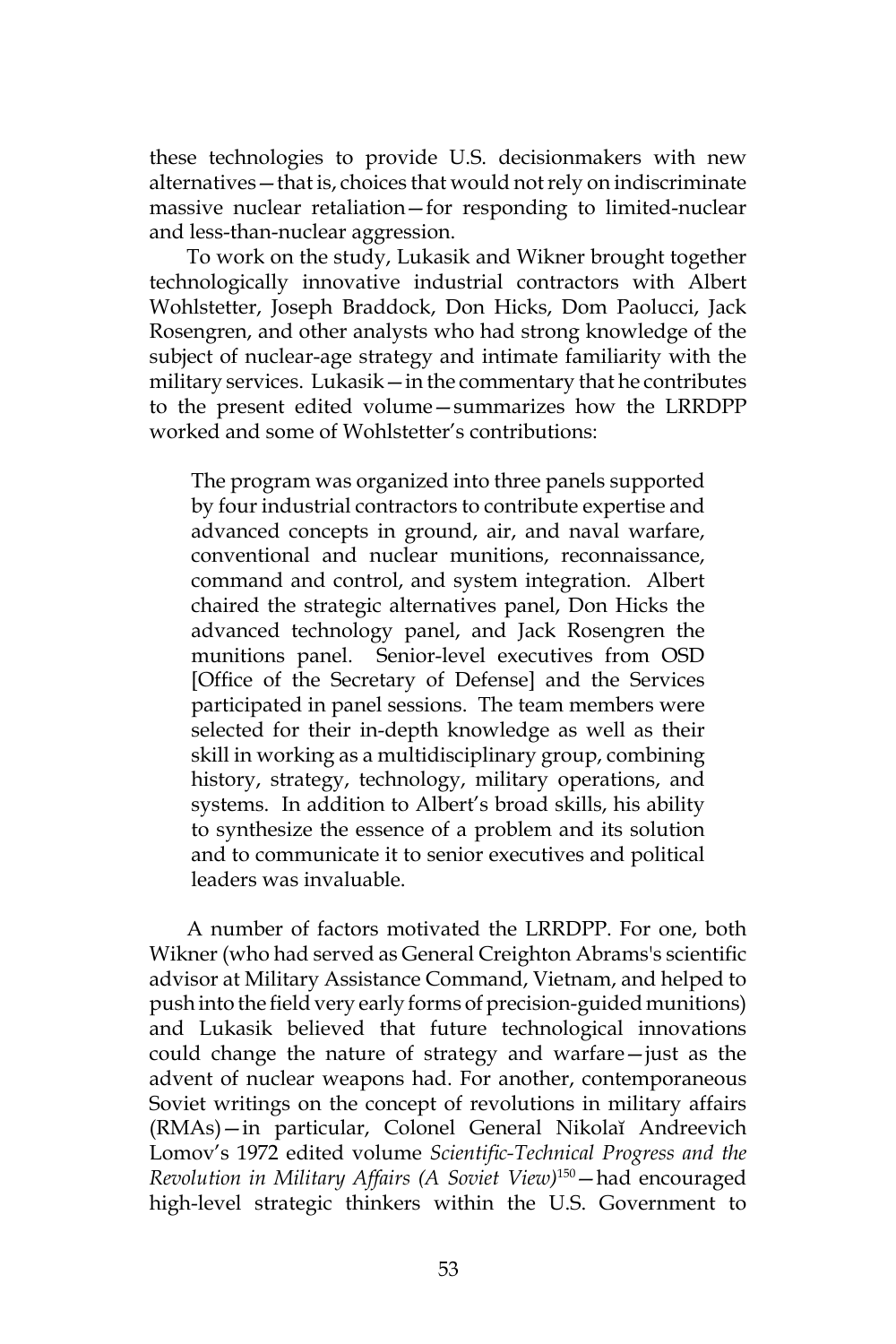these technologies to provide U.S. decisionmakers with new alternatives—that is, choices that would not rely on indiscriminate massive nuclear retaliation—for responding to limited-nuclear and less-than-nuclear aggression.

To work on the study, Lukasik and Wikner brought together technologically innovative industrial contractors with Albert Wohlstetter, Joseph Braddock, Don Hicks, Dom Paolucci, Jack Rosengren, and other analysts who had strong knowledge of the subject of nuclear-age strategy and intimate familiarity with the military services. Lukasik—in the commentary that he contributes to the present edited volume—summarizes how the LRRDPP worked and some of Wohlstetter's contributions:

> The program was organized into three panels supported by four industrial contractors to contribute expertise and advanced concepts in ground, air, and naval warfare, conventional and nuclear munitions, reconnaissance, command and control, and system integration. Albert chaired the strategic alternatives panel, Don Hicks the advanced technology panel, and Jack Rosengren the munitions panel. Senior-level executives from OSD [Office of the Secretary of Defense] and the Services participated in panel sessions. The team members were selected for their in-depth knowledge as well as their skill in working as a multidisciplinary group, combining history, strategy, technology, military operations, and systems. In addition to Albert's broad skills, his ability to synthesize the essence of a problem and its solution and to communicate it to senior executives and political leaders was invaluable.

A number of factors motivated the LRRDPP. For one, both Wikner (who had served as General Creighton Abrams's scientific advisor at Military Assistance Command, Vietnam, and helped to push into the field very early forms of precision-guided munitions) and Lukasik believed that future technological innovations could change the nature of strategy and warfare—just as the advent of nuclear weapons had. For another, contemporaneous Soviet writings on the concept of revolutions in military affairs (RMAs)—in particular, Colonel General Nikolaǐ Andreevich Lomov's 1972 edited volume *Scientific-Technical Progress and the Revolution in Military Affairs (A Soviet View)*[150]—had encouraged high-level strategic thinkers within the U.S. Government to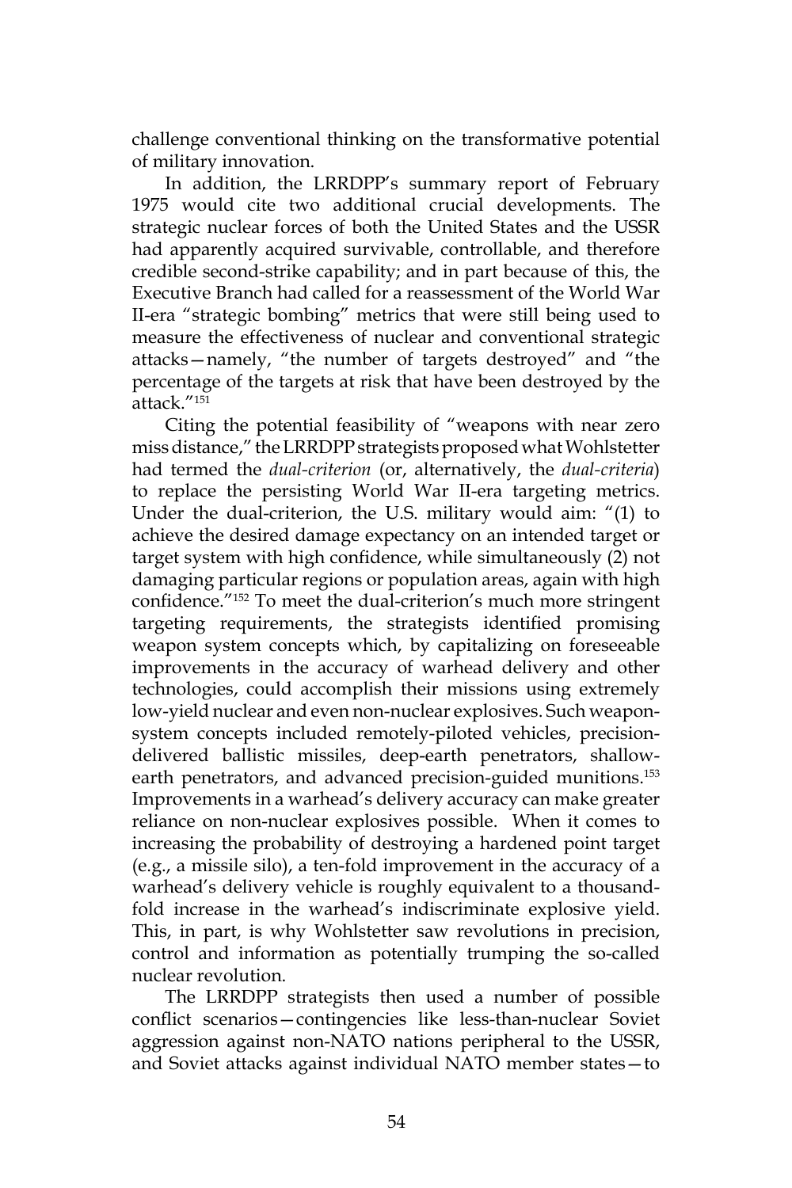challenge conventional thinking on the transformative potential of military innovation.

In addition, the LRRDPP's summary report of February 1975 would cite two additional crucial developments. The strategic nuclear forces of both the United States and the USSR had apparently acquired survivable, controllable, and therefore credible second-strike capability; and in part because of this, the Executive Branch had called for a reassessment of the World War II-era "strategic bombing" metrics that were still being used to measure the effectiveness of nuclear and conventional strategic attacks—namely, "the number of targets destroyed" and "the percentage of the targets at risk that have been destroyed by the attack."[151]

Citing the potential feasibility of "weapons with near zero miss distance," the LRRDPP strategists proposed what Wohlstetter had termed the *dual-criterion* (or, alternatively, the *dual-criteria*) to replace the persisting World War II-era targeting metrics. Under the dual-criterion, the U.S. military would aim: "(1) to achieve the desired damage expectancy on an intended target or target system with high confidence, while simultaneously (2) not damaging particular regions or population areas, again with high confidence."[152] To meet the dual-criterion's much more stringent targeting requirements, the strategists identified promising weapon system concepts which, by capitalizing on foreseeable improvements in the accuracy of warhead delivery and other technologies, could accomplish their missions using extremely low-yield nuclear and even non-nuclear explosives. Such weapon-system concepts included remotely-piloted vehicles, precision-delivered ballistic missiles, deep-earth penetrators, shallow-earth penetrators, and advanced precision-guided munitions.[153] Improvements in a warhead's delivery accuracy can make greater reliance on non-nuclear explosives possible. When it comes to increasing the probability of destroying a hardened point target (e.g., a missile silo), a ten-fold improvement in the accuracy of a warhead's delivery vehicle is roughly equivalent to a thousand-fold increase in the warhead's indiscriminate explosive yield. This, in part, is why Wohlstetter saw revolutions in precision, control and information as potentially trumping the so-called nuclear revolution.

The LRRDPP strategists then used a number of possible conflict scenarios—contingencies like less-than-nuclear Soviet aggression against non-NATO nations peripheral to the USSR, and Soviet attacks against individual NATO member states—to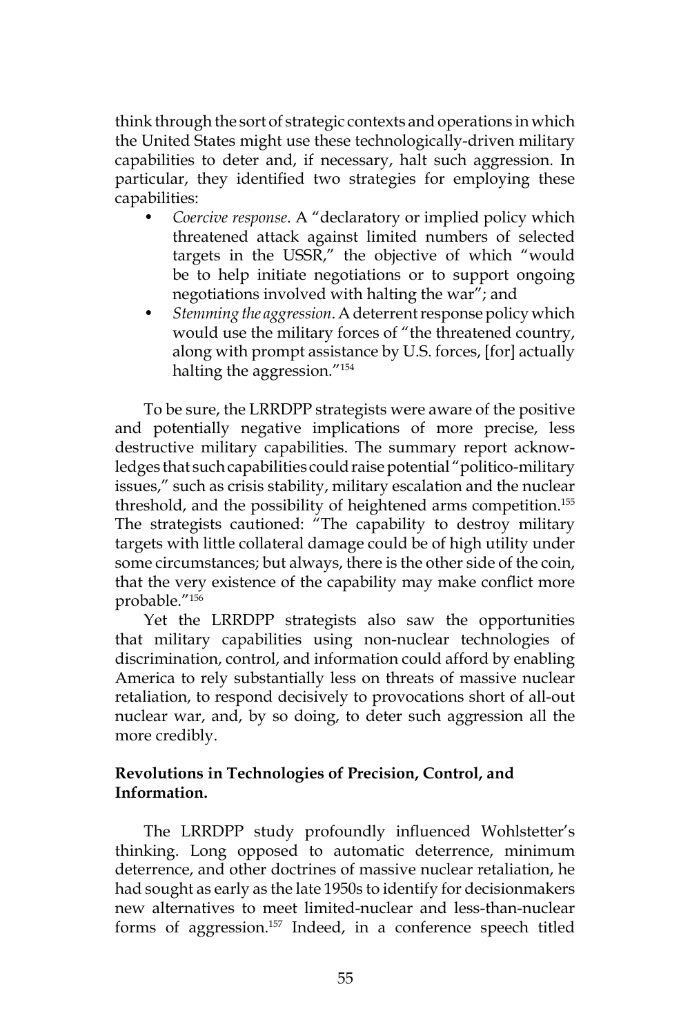think through the sort of strategic contexts and operations in which the United States might use these technologically-driven military capabilities to deter and, if necessary, halt such aggression. In particular, they identified two strategies for employing these capabilities:

- *Coercive response*. A "declaratory or implied policy which threatened attack against limited numbers of selected targets in the USSR," the objective of which "would be to help initiate negotiations or to support ongoing negotiations involved with halting the war"; and
- *Stemming the aggression*. A deterrent response policy which would use the military forces of "the threatened country, along with prompt assistance by U.S. forces, [for] actually halting the aggression."[154]

To be sure, the LRRDPP strategists were aware of the positive and potentially negative implications of more precise, less destructive military capabilities. The summary report acknowledges that such capabilities could raise potential "politico-military issues," such as crisis stability, military escalation and the nuclear threshold, and the possibility of heightened arms competition.[155] The strategists cautioned: "The capability to destroy military targets with little collateral damage could be of high utility under some circumstances; but always, there is the other side of the coin, that the very existence of the capability may make conflict more probable."[156]

Yet the LRRDPP strategists also saw the opportunities that military capabilities using non-nuclear technologies of discrimination, control, and information could afford by enabling America to rely substantially less on threats of massive nuclear retaliation, to respond decisively to provocations short of all-out nuclear war, and, by so doing, to deter such aggression all the more credibly.

### Revolutions in Technologies of Precision, Control, and Information.

The LRRDPP study profoundly influenced Wohlstetter's thinking. Long opposed to automatic deterrence, minimum deterrence, and other doctrines of massive nuclear retaliation, he had sought as early as the late 1950s to identify for decisionmakers new alternatives to meet limited-nuclear and less-than-nuclear forms of aggression.[157] Indeed, in a conference speech titled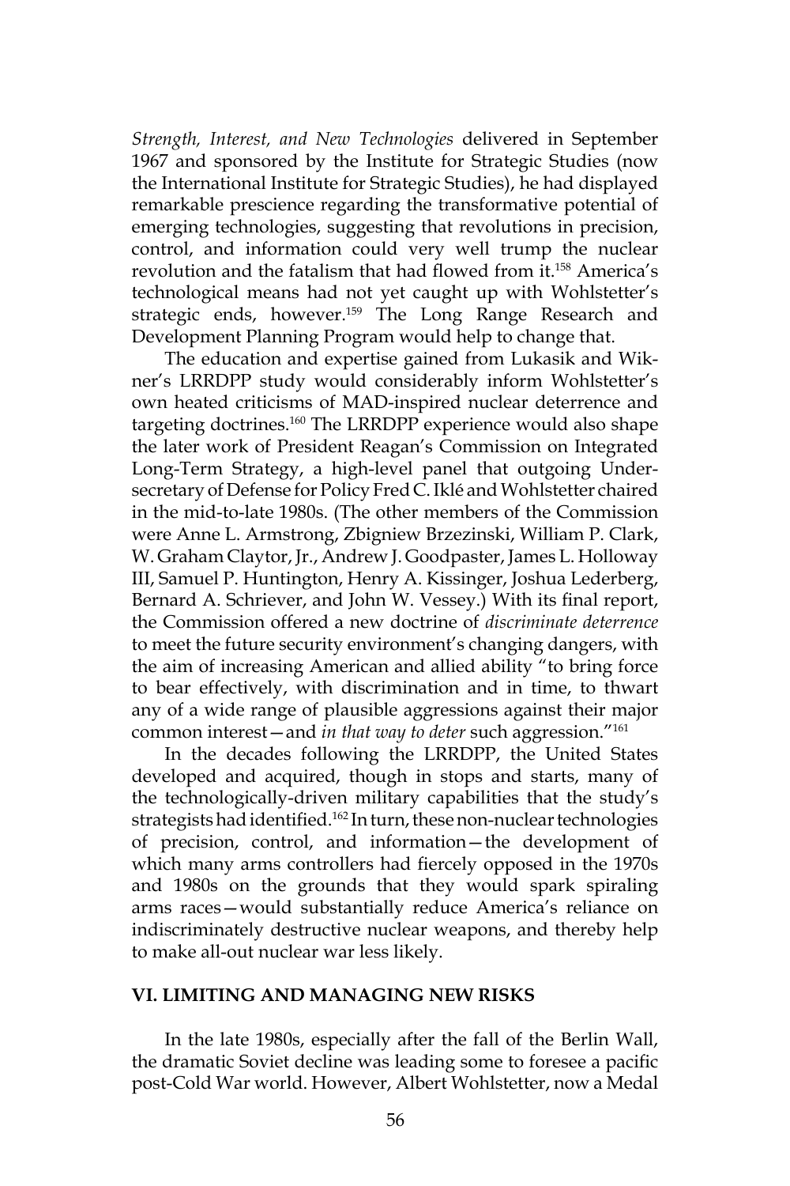*Strength, Interest, and New Technologies* delivered in September 1967 and sponsored by the Institute for Strategic Studies (now the International Institute for Strategic Studies), he had displayed remarkable prescience regarding the transformative potential of emerging technologies, suggesting that revolutions in precision, control, and information could very well trump the nuclear revolution and the fatalism that had flowed from it.[158] America's technological means had not yet caught up with Wohlstetter's strategic ends, however.[159] The Long Range Research and Development Planning Program would help to change that.

The education and expertise gained from Lukasik and Wikner's LRRDPP study would considerably inform Wohlstetter's own heated criticisms of MAD-inspired nuclear deterrence and targeting doctrines.[160] The LRRDPP experience would also shape the later work of President Reagan's Commission on Integrated Long-Term Strategy, a high-level panel that outgoing Undersecretary of Defense for Policy Fred C. Iklé and Wohlstetter chaired in the mid-to-late 1980s. (The other members of the Commission were Anne L. Armstrong, Zbigniew Brzezinski, William P. Clark, W. Graham Claytor, Jr., Andrew J. Goodpaster, James L. Holloway III, Samuel P. Huntington, Henry A. Kissinger, Joshua Lederberg, Bernard A. Schriever, and John W. Vessey.) With its final report, the Commission offered a new doctrine of *discriminate deterrence* to meet the future security environment's changing dangers, with the aim of increasing American and allied ability "to bring force to bear effectively, with discrimination and in time, to thwart any of a wide range of plausible aggressions against their major common interest—and *in that way to deter* such aggression."[161]

In the decades following the LRRDPP, the United States developed and acquired, though in stops and starts, many of the technologically-driven military capabilities that the study's strategists had identified.[162] In turn, these non-nuclear technologies of precision, control, and information—the development of which many arms controllers had fiercely opposed in the 1970s and 1980s on the grounds that they would spark spiraling arms races—would substantially reduce America's reliance on indiscriminately destructive nuclear weapons, and thereby help to make all-out nuclear war less likely.

## VI. LIMITING AND MANAGING NEW RISKS

In the late 1980s, especially after the fall of the Berlin Wall, the dramatic Soviet decline was leading some to foresee a pacific post-Cold War world. However, Albert Wohlstetter, now a Medal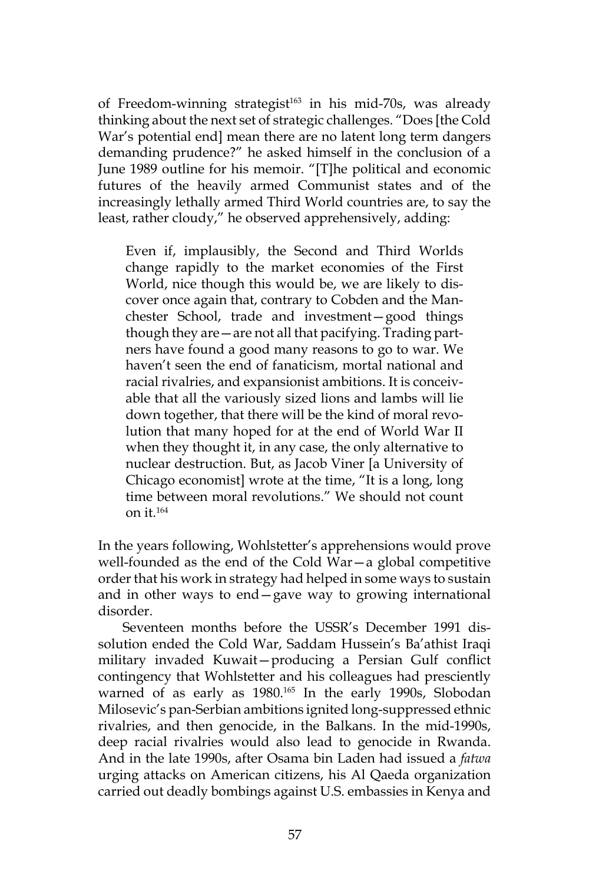of Freedom-winning strategist[163] in his mid-70s, was already thinking about the next set of strategic challenges. "Does [the Cold War's potential end] mean there are no latent long term dangers demanding prudence?" he asked himself in the conclusion of a June 1989 outline for his memoir. "[T]he political and economic futures of the heavily armed Communist states and of the increasingly lethally armed Third World countries are, to say the least, rather cloudy," he observed apprehensively, adding:

> Even if, implausibly, the Second and Third Worlds change rapidly to the market economies of the First World, nice though this would be, we are likely to discover once again that, contrary to Cobden and the Manchester School, trade and investment—good things though they are—are not all that pacifying. Trading partners have found a good many reasons to go to war. We haven't seen the end of fanaticism, mortal national and racial rivalries, and expansionist ambitions. It is conceivable that all the variously sized lions and lambs will lie down together, that there will be the kind of moral revolution that many hoped for at the end of World War II when they thought it, in any case, the only alternative to nuclear destruction. But, as Jacob Viner [a University of Chicago economist] wrote at the time, "It is a long, long time between moral revolutions." We should not count on it.[164]

In the years following, Wohlstetter's apprehensions would prove well-founded as the end of the Cold War—a global competitive order that his work in strategy had helped in some ways to sustain and in other ways to end—gave way to growing international disorder.

Seventeen months before the USSR's December 1991 dissolution ended the Cold War, Saddam Hussein's Ba'athist Iraqi military invaded Kuwait—producing a Persian Gulf conflict contingency that Wohlstetter and his colleagues had presciently warned of as early as 1980.[165] In the early 1990s, Slobodan Milosevic's pan-Serbian ambitions ignited long-suppressed ethnic rivalries, and then genocide, in the Balkans. In the mid-1990s, deep racial rivalries would also lead to genocide in Rwanda. And in the late 1990s, after Osama bin Laden had issued a *fatwa* urging attacks on American citizens, his Al Qaeda organization carried out deadly bombings against U.S. embassies in Kenya and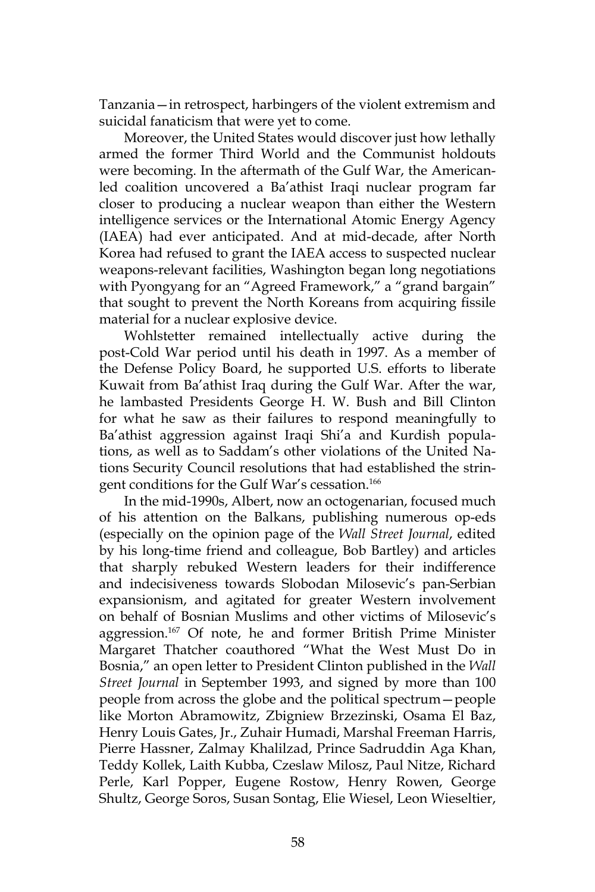Tanzania—in retrospect, harbingers of the violent extremism and suicidal fanaticism that were yet to come.

Moreover, the United States would discover just how lethally armed the former Third World and the Communist holdouts were becoming. In the aftermath of the Gulf War, the American-led coalition uncovered a Ba'athist Iraqi nuclear program far closer to producing a nuclear weapon than either the Western intelligence services or the International Atomic Energy Agency (IAEA) had ever anticipated. And at mid-decade, after North Korea had refused to grant the IAEA access to suspected nuclear weapons-relevant facilities, Washington began long negotiations with Pyongyang for an "Agreed Framework," a "grand bargain" that sought to prevent the North Koreans from acquiring fissile material for a nuclear explosive device.

Wohlstetter remained intellectually active during the post-Cold War period until his death in 1997. As a member of the Defense Policy Board, he supported U.S. efforts to liberate Kuwait from Ba'athist Iraq during the Gulf War. After the war, he lambasted Presidents George H. W. Bush and Bill Clinton for what he saw as their failures to respond meaningfully to Ba'athist aggression against Iraqi Shi'a and Kurdish populations, as well as to Saddam's other violations of the United Nations Security Council resolutions that had established the stringent conditions for the Gulf War's cessation.[166]

In the mid-1990s, Albert, now an octogenarian, focused much of his attention on the Balkans, publishing numerous op-eds (especially on the opinion page of the *Wall Street Journal*, edited by his long-time friend and colleague, Bob Bartley) and articles that sharply rebuked Western leaders for their indifference and indecisiveness towards Slobodan Milosevic's pan-Serbian expansionism, and agitated for greater Western involvement on behalf of Bosnian Muslims and other victims of Milosevic's aggression.[167] Of note, he and former British Prime Minister Margaret Thatcher coauthored "What the West Must Do in Bosnia," an open letter to President Clinton published in the *Wall Street Journal* in September 1993, and signed by more than 100 people from across the globe and the political spectrum—people like Morton Abramowitz, Zbigniew Brzezinski, Osama El Baz, Henry Louis Gates, Jr., Zuhair Humadi, Marshal Freeman Harris, Pierre Hassner, Zalmay Khalilzad, Prince Sadruddin Aga Khan, Teddy Kollek, Laith Kubba, Czeslaw Milosz, Paul Nitze, Richard Perle, Karl Popper, Eugene Rostow, Henry Rowen, George Shultz, George Soros, Susan Sontag, Elie Wiesel, Leon Wieseltier,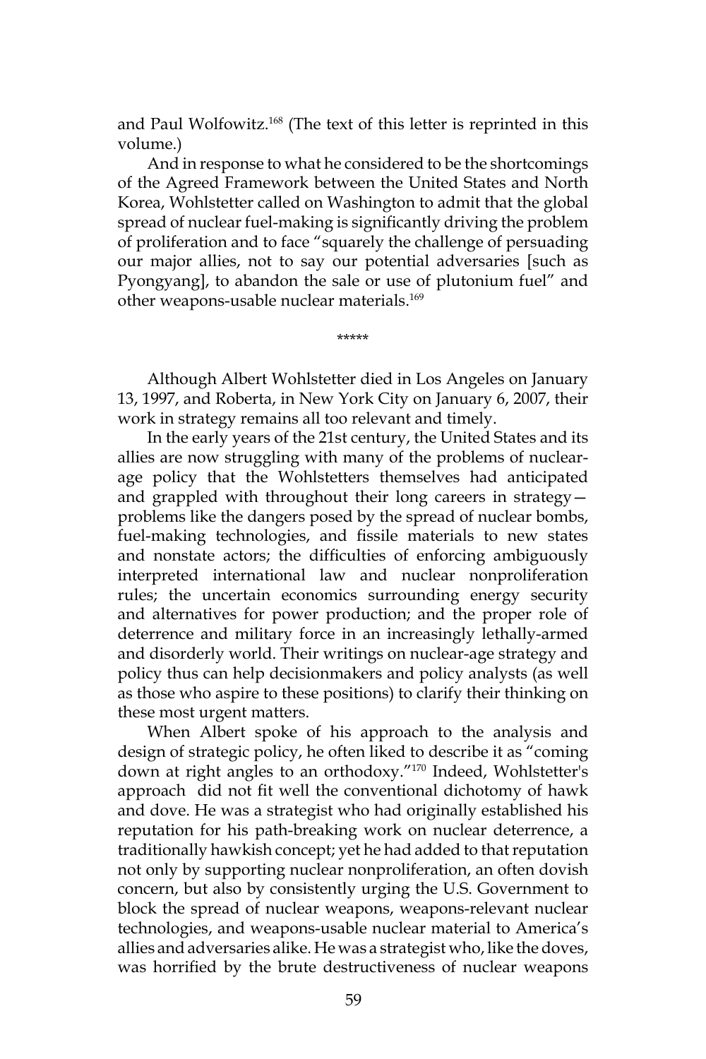and Paul Wolfowitz.[168] (The text of this letter is reprinted in this volume.)

And in response to what he considered to be the shortcomings of the Agreed Framework between the United States and North Korea, Wohlstetter called on Washington to admit that the global spread of nuclear fuel-making is significantly driving the problem of proliferation and to face "squarely the challenge of persuading our major allies, not to say our potential adversaries [such as Pyongyang], to abandon the sale or use of plutonium fuel" and other weapons-usable nuclear materials.[169]

*****

Although Albert Wohlstetter died in Los Angeles on January 13, 1997, and Roberta, in New York City on January 6, 2007, their work in strategy remains all too relevant and timely.

In the early years of the 21st century, the United States and its allies are now struggling with many of the problems of nuclear-age policy that the Wohlstetters themselves had anticipated and grappled with throughout their long careers in strategy—problems like the dangers posed by the spread of nuclear bombs, fuel-making technologies, and fissile materials to new states and nonstate actors; the difficulties of enforcing ambiguously interpreted international law and nuclear nonproliferation rules; the uncertain economics surrounding energy security and alternatives for power production; and the proper role of deterrence and military force in an increasingly lethally-armed and disorderly world. Their writings on nuclear-age strategy and policy thus can help decisionmakers and policy analysts (as well as those who aspire to these positions) to clarify their thinking on these most urgent matters.

When Albert spoke of his approach to the analysis and design of strategic policy, he often liked to describe it as "coming down at right angles to an orthodoxy."[170] Indeed, Wohlstetter's approach did not fit well the conventional dichotomy of hawk and dove. He was a strategist who had originally established his reputation for his path-breaking work on nuclear deterrence, a traditionally hawkish concept; yet he had added to that reputation not only by supporting nuclear nonproliferation, an often dovish concern, but also by consistently urging the U.S. Government to block the spread of nuclear weapons, weapons-relevant nuclear technologies, and weapons-usable nuclear material to America's allies and adversaries alike. He was a strategist who, like the doves, was horrified by the brute destructiveness of nuclear weapons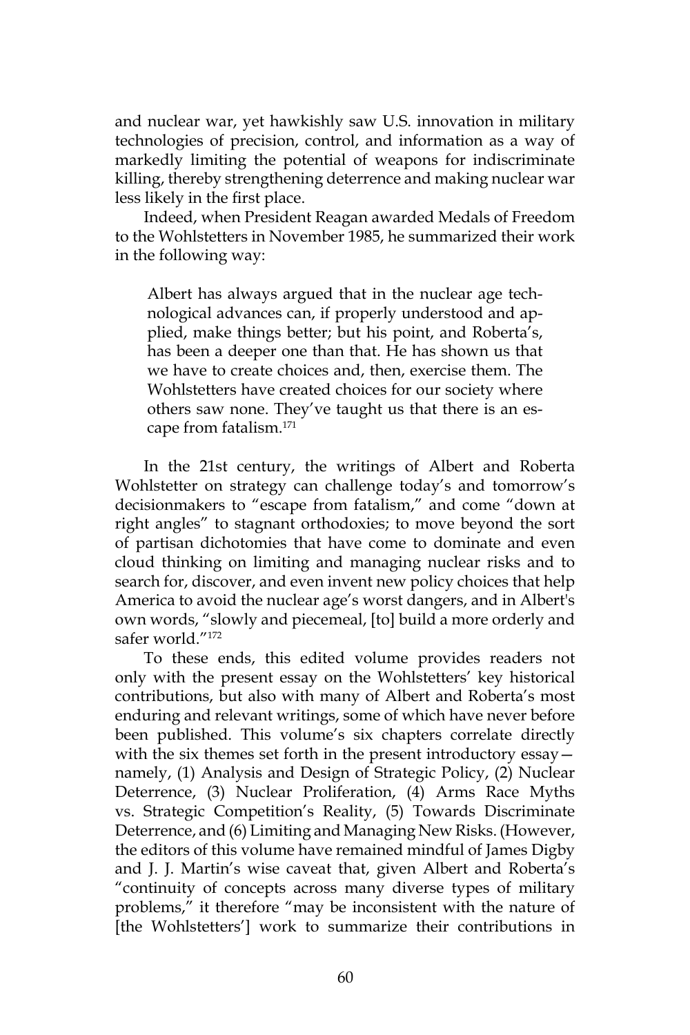and nuclear war, yet hawkishly saw U.S. innovation in military technologies of precision, control, and information as a way of markedly limiting the potential of weapons for indiscriminate killing, thereby strengthening deterrence and making nuclear war less likely in the first place.

Indeed, when President Reagan awarded Medals of Freedom to the Wohlstetters in November 1985, he summarized their work in the following way:

> Albert has always argued that in the nuclear age technological advances can, if properly understood and applied, make things better; but his point, and Roberta's, has been a deeper one than that. He has shown us that we have to create choices and, then, exercise them. The Wohlstetters have created choices for our society where others saw none. They've taught us that there is an escape from fatalism.[171]

In the 21st century, the writings of Albert and Roberta Wohlstetter on strategy can challenge today's and tomorrow's decisionmakers to "escape from fatalism," and come "down at right angles" to stagnant orthodoxies; to move beyond the sort of partisan dichotomies that have come to dominate and even cloud thinking on limiting and managing nuclear risks and to search for, discover, and even invent new policy choices that help America to avoid the nuclear age's worst dangers, and in Albert's own words, "slowly and piecemeal, [to] build a more orderly and safer world."[172]

To these ends, this edited volume provides readers not only with the present essay on the Wohlstetters' key historical contributions, but also with many of Albert and Roberta's most enduring and relevant writings, some of which have never before been published. This volume's six chapters correlate directly with the six themes set forth in the present introductory essay—namely, (1) Analysis and Design of Strategic Policy, (2) Nuclear Deterrence, (3) Nuclear Proliferation, (4) Arms Race Myths vs. Strategic Competition's Reality, (5) Towards Discriminate Deterrence, and (6) Limiting and Managing New Risks. (However, the editors of this volume have remained mindful of James Digby and J. J. Martin's wise caveat that, given Albert and Roberta's "continuity of concepts across many diverse types of military problems," it therefore "may be inconsistent with the nature of [the Wohlstetters'] work to summarize their contributions in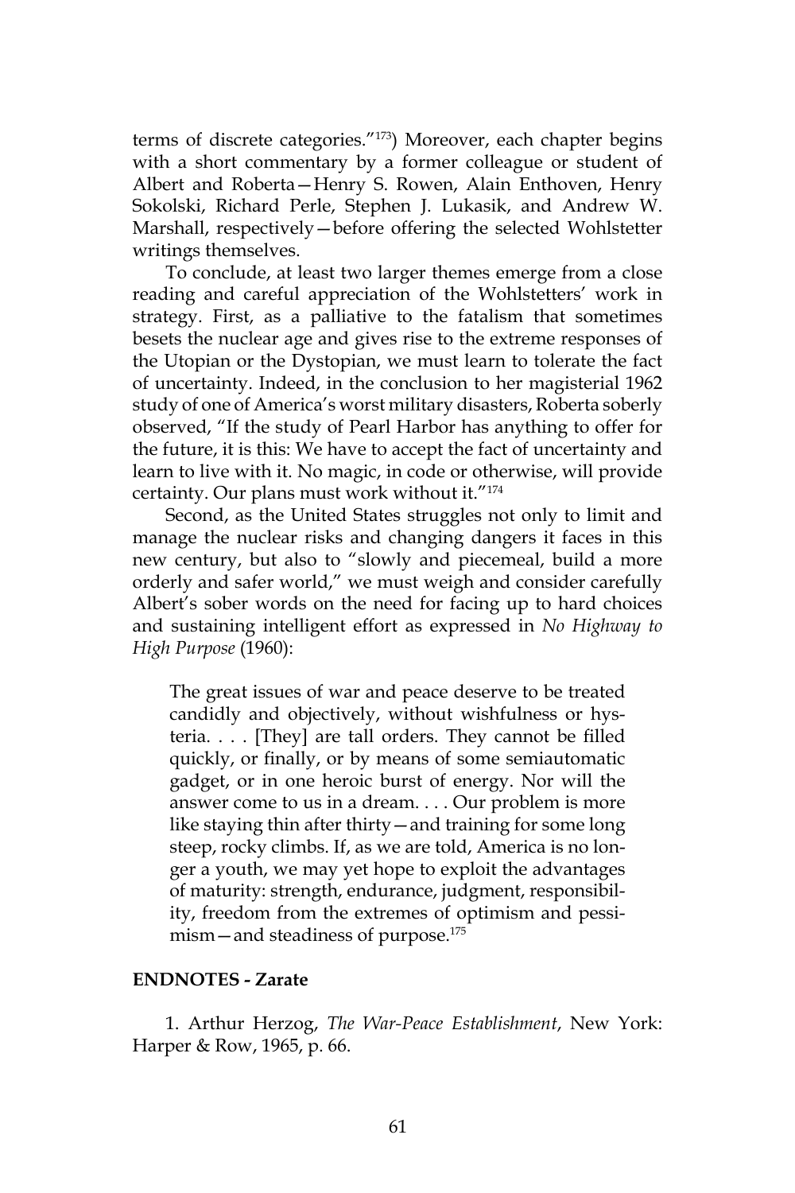terms of discrete categories."[173]) Moreover, each chapter begins with a short commentary by a former colleague or student of Albert and Roberta—Henry S. Rowen, Alain Enthoven, Henry Sokolski, Richard Perle, Stephen J. Lukasik, and Andrew W. Marshall, respectively—before offering the selected Wohlstetter writings themselves.

To conclude, at least two larger themes emerge from a close reading and careful appreciation of the Wohlstetters' work in strategy. First, as a palliative to the fatalism that sometimes besets the nuclear age and gives rise to the extreme responses of the Utopian or the Dystopian, we must learn to tolerate the fact of uncertainty. Indeed, in the conclusion to her magisterial 1962 study of one of America's worst military disasters, Roberta soberly observed, "If the study of Pearl Harbor has anything to offer for the future, it is this: We have to accept the fact of uncertainty and learn to live with it. No magic, in code or otherwise, will provide certainty. Our plans must work without it."[174]

Second, as the United States struggles not only to limit and manage the nuclear risks and changing dangers it faces in this new century, but also to "slowly and piecemeal, build a more orderly and safer world," we must weigh and consider carefully Albert's sober words on the need for facing up to hard choices and sustaining intelligent effort as expressed in *No Highway to High Purpose* (1960):

> The great issues of war and peace deserve to be treated candidly and objectively, without wishfulness or hysteria. . . . [They] are tall orders. They cannot be filled quickly, or finally, or by means of some semiautomatic gadget, or in one heroic burst of energy. Nor will the answer come to us in a dream. . . . Our problem is more like staying thin after thirty—and training for some long steep, rocky climbs. If, as we are told, America is no longer a youth, we may yet hope to exploit the advantages of maturity: strength, endurance, judgment, responsibility, freedom from the extremes of optimism and pessimism—and steadiness of purpose.[175]

**ENDNOTES - Zarate**

1. Arthur Herzog, *The War-Peace Establishment*, New York: Harper & Row, 1965, p. 66.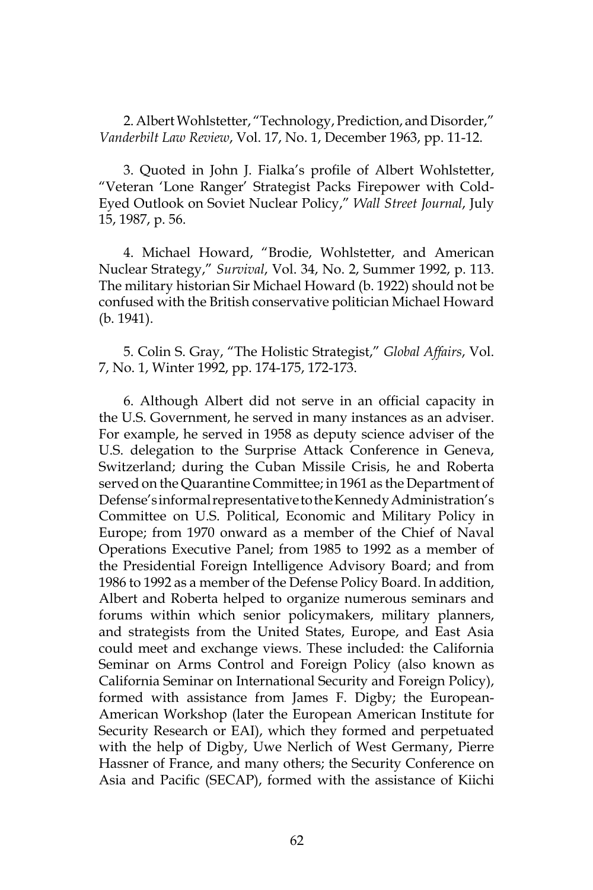2. Albert Wohlstetter, "Technology, Prediction, and Disorder," *Vanderbilt Law Review*, Vol. 17, No. 1, December 1963, pp. 11-12.

3. Quoted in John J. Fialka's profile of Albert Wohlstetter, "Veteran 'Lone Ranger' Strategist Packs Firepower with Cold-Eyed Outlook on Soviet Nuclear Policy," *Wall Street Journal*, July 15, 1987, p. 56.

4. Michael Howard, "Brodie, Wohlstetter, and American Nuclear Strategy," *Survival*, Vol. 34, No. 2, Summer 1992, p. 113. The military historian Sir Michael Howard (b. 1922) should not be confused with the British conservative politician Michael Howard (b. 1941).

5. Colin S. Gray, "The Holistic Strategist," *Global Affairs*, Vol. 7, No. 1, Winter 1992, pp. 174-175, 172-173.

6. Although Albert did not serve in an official capacity in the U.S. Government, he served in many instances as an adviser. For example, he served in 1958 as deputy science adviser of the U.S. delegation to the Surprise Attack Conference in Geneva, Switzerland; during the Cuban Missile Crisis, he and Roberta served on the Quarantine Committee; in 1961 as the Department of Defense's informal representative to the Kennedy Administration's Committee on U.S. Political, Economic and Military Policy in Europe; from 1970 onward as a member of the Chief of Naval Operations Executive Panel; from 1985 to 1992 as a member of the Presidential Foreign Intelligence Advisory Board; and from 1986 to 1992 as a member of the Defense Policy Board. In addition, Albert and Roberta helped to organize numerous seminars and forums within which senior policymakers, military planners, and strategists from the United States, Europe, and East Asia could meet and exchange views. These included: the California Seminar on Arms Control and Foreign Policy (also known as California Seminar on International Security and Foreign Policy), formed with assistance from James F. Digby; the European-American Workshop (later the European American Institute for Security Research or EAI), which they formed and perpetuated with the help of Digby, Uwe Nerlich of West Germany, Pierre Hassner of France, and many others; the Security Conference on Asia and Pacific (SECAP), formed with the assistance of Kiichi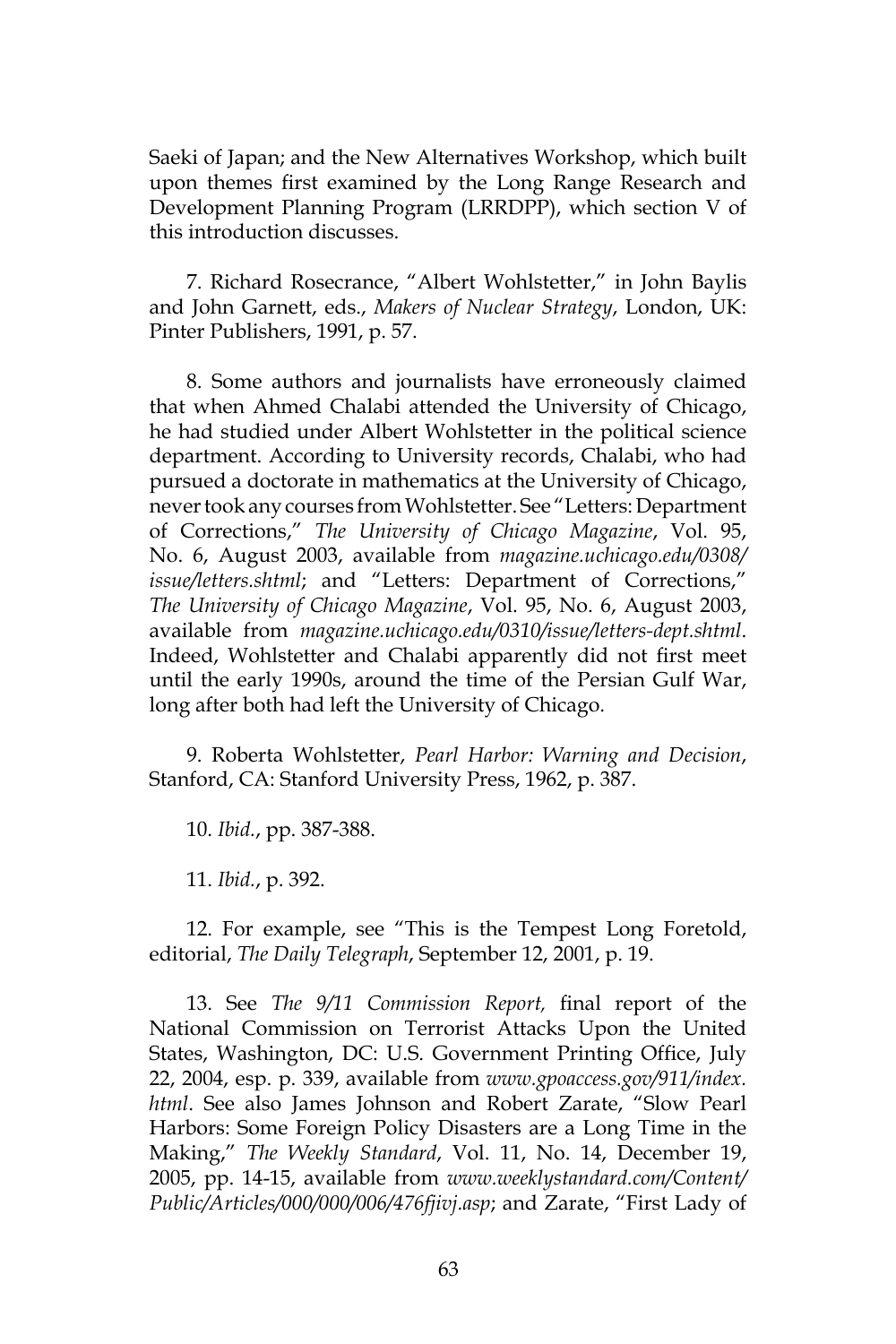Saeki of Japan; and the New Alternatives Workshop, which built upon themes first examined by the Long Range Research and Development Planning Program (LRRDPP), which section V of this introduction discusses.

7. Richard Rosecrance, "Albert Wohlstetter," in John Baylis and John Garnett, eds., *Makers of Nuclear Strategy*, London, UK: Pinter Publishers, 1991, p. 57.

8. Some authors and journalists have erroneously claimed that when Ahmed Chalabi attended the University of Chicago, he had studied under Albert Wohlstetter in the political science department. According to University records, Chalabi, who had pursued a doctorate in mathematics at the University of Chicago, never took any courses from Wohlstetter. See "Letters: Department of Corrections," *The University of Chicago Magazine*, Vol. 95, No. 6, August 2003, available from *magazine.uchicago.edu/0308/issue/letters.shtml*; and "Letters: Department of Corrections," *The University of Chicago Magazine*, Vol. 95, No. 6, August 2003, available from *magazine.uchicago.edu/0310/issue/letters-dept.shtml*. Indeed, Wohlstetter and Chalabi apparently did not first meet until the early 1990s, around the time of the Persian Gulf War, long after both had left the University of Chicago.

9. Roberta Wohlstetter, *Pearl Harbor: Warning and Decision*, Stanford, CA: Stanford University Press, 1962, p. 387.

10. *Ibid.*, pp. 387-388.

11. *Ibid.*, p. 392.

12. For example, see "This is the Tempest Long Foretold, editorial, *The Daily Telegraph*, September 12, 2001, p. 19.

13. See *The 9/11 Commission Report,* final report of the National Commission on Terrorist Attacks Upon the United States, Washington, DC: U.S. Government Printing Office, July 22, 2004, esp. p. 339, available from *www.gpoaccess.gov/911/index.html*. See also James Johnson and Robert Zarate, "Slow Pearl Harbors: Some Foreign Policy Disasters are a Long Time in the Making," *The Weekly Standard*, Vol. 11, No. 14, December 19, 2005, pp. 14-15, available from *www.weeklystandard.com/Content/Public/Articles/000/000/006/476fjivj.asp*; and Zarate, "First Lady of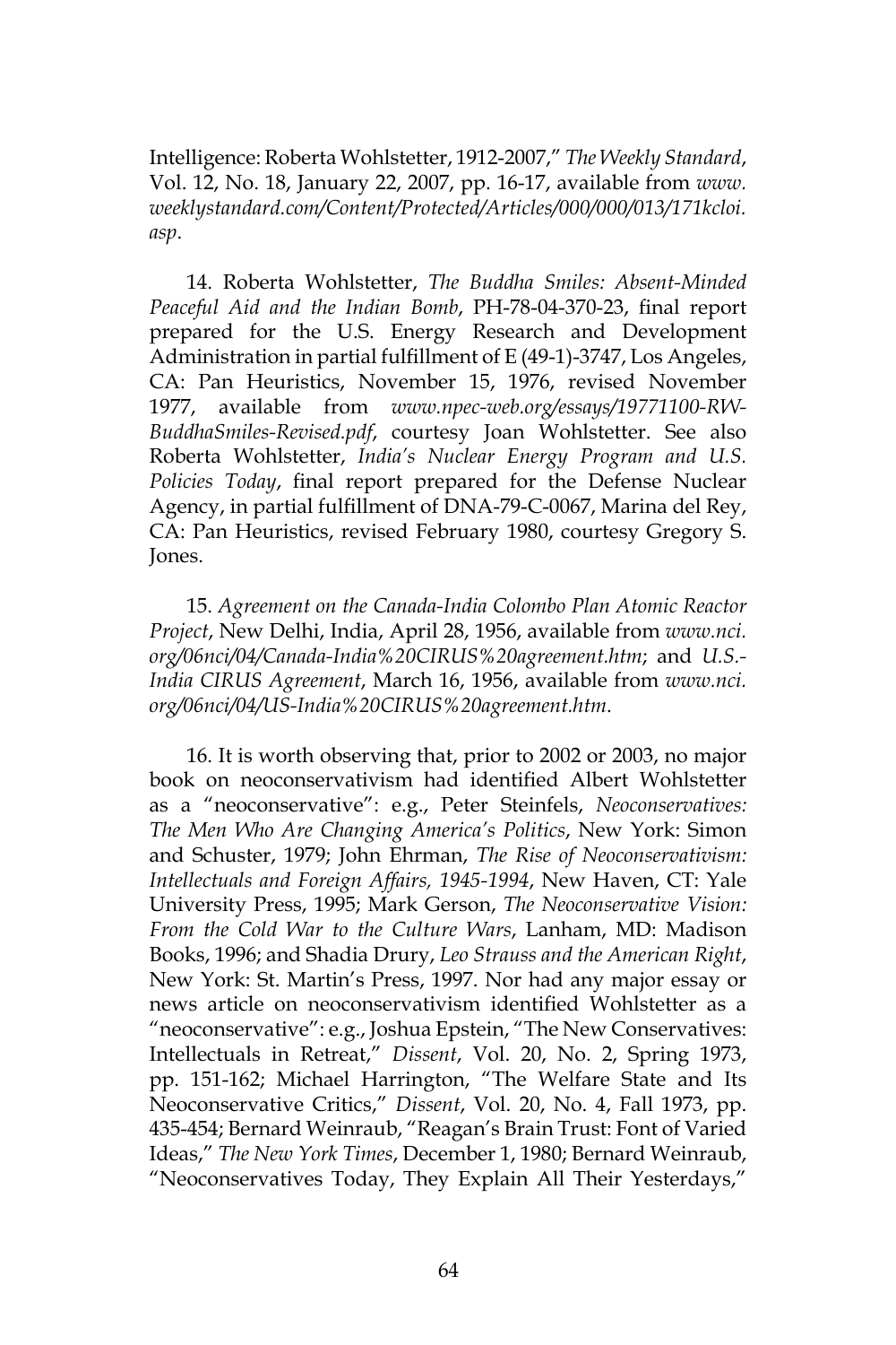Intelligence: Roberta Wohlstetter, 1912-2007," *The Weekly Standard*, Vol. 12, No. 18, January 22, 2007, pp. 16-17, available from *www.weeklystandard.com/Content/Protected/Articles/000/000/013/171kcloi.asp*.

14. Roberta Wohlstetter, *The Buddha Smiles: Absent-Minded Peaceful Aid and the Indian Bomb*, PH-78-04-370-23, final report prepared for the U.S. Energy Research and Development Administration in partial fulfillment of E (49-1)-3747, Los Angeles, CA: Pan Heuristics, November 15, 1976, revised November 1977, available from *www.npec-web.org/essays/19771100-RW-BuddhaSmiles-Revised.pdf*, courtesy Joan Wohlstetter. See also Roberta Wohlstetter, *India's Nuclear Energy Program and U.S. Policies Today*, final report prepared for the Defense Nuclear Agency, in partial fulfillment of DNA-79-C-0067, Marina del Rey, CA: Pan Heuristics, revised February 1980, courtesy Gregory S. Jones.

15. *Agreement on the Canada-India Colombo Plan Atomic Reactor Project*, New Delhi, India, April 28, 1956, available from *www.nci.org/06nci/04/Canada-India%20CIRUS%20agreement.htm*; and *U.S.-India CIRUS Agreement*, March 16, 1956, available from *www.nci.org/06nci/04/US-India%20CIRUS%20agreement.htm*.

16. It is worth observing that, prior to 2002 or 2003, no major book on neoconservativism had identified Albert Wohlstetter as a "neoconservative": e.g., Peter Steinfels, *Neoconservatives: The Men Who Are Changing America's Politics*, New York: Simon and Schuster, 1979; John Ehrman, *The Rise of Neoconservativism: Intellectuals and Foreign Affairs, 1945-1994*, New Haven, CT: Yale University Press, 1995; Mark Gerson, *The Neoconservative Vision: From the Cold War to the Culture Wars*, Lanham, MD: Madison Books, 1996; and Shadia Drury, *Leo Strauss and the American Right*, New York: St. Martin's Press, 1997. Nor had any major essay or news article on neoconservativism identified Wohlstetter as a "neoconservative": e.g., Joshua Epstein, "The New Conservatives: Intellectuals in Retreat," *Dissent*, Vol. 20, No. 2, Spring 1973, pp. 151-162; Michael Harrington, "The Welfare State and Its Neoconservative Critics," *Dissent*, Vol. 20, No. 4, Fall 1973, pp. 435-454; Bernard Weinraub, "Reagan's Brain Trust: Font of Varied Ideas," *The New York Times*, December 1, 1980; Bernard Weinraub, "Neoconservatives Today, They Explain All Their Yesterdays,"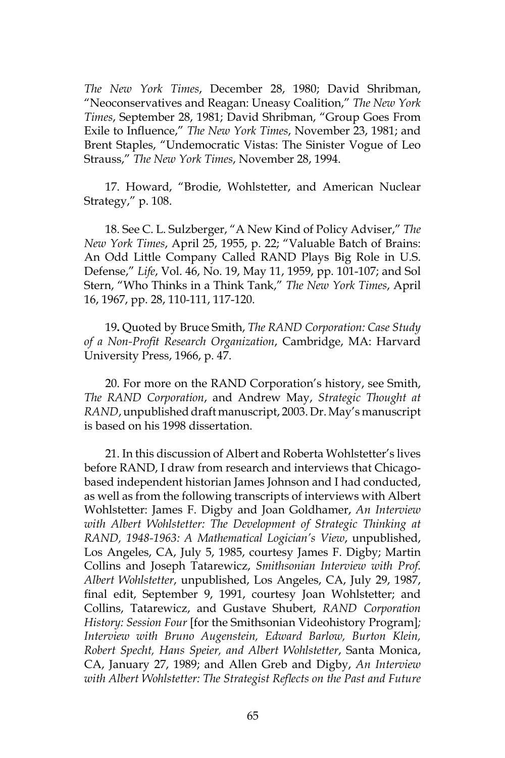*The New York Times*, December 28, 1980; David Shribman, “Neoconservatives and Reagan: Uneasy Coalition,” *The New York Times*, September 28, 1981; David Shribman, “Group Goes From Exile to Influence,” *The New York Times*, November 23, 1981; and Brent Staples, “Undemocratic Vistas: The Sinister Vogue of Leo Strauss,” *The New York Times*, November 28, 1994.

17. Howard, “Brodie, Wohlstetter, and American Nuclear Strategy,” p. 108.

18. See C. L. Sulzberger, “A New Kind of Policy Adviser,” *The New York Times*, April 25, 1955, p. 22; “Valuable Batch of Brains: An Odd Little Company Called RAND Plays Big Role in U.S. Defense,” *Life*, Vol. 46, No. 19, May 11, 1959, pp. 101-107; and Sol Stern, “Who Thinks in a Think Tank,” *The New York Times*, April 16, 1967, pp. 28, 110-111, 117-120.

19**.** Quoted by Bruce Smith, *The RAND Corporation: Case Study of a Non-Profit Research Organization*, Cambridge, MA: Harvard University Press, 1966, p. 47.

20. For more on the RAND Corporation’s history, see Smith, *The RAND Corporation*, and Andrew May, *Strategic Thought at RAND*, unpublished draft manuscript, 2003. Dr. May’s manuscript is based on his 1998 dissertation.

21. In this discussion of Albert and Roberta Wohlstetter’s lives before RAND, I draw from research and interviews that Chicago-based independent historian James Johnson and I had conducted, as well as from the following transcripts of interviews with Albert Wohlstetter: James F. Digby and Joan Goldhamer, *An Interview with Albert Wohlstetter: The Development of Strategic Thinking at RAND, 1948-1963: A Mathematical Logician’s View*, unpublished, Los Angeles, CA, July 5, 1985, courtesy James F. Digby; Martin Collins and Joseph Tatarewicz, *Smithsonian Interview with Prof. Albert Wohlstetter*, unpublished, Los Angeles, CA, July 29, 1987, final edit, September 9, 1991, courtesy Joan Wohlstetter; and Collins, Tatarewicz, and Gustave Shubert, *RAND Corporation History: Session Four* [for the Smithsonian Videohistory Program]*; Interview with Bruno Augenstein, Edward Barlow, Burton Klein, Robert Specht, Hans Speier, and Albert Wohlstetter*, Santa Monica, CA, January 27, 1989; and Allen Greb and Digby, *An Interview with Albert Wohlstetter: The Strategist Reflects on the Past and Future*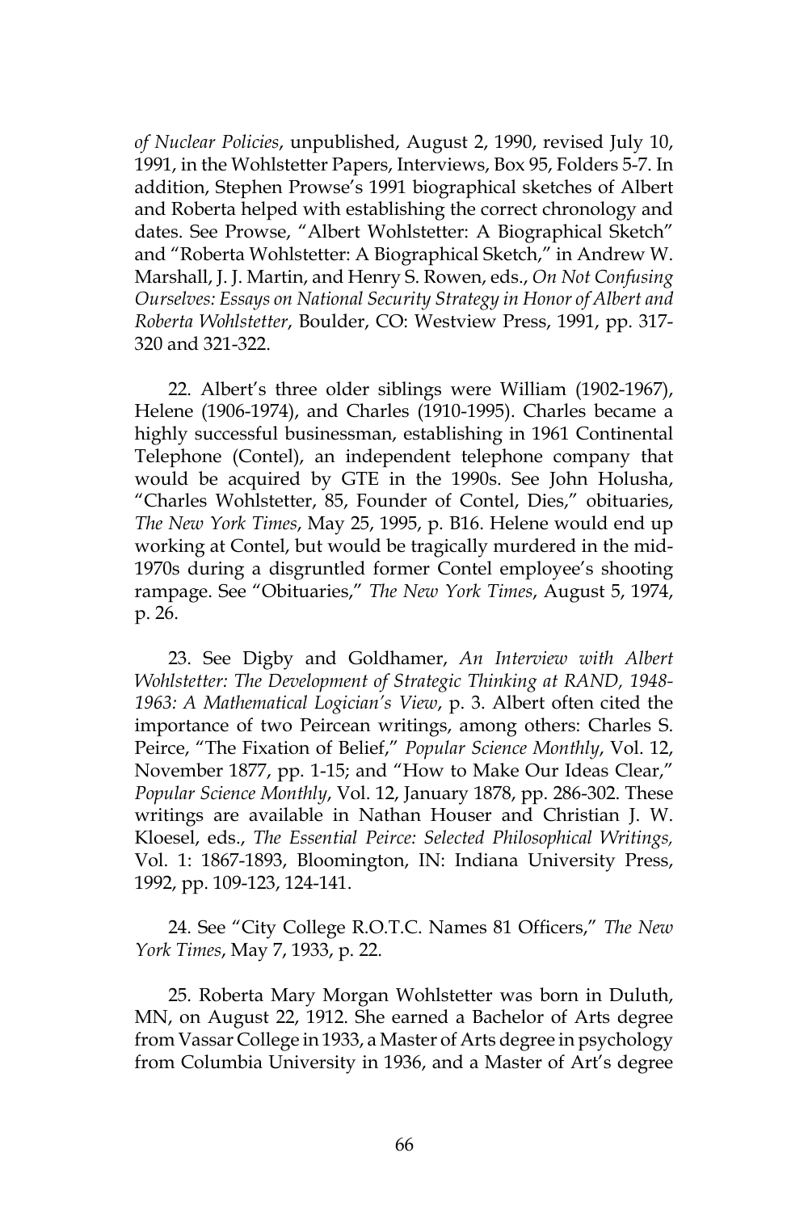*of Nuclear Policies*, unpublished, August 2, 1990, revised July 10, 1991, in the Wohlstetter Papers, Interviews, Box 95, Folders 5-7. In addition, Stephen Prowse's 1991 biographical sketches of Albert and Roberta helped with establishing the correct chronology and dates. See Prowse, "Albert Wohlstetter: A Biographical Sketch" and "Roberta Wohlstetter: A Biographical Sketch," in Andrew W. Marshall, J. J. Martin, and Henry S. Rowen, eds., *On Not Confusing Ourselves: Essays on National Security Strategy in Honor of Albert and Roberta Wohlstetter*, Boulder, CO: Westview Press, 1991, pp. 317-320 and 321-322.

22. Albert's three older siblings were William (1902-1967), Helene (1906-1974), and Charles (1910-1995). Charles became a highly successful businessman, establishing in 1961 Continental Telephone (Contel), an independent telephone company that would be acquired by GTE in the 1990s. See John Holusha, "Charles Wohlstetter, 85, Founder of Contel, Dies," obituaries, *The New York Times*, May 25, 1995, p. B16. Helene would end up working at Contel, but would be tragically murdered in the mid-1970s during a disgruntled former Contel employee's shooting rampage. See "Obituaries," *The New York Times*, August 5, 1974, p. 26.

23. See Digby and Goldhamer, *An Interview with Albert Wohlstetter: The Development of Strategic Thinking at RAND, 1948-1963: A Mathematical Logician's View*, p. 3. Albert often cited the importance of two Peircean writings, among others: Charles S. Peirce, "The Fixation of Belief," *Popular Science Monthly*, Vol. 12, November 1877, pp. 1-15; and "How to Make Our Ideas Clear," *Popular Science Monthly*, Vol. 12, January 1878, pp. 286-302. These writings are available in Nathan Houser and Christian J. W. Kloesel, eds., *The Essential Peirce: Selected Philosophical Writings,* Vol. 1: 1867-1893, Bloomington, IN: Indiana University Press, 1992, pp. 109-123, 124-141.

24. See "City College R.O.T.C. Names 81 Officers," *The New York Times*, May 7, 1933, p. 22.

25. Roberta Mary Morgan Wohlstetter was born in Duluth, MN, on August 22, 1912. She earned a Bachelor of Arts degree from Vassar College in 1933, a Master of Arts degree in psychology from Columbia University in 1936, and a Master of Art's degree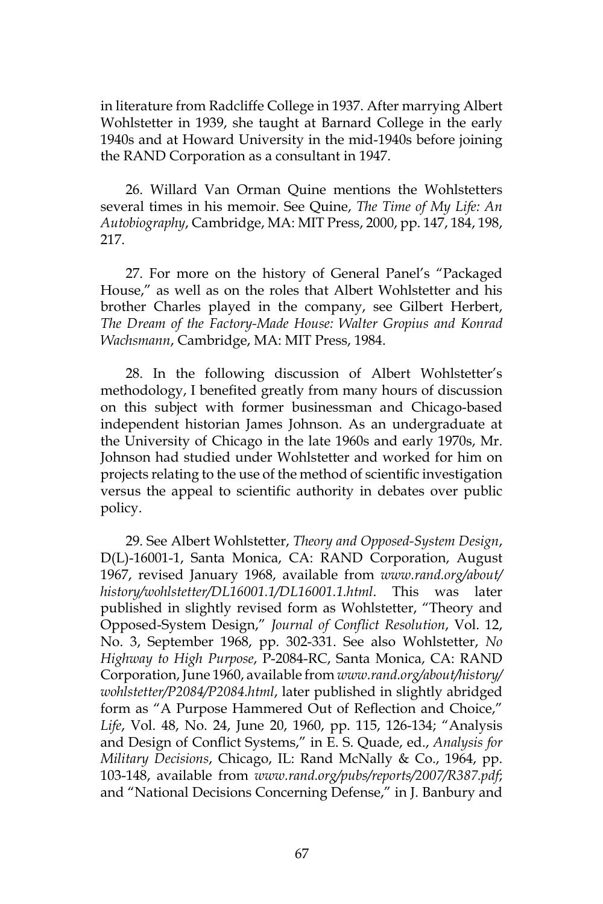in literature from Radcliffe College in 1937. After marrying Albert Wohlstetter in 1939, she taught at Barnard College in the early 1940s and at Howard University in the mid-1940s before joining the RAND Corporation as a consultant in 1947.

26. Willard Van Orman Quine mentions the Wohlstetters several times in his memoir. See Quine, *The Time of My Life: An Autobiography*, Cambridge, MA: MIT Press, 2000, pp. 147, 184, 198, 217.

27. For more on the history of General Panel's "Packaged House," as well as on the roles that Albert Wohlstetter and his brother Charles played in the company, see Gilbert Herbert, *The Dream of the Factory-Made House: Walter Gropius and Konrad Wachsmann*, Cambridge, MA: MIT Press, 1984.

28. In the following discussion of Albert Wohlstetter's methodology, I benefited greatly from many hours of discussion on this subject with former businessman and Chicago-based independent historian James Johnson. As an undergraduate at the University of Chicago in the late 1960s and early 1970s, Mr. Johnson had studied under Wohlstetter and worked for him on projects relating to the use of the method of scientific investigation versus the appeal to scientific authority in debates over public policy.

29. See Albert Wohlstetter, *Theory and Opposed-System Design*, D(L)-16001-1, Santa Monica, CA: RAND Corporation, August 1967, revised January 1968, available from *www.rand.org/about/history/wohlstetter/DL16001.1/DL16001.1.html*. This was later published in slightly revised form as Wohlstetter, "Theory and Opposed-System Design," *Journal of Conflict Resolution*, Vol. 12, No. 3, September 1968, pp. 302-331. See also Wohlstetter, *No Highway to High Purpose*, P-2084-RC, Santa Monica, CA: RAND Corporation, June 1960, available from *www.rand.org/about/history/wohlstetter/P2084/P2084.html*, later published in slightly abridged form as "A Purpose Hammered Out of Reflection and Choice," *Life*, Vol. 48, No. 24, June 20, 1960, pp. 115, 126-134; "Analysis and Design of Conflict Systems," in E. S. Quade, ed., *Analysis for Military Decisions*, Chicago, IL: Rand McNally & Co., 1964, pp. 103-148, available from *www.rand.org/pubs/reports/2007/R387.pdf*; and "National Decisions Concerning Defense," in J. Banbury and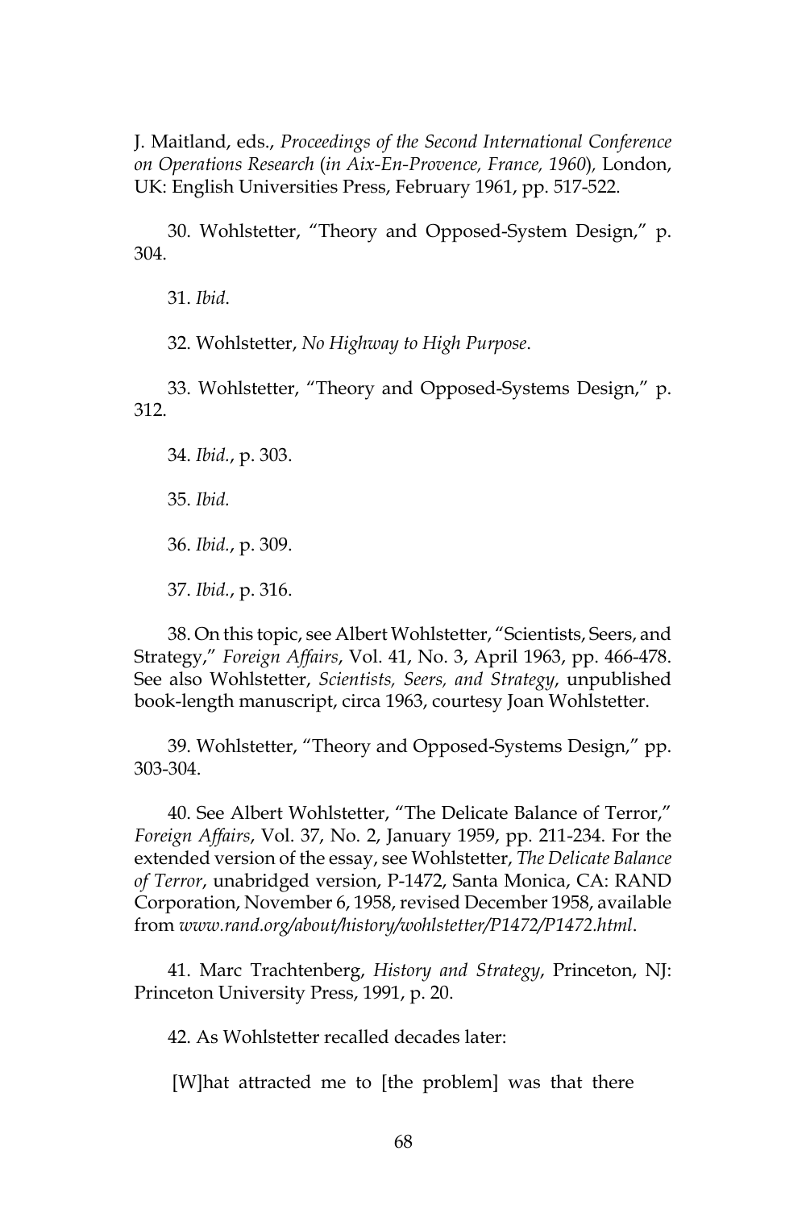J. Maitland, eds., *Proceedings of the Second International Conference on Operations Research* (*in Aix-En-Provence, France, 1960*), London, UK: English Universities Press, February 1961, pp. 517-522.

30. Wohlstetter, "Theory and Opposed-System Design," p. 304.

31. *Ibid.*

32. Wohlstetter, *No Highway to High Purpose*.

33. Wohlstetter, "Theory and Opposed-Systems Design," p. 312.

34. *Ibid.*, p. 303.

35. *Ibid.*

36. *Ibid.*, p. 309.

37. *Ibid.*, p. 316.

38. On this topic, see Albert Wohlstetter, "Scientists, Seers, and Strategy," *Foreign Affairs*, Vol. 41, No. 3, April 1963, pp. 466-478. See also Wohlstetter, *Scientists, Seers, and Strategy*, unpublished book-length manuscript, circa 1963, courtesy Joan Wohlstetter.

39. Wohlstetter, "Theory and Opposed-Systems Design," pp. 303-304.

40. See Albert Wohlstetter, "The Delicate Balance of Terror," *Foreign Affairs*, Vol. 37, No. 2, January 1959, pp. 211-234. For the extended version of the essay, see Wohlstetter, *The Delicate Balance of Terror*, unabridged version, P-1472, Santa Monica, CA: RAND Corporation, November 6, 1958, revised December 1958, available from *www.rand.org/about/history/wohlstetter/P1472/P1472.html*.

41. Marc Trachtenberg, *History and Strategy*, Princeton, NJ: Princeton University Press, 1991, p. 20.

42. As Wohlstetter recalled decades later:

[W]hat attracted me to [the problem] was that there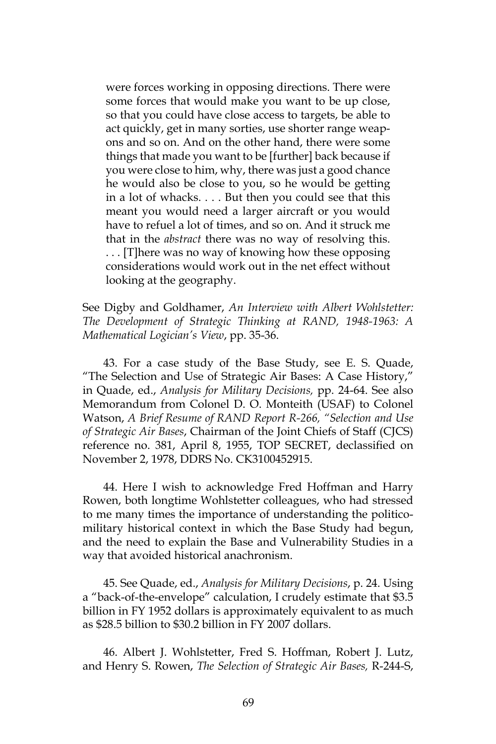> were forces working in opposing directions. There were some forces that would make you want to be up close, so that you could have close access to targets, be able to act quickly, get in many sorties, use shorter range weapons and so on. And on the other hand, there were some things that made you want to be [further] back because if you were close to him, why, there was just a good chance he would also be close to you, so he would be getting in a lot of whacks. . . . But then you could see that this meant you would need a larger aircraft or you would have to refuel a lot of times, and so on. And it struck me that in the *abstract* there was no way of resolving this. . . . [T]here was no way of knowing how these opposing considerations would work out in the net effect without looking at the geography.

See Digby and Goldhamer, *An Interview with Albert Wohlstetter: The Development of Strategic Thinking at RAND, 1948-1963: A Mathematical Logician's View*, pp. 35-36.

43. For a case study of the Base Study, see E. S. Quade, "The Selection and Use of Strategic Air Bases: A Case History," in Quade, ed., *Analysis for Military Decisions,* pp. 24-64. See also Memorandum from Colonel D. O. Monteith (USAF) to Colonel Watson, *A Brief Resume of RAND Report R-266, "Selection and Use of Strategic Air Bases*, Chairman of the Joint Chiefs of Staff (CJCS) reference no. 381, April 8, 1955, TOP SECRET, declassified on November 2, 1978, DDRS No. CK3100452915.

44. Here I wish to acknowledge Fred Hoffman and Harry Rowen, both longtime Wohlstetter colleagues, who had stressed to me many times the importance of understanding the politico-military historical context in which the Base Study had begun, and the need to explain the Base and Vulnerability Studies in a way that avoided historical anachronism.

45. See Quade, ed., *Analysis for Military Decisions*, p. 24. Using a "back-of-the-envelope" calculation, I crudely estimate that $3.5 billion in FY 1952 dollars is approximately equivalent to as much as $28.5 billion to $30.2 billion in FY 2007 dollars.

46. Albert J. Wohlstetter, Fred S. Hoffman, Robert J. Lutz, and Henry S. Rowen, *The Selection of Strategic Air Bases,* R-244-S,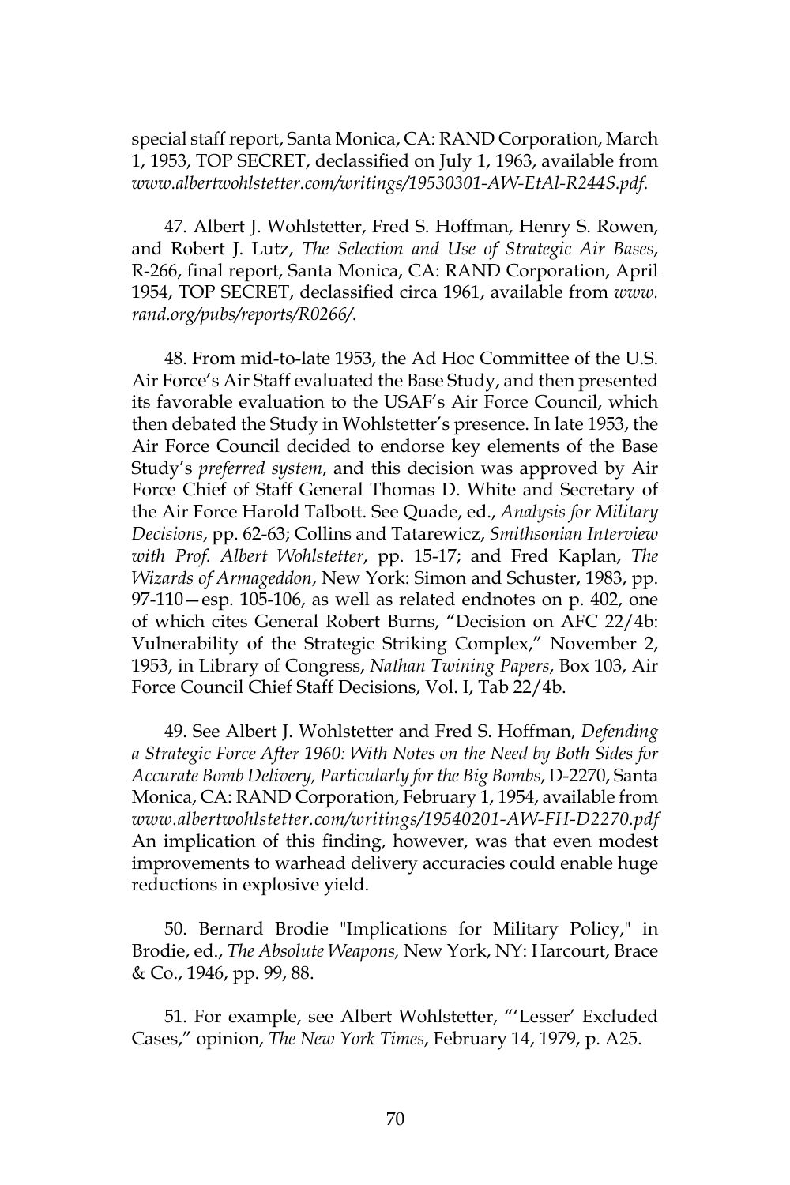special staff report, Santa Monica, CA: RAND Corporation, March 1, 1953, TOP SECRET, declassified on July 1, 1963, available from *www.albertwohlstetter.com/writings/19530301-AW-EtAl-R244S.pdf*.

47. Albert J. Wohlstetter, Fred S. Hoffman, Henry S. Rowen, and Robert J. Lutz, *The Selection and Use of Strategic Air Bases*, R-266, final report, Santa Monica, CA: RAND Corporation, April 1954, TOP SECRET, declassified circa 1961, available from *www.rand.org/pubs/reports/R0266/*.

48. From mid-to-late 1953, the Ad Hoc Committee of the U.S. Air Force's Air Staff evaluated the Base Study, and then presented its favorable evaluation to the USAF's Air Force Council, which then debated the Study in Wohlstetter's presence. In late 1953, the Air Force Council decided to endorse key elements of the Base Study's *preferred system*, and this decision was approved by Air Force Chief of Staff General Thomas D. White and Secretary of the Air Force Harold Talbott. See Quade, ed., *Analysis for Military Decisions*, pp. 62-63; Collins and Tatarewicz, *Smithsonian Interview with Prof. Albert Wohlstetter*, pp. 15-17; and Fred Kaplan, *The Wizards of Armageddon*, New York: Simon and Schuster, 1983, pp. 97-110—esp. 105-106, as well as related endnotes on p. 402, one of which cites General Robert Burns, "Decision on AFC 22/4b: Vulnerability of the Strategic Striking Complex," November 2, 1953, in Library of Congress, *Nathan Twining Papers*, Box 103, Air Force Council Chief Staff Decisions, Vol. I, Tab 22/4b.

49. See Albert J. Wohlstetter and Fred S. Hoffman, *Defending a Strategic Force After 1960: With Notes on the Need by Both Sides for Accurate Bomb Delivery, Particularly for the Big Bombs*, D-2270, Santa Monica, CA: RAND Corporation, February 1, 1954, available from *www.albertwohlstetter.com/writings/19540201-AW-FH-D2270.pdf* An implication of this finding, however, was that even modest improvements to warhead delivery accuracies could enable huge reductions in explosive yield.

50. Bernard Brodie "Implications for Military Policy," in Brodie, ed., *The Absolute Weapons,* New York, NY: Harcourt, Brace & Co., 1946, pp. 99, 88.

51. For example, see Albert Wohlstetter, "'Lesser' Excluded Cases," opinion, *The New York Times*, February 14, 1979, p. A25.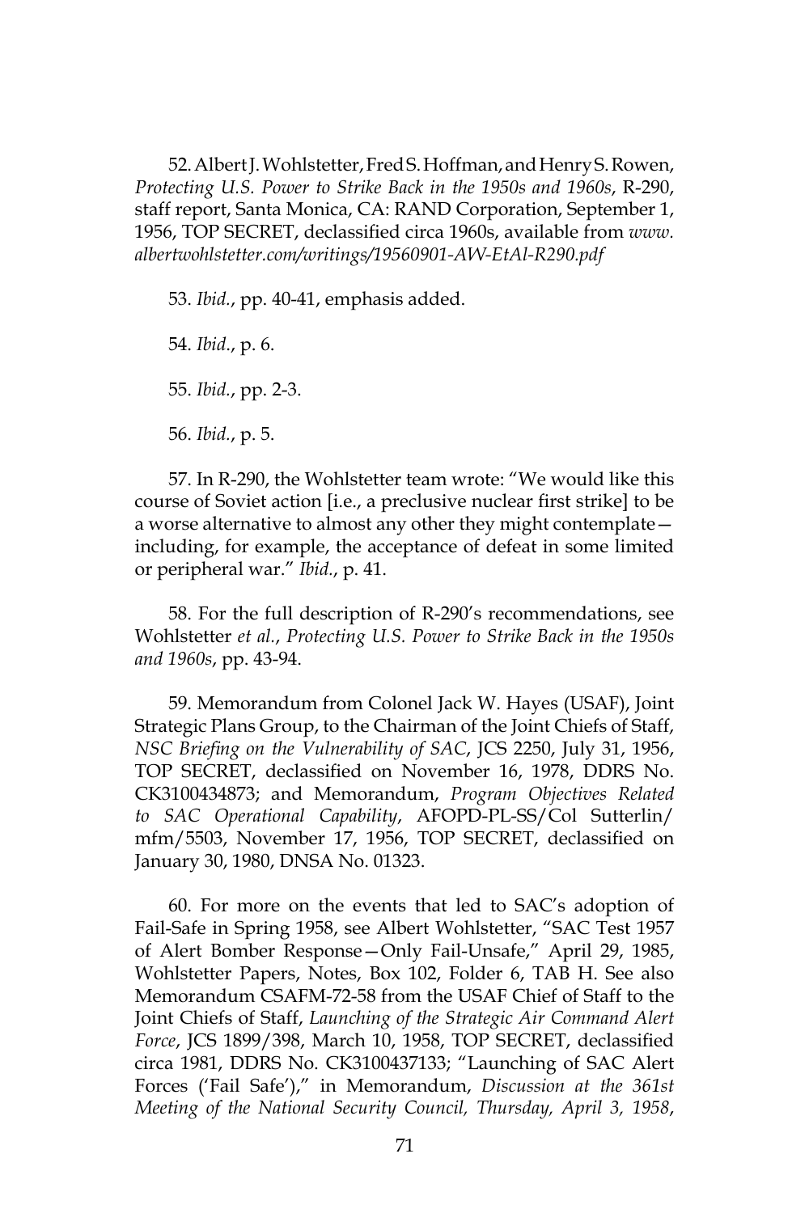52. Albert J. Wohlstetter, Fred S. Hoffman, and Henry S. Rowen, *Protecting U.S. Power to Strike Back in the 1950s and 1960s*, R-290, staff report, Santa Monica, CA: RAND Corporation, September 1, 1956, TOP SECRET, declassified circa 1960s, available from *www.albertwohlstetter.com/writings/19560901-AW-EtAl-R290.pdf*

53. *Ibid.*, pp. 40-41, emphasis added.

54. *Ibid.*, p. 6.

55. *Ibid.*, pp. 2-3.

56. *Ibid.*, p. 5.

57. In R-290, the Wohlstetter team wrote: "We would like this course of Soviet action [i.e., a preclusive nuclear first strike] to be a worse alternative to almost any other they might contemplate—including, for example, the acceptance of defeat in some limited or peripheral war." *Ibid.*, p. 41.

58. For the full description of R-290's recommendations, see Wohlstetter *et al.*, *Protecting U.S. Power to Strike Back in the 1950s and 1960s*, pp. 43-94.

59. Memorandum from Colonel Jack W. Hayes (USAF), Joint Strategic Plans Group, to the Chairman of the Joint Chiefs of Staff, *NSC Briefing on the Vulnerability of SAC*, JCS 2250, July 31, 1956, TOP SECRET, declassified on November 16, 1978, DDRS No. CK3100434873; and Memorandum, *Program Objectives Related to SAC Operational Capability*, AFOPD-PL-SS/Col Sutterlin/mfm/5503, November 17, 1956, TOP SECRET, declassified on January 30, 1980, DNSA No. 01323.

60. For more on the events that led to SAC's adoption of Fail-Safe in Spring 1958, see Albert Wohlstetter, "SAC Test 1957 of Alert Bomber Response—Only Fail-Unsafe," April 29, 1985, Wohlstetter Papers, Notes, Box 102, Folder 6, TAB H. See also Memorandum CSAFM-72-58 from the USAF Chief of Staff to the Joint Chiefs of Staff, *Launching of the Strategic Air Command Alert Force*, JCS 1899/398, March 10, 1958, TOP SECRET, declassified circa 1981, DDRS No. CK3100437133; "Launching of SAC Alert Forces ('Fail Safe')," in Memorandum, *Discussion at the 361st Meeting of the National Security Council, Thursday, April 3, 1958*,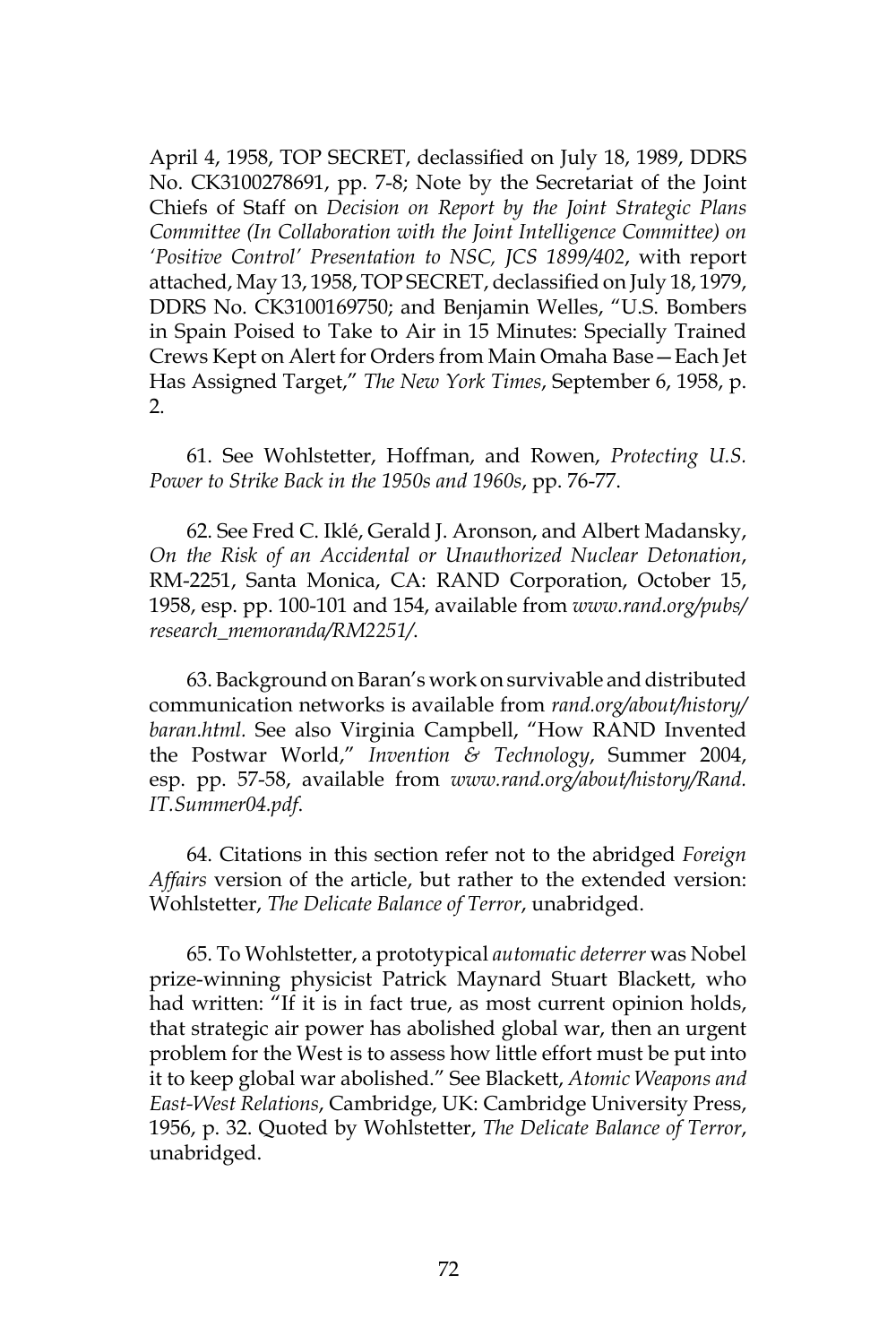April 4, 1958, TOP SECRET, declassified on July 18, 1989, DDRS No. CK3100278691, pp. 7-8; Note by the Secretariat of the Joint Chiefs of Staff on *Decision on Report by the Joint Strategic Plans Committee (In Collaboration with the Joint Intelligence Committee) on 'Positive Control' Presentation to NSC, JCS 1899/402*, with report attached, May 13, 1958, TOP SECRET, declassified on July 18, 1979, DDRS No. CK3100169750; and Benjamin Welles, "U.S. Bombers in Spain Poised to Take to Air in 15 Minutes: Specially Trained Crews Kept on Alert for Orders from Main Omaha Base—Each Jet Has Assigned Target," *The New York Times*, September 6, 1958, p. 2.

61. See Wohlstetter, Hoffman, and Rowen, *Protecting U.S. Power to Strike Back in the 1950s and 1960s*, pp. 76-77.

62. See Fred C. Iklé, Gerald J. Aronson, and Albert Madansky, *On the Risk of an Accidental or Unauthorized Nuclear Detonation*, RM-2251, Santa Monica, CA: RAND Corporation, October 15, 1958, esp. pp. 100-101 and 154, available from *www.rand.org/pubs/research_memoranda/RM2251/*.

63. Background on Baran's work on survivable and distributed communication networks is available from *rand.org/about/history/baran.html.* See also Virginia Campbell, "How RAND Invented the Postwar World," *Invention & Technology*, Summer 2004, esp. pp. 57-58, available from *www.rand.org/about/history/Rand.IT.Summer04.pdf*.

64. Citations in this section refer not to the abridged *Foreign Affairs* version of the article, but rather to the extended version: Wohlstetter, *The Delicate Balance of Terror*, unabridged.

65. To Wohlstetter, a prototypical *automatic deterrer* was Nobel prize-winning physicist Patrick Maynard Stuart Blackett, who had written: "If it is in fact true, as most current opinion holds, that strategic air power has abolished global war, then an urgent problem for the West is to assess how little effort must be put into it to keep global war abolished." See Blackett, *Atomic Weapons and East-West Relations*, Cambridge, UK: Cambridge University Press, 1956, p. 32. Quoted by Wohlstetter, *The Delicate Balance of Terror*, unabridged.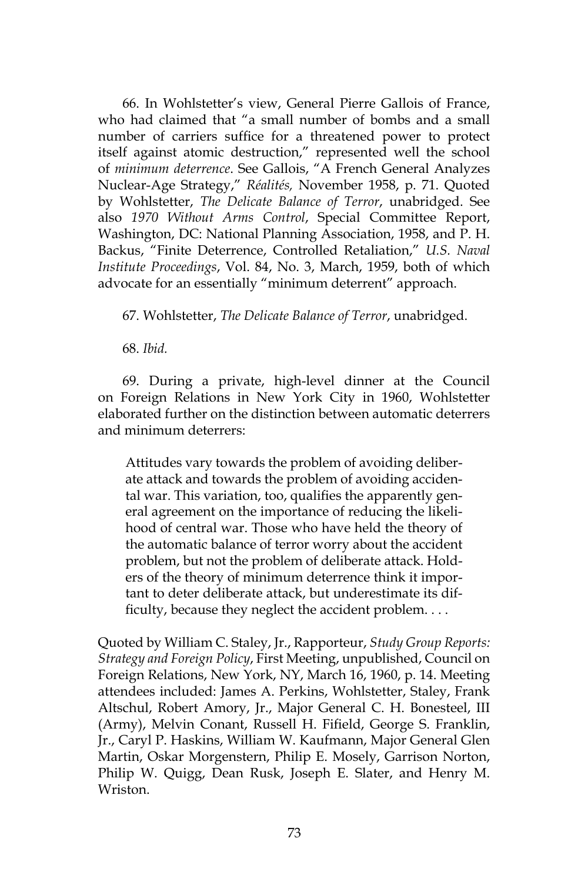66. In Wohlstetter's view, General Pierre Gallois of France, who had claimed that "a small number of bombs and a small number of carriers suffice for a threatened power to protect itself against atomic destruction," represented well the school of *minimum deterrence*. See Gallois, "A French General Analyzes Nuclear-Age Strategy," *Réalités,* November 1958, p. 71. Quoted by Wohlstetter, *The Delicate Balance of Terror*, unabridged. See also *1970 Without Arms Control*, Special Committee Report, Washington, DC: National Planning Association, 1958, and P. H. Backus, "Finite Deterrence, Controlled Retaliation," *U.S. Naval Institute Proceedings*, Vol. 84, No. 3, March, 1959, both of which advocate for an essentially "minimum deterrent" approach.

67. Wohlstetter, *The Delicate Balance of Terror*, unabridged.

68. *Ibid.*

69. During a private, high-level dinner at the Council on Foreign Relations in New York City in 1960, Wohlstetter elaborated further on the distinction between automatic deterrers and minimum deterrers:

> Attitudes vary towards the problem of avoiding deliberate attack and towards the problem of avoiding accidental war. This variation, too, qualifies the apparently general agreement on the importance of reducing the likelihood of central war. Those who have held the theory of the automatic balance of terror worry about the accident problem, but not the problem of deliberate attack. Holders of the theory of minimum deterrence think it important to deter deliberate attack, but underestimate its difficulty, because they neglect the accident problem. . . .

Quoted by William C. Staley, Jr., Rapporteur, *Study Group Reports: Strategy and Foreign Policy*, First Meeting, unpublished, Council on Foreign Relations, New York, NY, March 16, 1960, p. 14. Meeting attendees included: James A. Perkins, Wohlstetter, Staley, Frank Altschul, Robert Amory, Jr., Major General C. H. Bonesteel, III (Army), Melvin Conant, Russell H. Fifield, George S. Franklin, Jr., Caryl P. Haskins, William W. Kaufmann, Major General Glen Martin, Oskar Morgenstern, Philip E. Mosely, Garrison Norton, Philip W. Quigg, Dean Rusk, Joseph E. Slater, and Henry M. Wriston.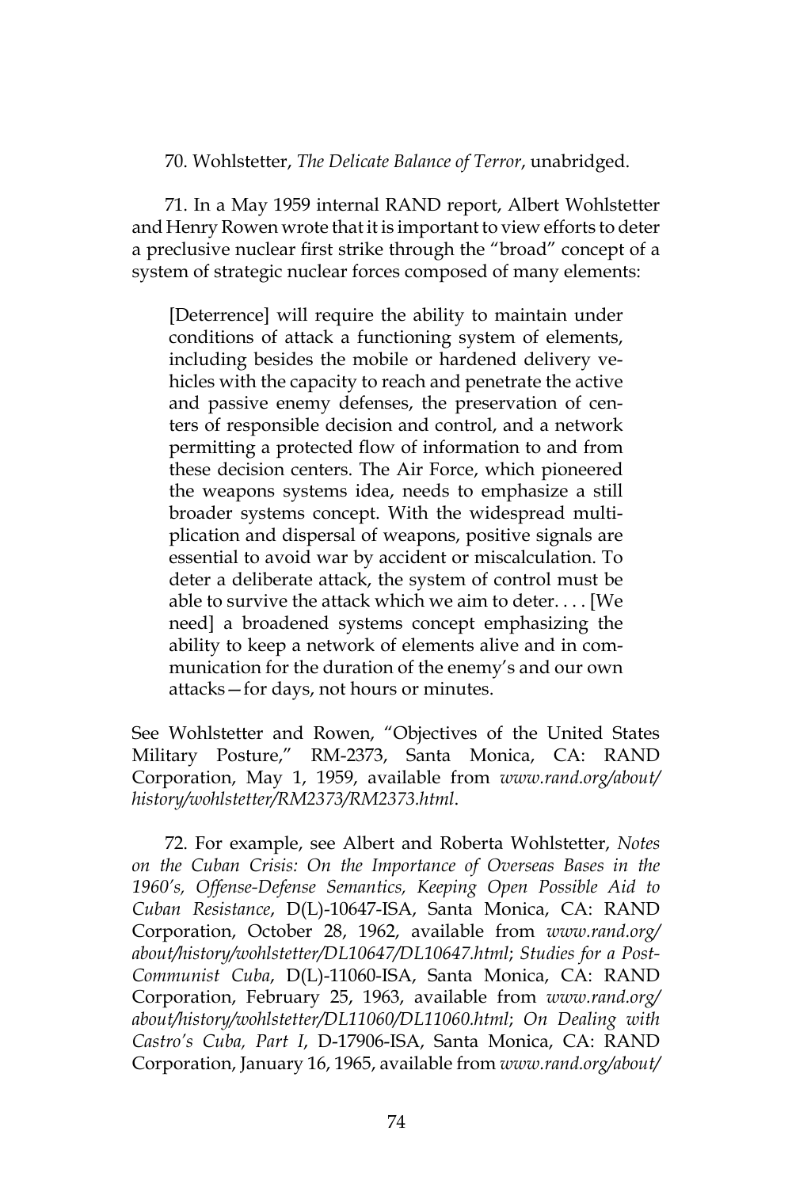70. Wohlstetter, *The Delicate Balance of Terror*, unabridged.

71. In a May 1959 internal RAND report, Albert Wohlstetter and Henry Rowen wrote that it is important to view efforts to deter a preclusive nuclear first strike through the "broad" concept of a system of strategic nuclear forces composed of many elements:

> [Deterrence] will require the ability to maintain under conditions of attack a functioning system of elements, including besides the mobile or hardened delivery vehicles with the capacity to reach and penetrate the active and passive enemy defenses, the preservation of centers of responsible decision and control, and a network permitting a protected flow of information to and from these decision centers. The Air Force, which pioneered the weapons systems idea, needs to emphasize a still broader systems concept. With the widespread multiplication and dispersal of weapons, positive signals are essential to avoid war by accident or miscalculation. To deter a deliberate attack, the system of control must be able to survive the attack which we aim to deter. . . . [We need] a broadened systems concept emphasizing the ability to keep a network of elements alive and in communication for the duration of the enemy's and our own attacks—for days, not hours or minutes.

See Wohlstetter and Rowen, "Objectives of the United States Military Posture," RM-2373, Santa Monica, CA: RAND Corporation, May 1, 1959, available from *www.rand.org/about/history/wohlstetter/RM2373/RM2373.html*.

72. For example, see Albert and Roberta Wohlstetter, *Notes on the Cuban Crisis: On the Importance of Overseas Bases in the 1960's, Offense-Defense Semantics, Keeping Open Possible Aid to Cuban Resistance*, D(L)-10647-ISA, Santa Monica, CA: RAND Corporation, October 28, 1962, available from *www.rand.org/about/history/wohlstetter/DL10647/DL10647.html*; *Studies for a Post-Communist Cuba*, D(L)-11060-ISA, Santa Monica, CA: RAND Corporation, February 25, 1963, available from *www.rand.org/about/history/wohlstetter/DL11060/DL11060.html*; *On Dealing with Castro's Cuba, Part I*, D-17906-ISA, Santa Monica, CA: RAND Corporation, January 16, 1965, available from *www.rand.org/about/*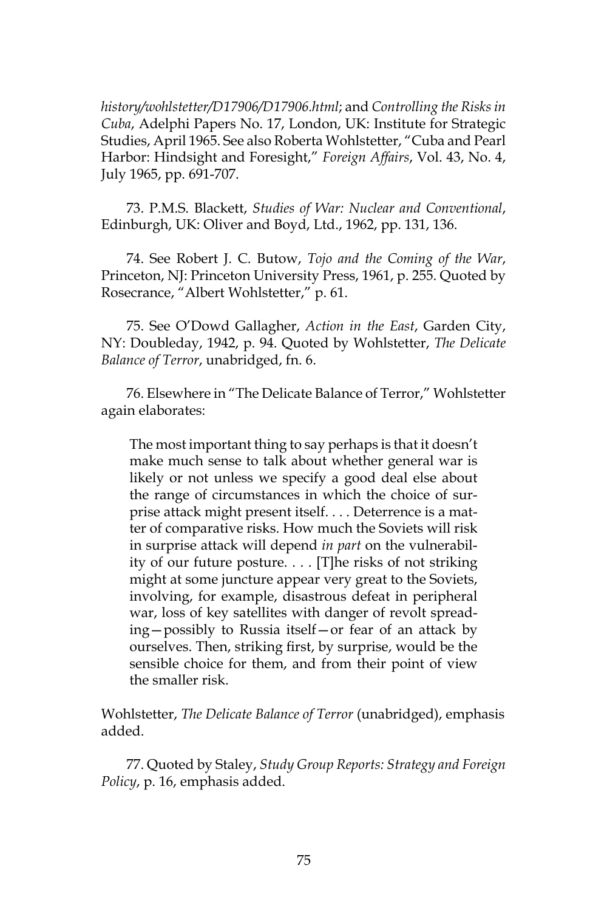*history/wohlstetter/D17906/D17906.html*; and *Controlling the Risks in Cuba*, Adelphi Papers No. 17, London, UK: Institute for Strategic Studies, April 1965. See also Roberta Wohlstetter, "Cuba and Pearl Harbor: Hindsight and Foresight," *Foreign Affairs*, Vol. 43, No. 4, July 1965, pp. 691-707.

73. P.M.S. Blackett, *Studies of War: Nuclear and Conventional*, Edinburgh, UK: Oliver and Boyd, Ltd., 1962, pp. 131, 136.

74. See Robert J. C. Butow, *Tojo and the Coming of the War*, Princeton, NJ: Princeton University Press, 1961, p. 255. Quoted by Rosecrance, "Albert Wohlstetter," p. 61.

75. See O'Dowd Gallagher, *Action in the East*, Garden City, NY: Doubleday, 1942, p. 94. Quoted by Wohlstetter, *The Delicate Balance of Terror*, unabridged, fn. 6.

76. Elsewhere in "The Delicate Balance of Terror," Wohlstetter again elaborates:

> The most important thing to say perhaps is that it doesn't make much sense to talk about whether general war is likely or not unless we specify a good deal else about the range of circumstances in which the choice of surprise attack might present itself. . . . Deterrence is a matter of comparative risks. How much the Soviets will risk in surprise attack will depend *in part* on the vulnerability of our future posture. . . . [T]he risks of not striking might at some juncture appear very great to the Soviets, involving, for example, disastrous defeat in peripheral war, loss of key satellites with danger of revolt spreading—possibly to Russia itself—or fear of an attack by ourselves. Then, striking first, by surprise, would be the sensible choice for them, and from their point of view the smaller risk.

Wohlstetter, *The Delicate Balance of Terror* (unabridged), emphasis added.

77. Quoted by Staley, *Study Group Reports: Strategy and Foreign Policy*, p. 16, emphasis added.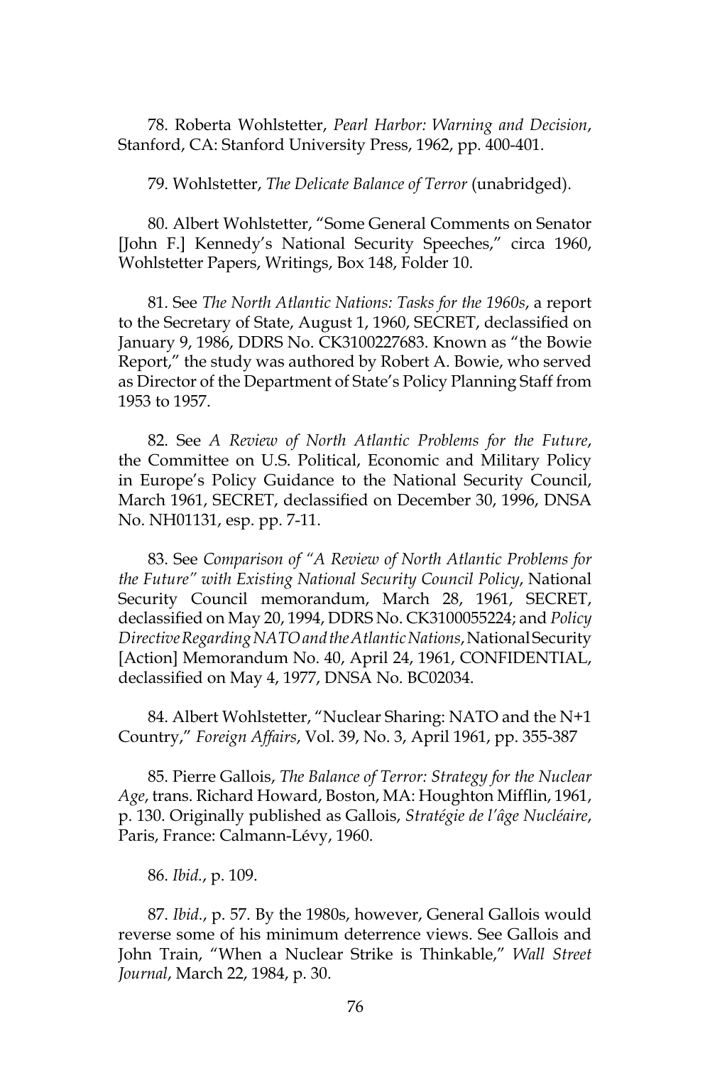78. Roberta Wohlstetter, *Pearl Harbor: Warning and Decision*, Stanford, CA: Stanford University Press, 1962, pp. 400-401.

79. Wohlstetter, *The Delicate Balance of Terror* (unabridged).

80. Albert Wohlstetter, "Some General Comments on Senator [John F.] Kennedy's National Security Speeches," circa 1960, Wohlstetter Papers, Writings, Box 148, Folder 10.

81. See *The North Atlantic Nations: Tasks for the 1960s*, a report to the Secretary of State, August 1, 1960, SECRET, declassified on January 9, 1986, DDRS No. CK3100227683. Known as "the Bowie Report," the study was authored by Robert A. Bowie, who served as Director of the Department of State's Policy Planning Staff from 1953 to 1957.

82. See *A Review of North Atlantic Problems for the Future*, the Committee on U.S. Political, Economic and Military Policy in Europe's Policy Guidance to the National Security Council, March 1961, SECRET, declassified on December 30, 1996, DNSA No. NH01131, esp. pp. 7-11.

83. See *Comparison of "A Review of North Atlantic Problems for the Future" with Existing National Security Council Policy*, National Security Council memorandum, March 28, 1961, SECRET, declassified on May 20, 1994, DDRS No. CK3100055224; and *Policy Directive Regarding NATO and the Atlantic Nations*, National Security [Action] Memorandum No. 40, April 24, 1961, CONFIDENTIAL, declassified on May 4, 1977, DNSA No. BC02034.

84. Albert Wohlstetter, "Nuclear Sharing: NATO and the N+1 Country," *Foreign Affairs*, Vol. 39, No. 3, April 1961, pp. 355-387

85. Pierre Gallois, *The Balance of Terror: Strategy for the Nuclear Age*, trans. Richard Howard, Boston, MA: Houghton Mifflin, 1961, p. 130. Originally published as Gallois, *Stratégie de l'âge Nucléaire*, Paris, France: Calmann-Lévy, 1960.

86. *Ibid.*, p. 109.

87. *Ibid.*, p. 57. By the 1980s, however, General Gallois would reverse some of his minimum deterrence views. See Gallois and John Train, "When a Nuclear Strike is Thinkable," *Wall Street Journal*, March 22, 1984, p. 30.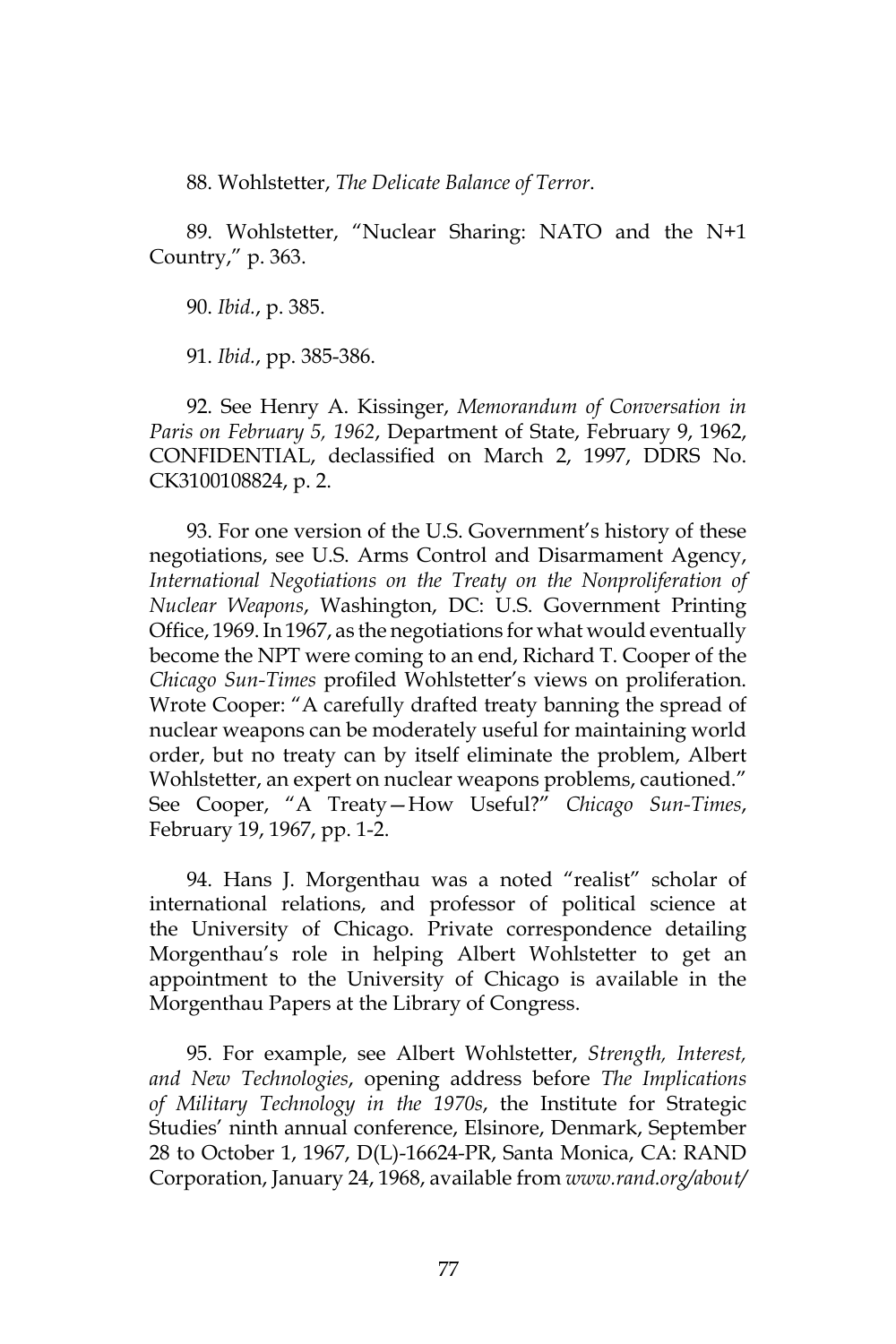88. Wohlstetter, *The Delicate Balance of Terror*.

89. Wohlstetter, "Nuclear Sharing: NATO and the N+1 Country," p. 363.

90. *Ibid.*, p. 385.

91. *Ibid.*, pp. 385-386.

92. See Henry A. Kissinger, *Memorandum of Conversation in Paris on February 5, 1962*, Department of State, February 9, 1962, CONFIDENTIAL, declassified on March 2, 1997, DDRS No. CK3100108824, p. 2.

93. For one version of the U.S. Government's history of these negotiations, see U.S. Arms Control and Disarmament Agency, *International Negotiations on the Treaty on the Nonproliferation of Nuclear Weapons*, Washington, DC: U.S. Government Printing Office, 1969. In 1967, as the negotiations for what would eventually become the NPT were coming to an end, Richard T. Cooper of the *Chicago Sun-Times* profiled Wohlstetter's views on proliferation. Wrote Cooper: "A carefully drafted treaty banning the spread of nuclear weapons can be moderately useful for maintaining world order, but no treaty can by itself eliminate the problem, Albert Wohlstetter, an expert on nuclear weapons problems, cautioned." See Cooper, "A Treaty—How Useful?" *Chicago Sun-Times*, February 19, 1967, pp. 1-2.

94. Hans J. Morgenthau was a noted "realist" scholar of international relations, and professor of political science at the University of Chicago. Private correspondence detailing Morgenthau's role in helping Albert Wohlstetter to get an appointment to the University of Chicago is available in the Morgenthau Papers at the Library of Congress.

95. For example, see Albert Wohlstetter, *Strength, Interest, and New Technologies*, opening address before *The Implications of Military Technology in the 1970s*, the Institute for Strategic Studies' ninth annual conference, Elsinore, Denmark, September 28 to October 1, 1967, D(L)-16624-PR, Santa Monica, CA: RAND Corporation, January 24, 1968, available from *www.rand.org/about/*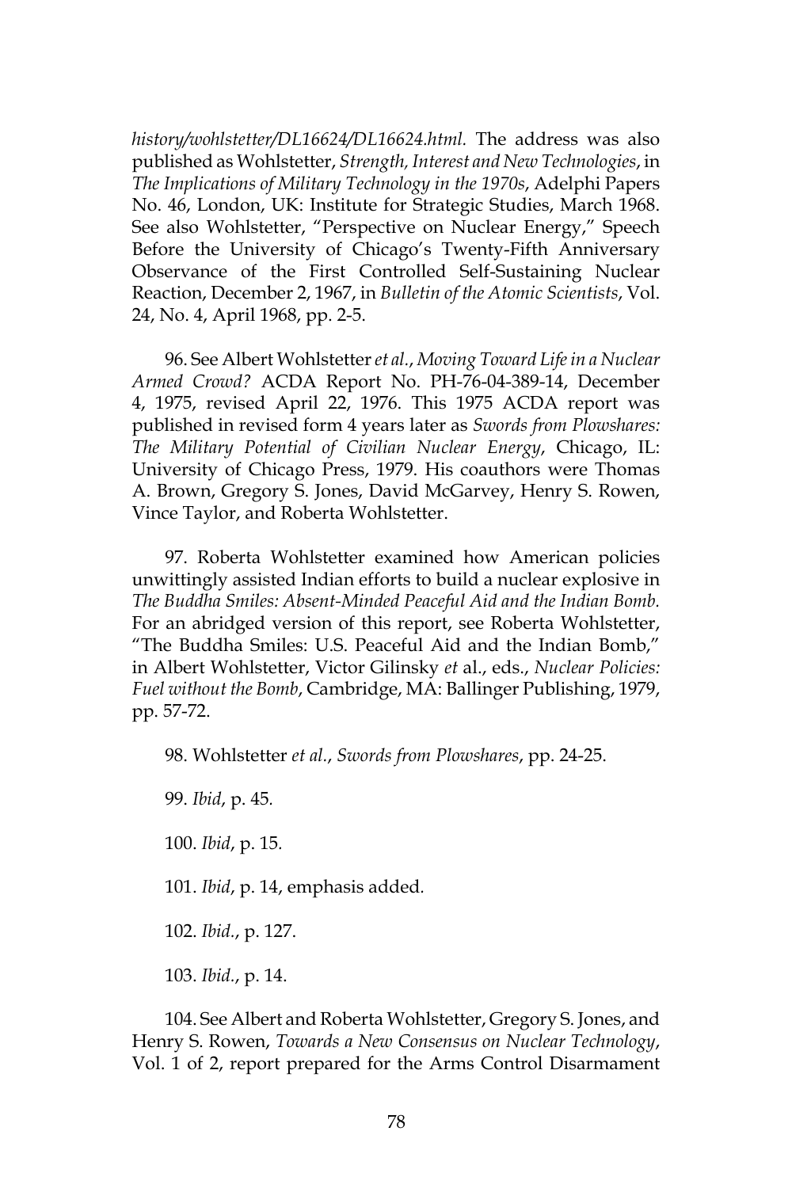*history/wohlstetter/DL16624/DL16624.html*. The address was also published as Wohlstetter, *Strength, Interest and New Technologies*, in *The Implications of Military Technology in the 1970s*, Adelphi Papers No. 46, London, UK: Institute for Strategic Studies, March 1968. See also Wohlstetter, "Perspective on Nuclear Energy," Speech Before the University of Chicago's Twenty-Fifth Anniversary Observance of the First Controlled Self-Sustaining Nuclear Reaction, December 2, 1967, in *Bulletin of the Atomic Scientists*, Vol. 24, No. 4, April 1968, pp. 2-5.

96. See Albert Wohlstetter *et al.*, *Moving Toward Life in a Nuclear Armed Crowd?* ACDA Report No. PH-76-04-389-14, December 4, 1975, revised April 22, 1976. This 1975 ACDA report was published in revised form 4 years later as *Swords from Plowshares: The Military Potential of Civilian Nuclear Energy*, Chicago, IL: University of Chicago Press, 1979. His coauthors were Thomas A. Brown, Gregory S. Jones, David McGarvey, Henry S. Rowen, Vince Taylor, and Roberta Wohlstetter.

97. Roberta Wohlstetter examined how American policies unwittingly assisted Indian efforts to build a nuclear explosive in *The Buddha Smiles: Absent-Minded Peaceful Aid and the Indian Bomb.* For an abridged version of this report, see Roberta Wohlstetter, "The Buddha Smiles: U.S. Peaceful Aid and the Indian Bomb," in Albert Wohlstetter, Victor Gilinsky *et* al., eds., *Nuclear Policies: Fuel without the Bomb*, Cambridge, MA: Ballinger Publishing, 1979, pp. 57-72.

98. Wohlstetter *et al.*, *Swords from Plowshares*, pp. 24-25.

99. *Ibid*, p. 45.

100. *Ibid*, p. 15.

101. *Ibid*, p. 14, emphasis added.

102. *Ibid.*, p. 127.

103. *Ibid.*, p. 14.

104. See Albert and Roberta Wohlstetter, Gregory S. Jones, and Henry S. Rowen, *Towards a New Consensus on Nuclear Technology*, Vol. 1 of 2, report prepared for the Arms Control Disarmament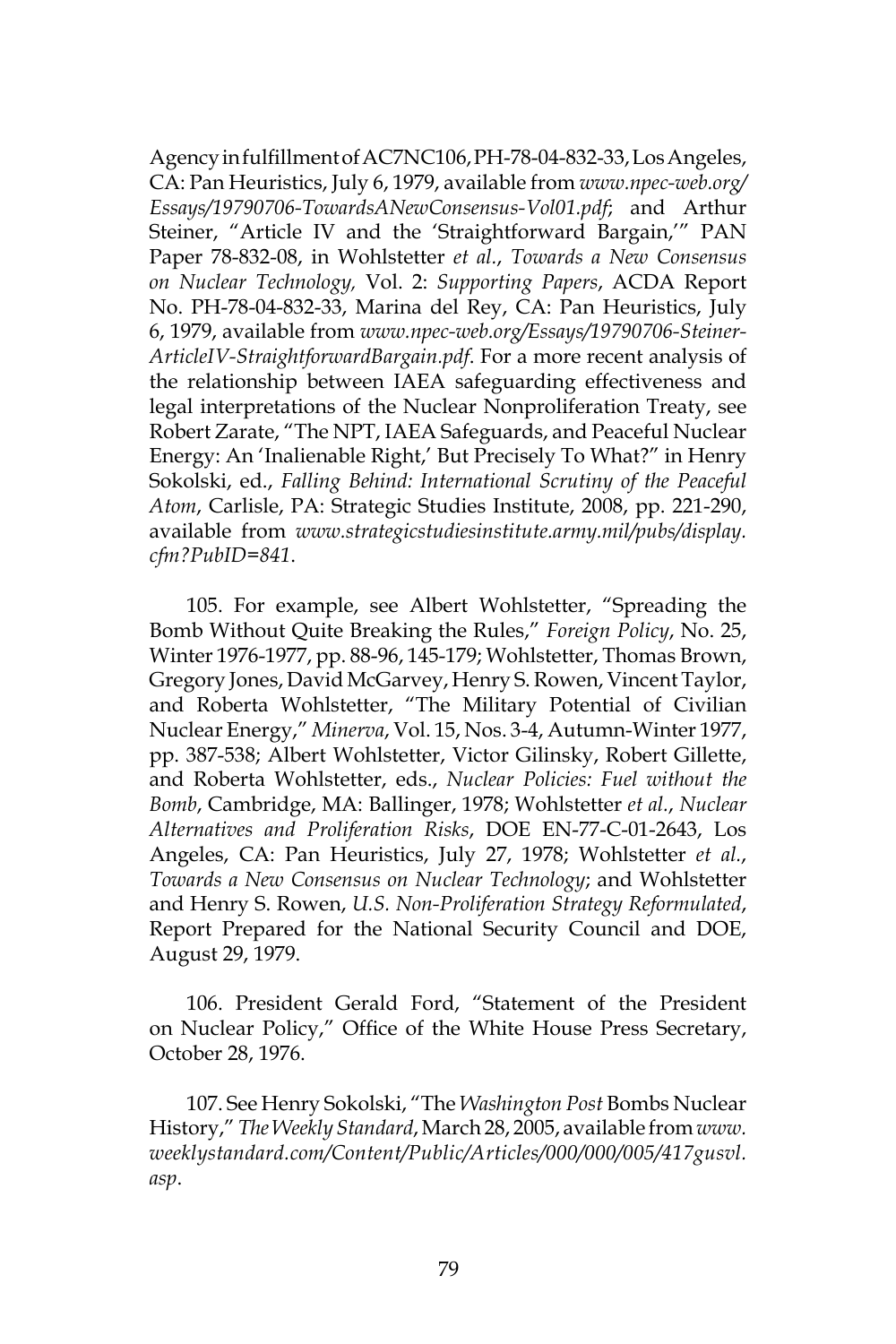Agency in fulfillment of AC7NC106, PH-78-04-832-33, Los Angeles, CA: Pan Heuristics, July 6, 1979, available from *www.npec-web.org/Essays/19790706-TowardsANewConsensus-Vol01.pdf*; and Arthur Steiner, "Article IV and the 'Straightforward Bargain,'" PAN Paper 78-832-08, in Wohlstetter *et al.*, *Towards a New Consensus on Nuclear Technology,* Vol. 2: *Supporting Papers*, ACDA Report No. PH-78-04-832-33, Marina del Rey, CA: Pan Heuristics, July 6, 1979, available from *www.npec-web.org/Essays/19790706-Steiner-ArticleIV-StraightforwardBargain.pdf*. For a more recent analysis of the relationship between IAEA safeguarding effectiveness and legal interpretations of the Nuclear Nonproliferation Treaty, see Robert Zarate, "The NPT, IAEA Safeguards, and Peaceful Nuclear Energy: An 'Inalienable Right,' But Precisely To What?" in Henry Sokolski, ed., *Falling Behind: International Scrutiny of the Peaceful Atom*, Carlisle, PA: Strategic Studies Institute, 2008, pp. 221-290, available from *www.strategicstudiesinstitute.army.mil/pubs/display.cfm?PubID=841*.

105. For example, see Albert Wohlstetter, "Spreading the Bomb Without Quite Breaking the Rules," *Foreign Policy*, No. 25, Winter 1976-1977, pp. 88-96, 145-179; Wohlstetter, Thomas Brown, Gregory Jones, David McGarvey, Henry S. Rowen, Vincent Taylor, and Roberta Wohlstetter, "The Military Potential of Civilian Nuclear Energy," *Minerva*, Vol. 15, Nos. 3-4, Autumn-Winter 1977, pp. 387-538; Albert Wohlstetter, Victor Gilinsky, Robert Gillette, and Roberta Wohlstetter, eds., *Nuclear Policies: Fuel without the Bomb*, Cambridge, MA: Ballinger, 1978; Wohlstetter *et al.*, *Nuclear Alternatives and Proliferation Risks*, DOE EN-77-C-01-2643, Los Angeles, CA: Pan Heuristics, July 27, 1978; Wohlstetter *et al.*, *Towards a New Consensus on Nuclear Technology*; and Wohlstetter and Henry S. Rowen, *U.S. Non-Proliferation Strategy Reformulated*, Report Prepared for the National Security Council and DOE, August 29, 1979.

106. President Gerald Ford, "Statement of the President on Nuclear Policy," Office of the White House Press Secretary, October 28, 1976.

107. See Henry Sokolski, "The *Washington Post* Bombs Nuclear History," *The Weekly Standard*, March 28, 2005, available from *www.weeklystandard.com/Content/Public/Articles/000/000/005/417gusvl.asp*.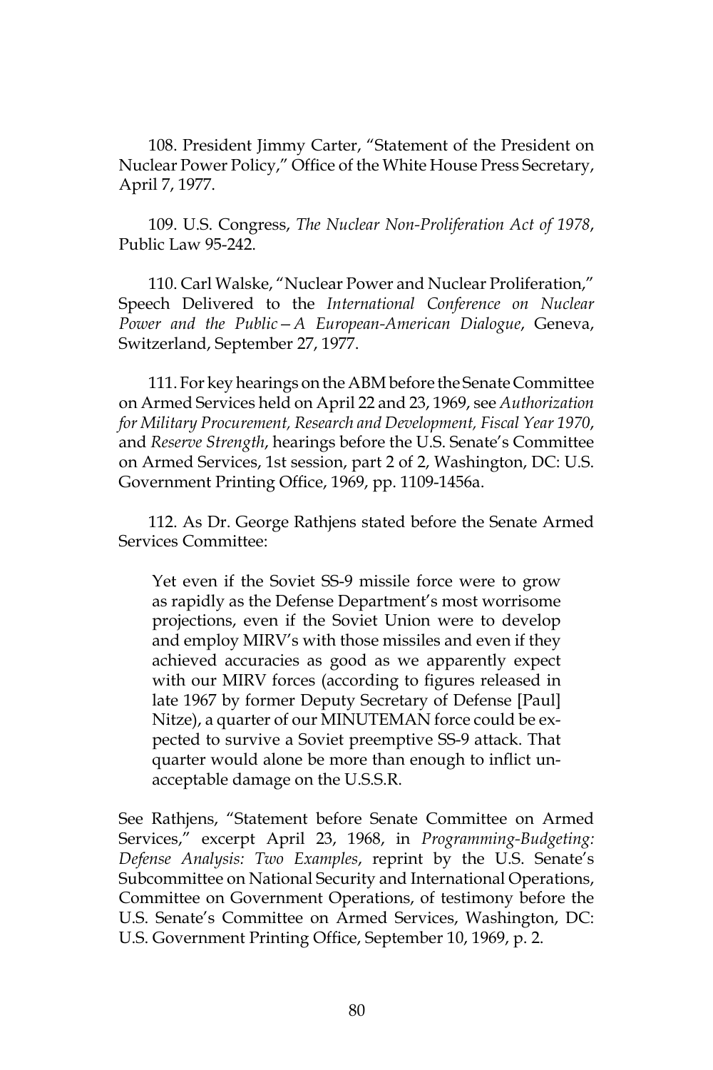108. President Jimmy Carter, "Statement of the President on Nuclear Power Policy," Office of the White House Press Secretary, April 7, 1977.

109. U.S. Congress, *The Nuclear Non-Proliferation Act of 1978*, Public Law 95-242.

110. Carl Walske, "Nuclear Power and Nuclear Proliferation," Speech Delivered to the *International Conference on Nuclear Power and the Public—A European-American Dialogue*, Geneva, Switzerland, September 27, 1977.

111. For key hearings on the ABM before the Senate Committee on Armed Services held on April 22 and 23, 1969, see *Authorization for Military Procurement, Research and Development, Fiscal Year 1970*, and *Reserve Strength*, hearings before the U.S. Senate's Committee on Armed Services, 1st session, part 2 of 2, Washington, DC: U.S. Government Printing Office, 1969, pp. 1109-1456a.

112. As Dr. George Rathjens stated before the Senate Armed Services Committee:

> Yet even if the Soviet SS-9 missile force were to grow as rapidly as the Defense Department's most worrisome projections, even if the Soviet Union were to develop and employ MIRV's with those missiles and even if they achieved accuracies as good as we apparently expect with our MIRV forces (according to figures released in late 1967 by former Deputy Secretary of Defense [Paul] Nitze), a quarter of our MINUTEMAN force could be expected to survive a Soviet preemptive SS-9 attack. That quarter would alone be more than enough to inflict unacceptable damage on the U.S.S.R.

See Rathjens, "Statement before Senate Committee on Armed Services," excerpt April 23, 1968, in *Programming-Budgeting: Defense Analysis: Two Examples*, reprint by the U.S. Senate's Subcommittee on National Security and International Operations, Committee on Government Operations, of testimony before the U.S. Senate's Committee on Armed Services, Washington, DC: U.S. Government Printing Office, September 10, 1969, p. 2.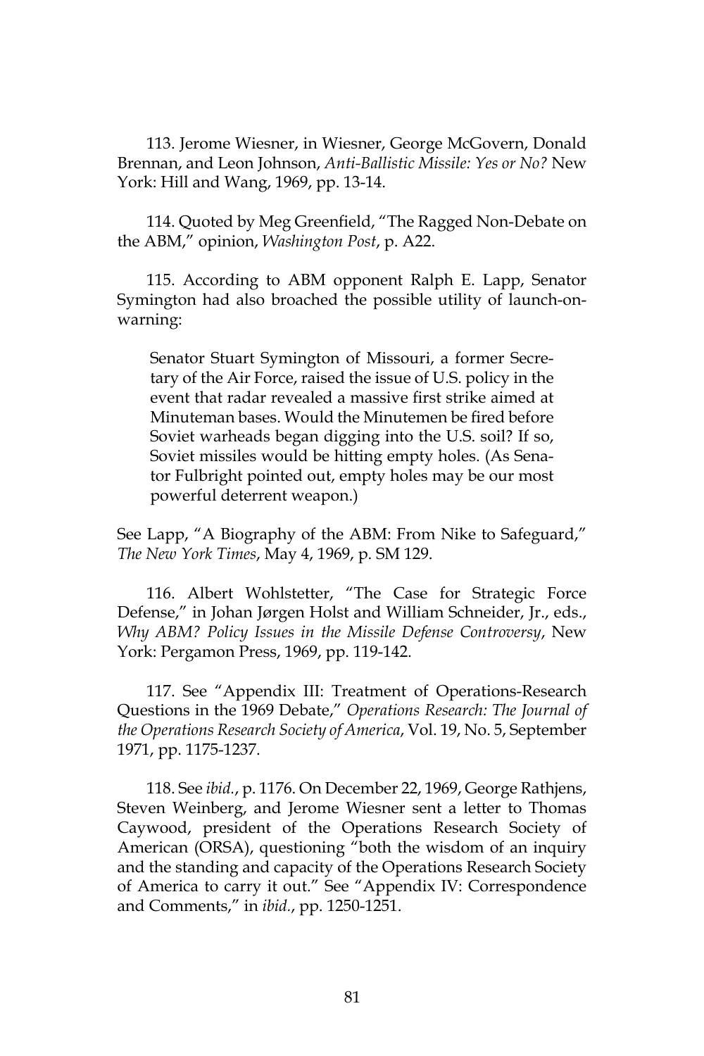113. Jerome Wiesner, in Wiesner, George McGovern, Donald Brennan, and Leon Johnson, *Anti-Ballistic Missile: Yes or No?* New York: Hill and Wang, 1969, pp. 13-14.

114. Quoted by Meg Greenfield, "The Ragged Non-Debate on the ABM," opinion, *Washington Post*, p. A22.

115. According to ABM opponent Ralph E. Lapp, Senator Symington had also broached the possible utility of launch-on-warning:

> Senator Stuart Symington of Missouri, a former Secretary of the Air Force, raised the issue of U.S. policy in the event that radar revealed a massive first strike aimed at Minuteman bases. Would the Minutemen be fired before Soviet warheads began digging into the U.S. soil? If so, Soviet missiles would be hitting empty holes. (As Senator Fulbright pointed out, empty holes may be our most powerful deterrent weapon.)

See Lapp, "A Biography of the ABM: From Nike to Safeguard," *The New York Times*, May 4, 1969, p. SM 129.

116. Albert Wohlstetter, "The Case for Strategic Force Defense," in Johan Jørgen Holst and William Schneider, Jr., eds., *Why ABM? Policy Issues in the Missile Defense Controversy*, New York: Pergamon Press, 1969, pp. 119-142.

117. See "Appendix III: Treatment of Operations-Research Questions in the 1969 Debate," *Operations Research: The Journal of the Operations Research Society of America*, Vol. 19, No. 5, September 1971, pp. 1175-1237.

118. See *ibid.*, p. 1176. On December 22, 1969, George Rathjens, Steven Weinberg, and Jerome Wiesner sent a letter to Thomas Caywood, president of the Operations Research Society of American (ORSA), questioning "both the wisdom of an inquiry and the standing and capacity of the Operations Research Society of America to carry it out." See "Appendix IV: Correspondence and Comments," in *ibid.*, pp. 1250-1251.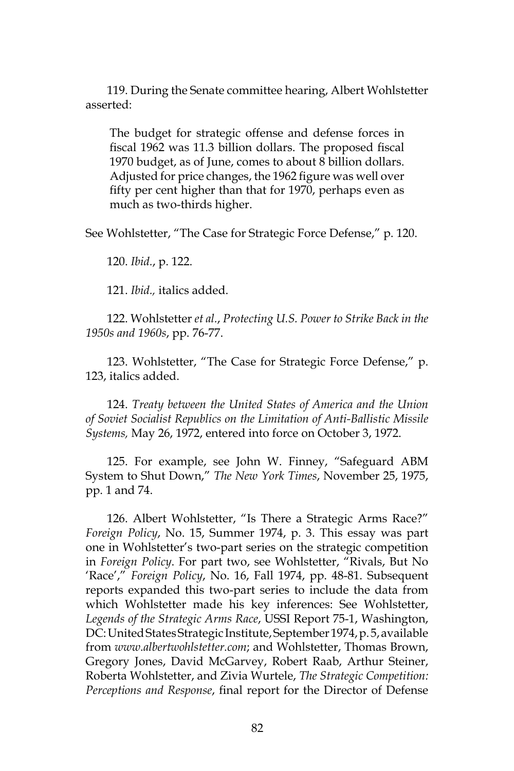119. During the Senate committee hearing, Albert Wohlstetter asserted:

> The budget for strategic offense and defense forces in fiscal 1962 was 11.3 billion dollars. The proposed fiscal 1970 budget, as of June, comes to about 8 billion dollars. Adjusted for price changes, the 1962 figure was well over fifty per cent higher than that for 1970, perhaps even as much as two-thirds higher.

See Wohlstetter, "The Case for Strategic Force Defense," p. 120.

120. *Ibid.*, p. 122.

121. *Ibid.,* italics added.

122. Wohlstetter *et al.*, *Protecting U.S. Power to Strike Back in the 1950s and 1960s*, pp. 76-77.

123. Wohlstetter, "The Case for Strategic Force Defense," p. 123, italics added.

124. *Treaty between the United States of America and the Union of Soviet Socialist Republics on the Limitation of Anti-Ballistic Missile Systems,* May 26, 1972, entered into force on October 3, 1972.

125. For example, see John W. Finney, "Safeguard ABM System to Shut Down," *The New York Times*, November 25, 1975, pp. 1 and 74.

126. Albert Wohlstetter, "Is There a Strategic Arms Race?" *Foreign Policy*, No. 15, Summer 1974, p. 3. This essay was part one in Wohlstetter's two-part series on the strategic competition in *Foreign Policy*. For part two, see Wohlstetter, "Rivals, But No 'Race'," *Foreign Policy*, No. 16, Fall 1974, pp. 48-81. Subsequent reports expanded this two-part series to include the data from which Wohlstetter made his key inferences: See Wohlstetter, *Legends of the Strategic Arms Race*, USSI Report 75-1, Washington, DC: United States Strategic Institute, September 1974, p. 5, available from *www.albertwohlstetter.com*; and Wohlstetter, Thomas Brown, Gregory Jones, David McGarvey, Robert Raab, Arthur Steiner, Roberta Wohlstetter, and Zivia Wurtele, *The Strategic Competition: Perceptions and Response*, final report for the Director of Defense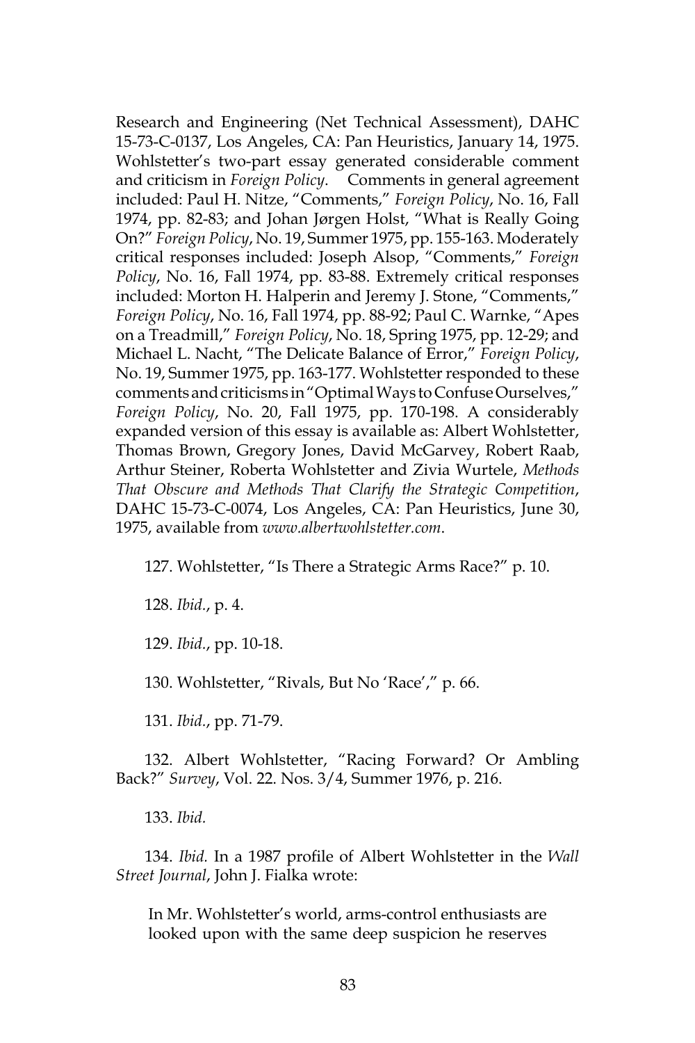Research and Engineering (Net Technical Assessment), DAHC 15-73-C-0137, Los Angeles, CA: Pan Heuristics, January 14, 1975. Wohlstetter's two-part essay generated considerable comment and criticism in *Foreign Policy*. Comments in general agreement included: Paul H. Nitze, "Comments," *Foreign Policy*, No. 16, Fall 1974, pp. 82-83; and Johan Jørgen Holst, "What is Really Going On?" *Foreign Policy*, No. 19, Summer 1975, pp. 155-163. Moderately critical responses included: Joseph Alsop, "Comments," *Foreign Policy*, No. 16, Fall 1974, pp. 83-88. Extremely critical responses included: Morton H. Halperin and Jeremy J. Stone, "Comments," *Foreign Policy*, No. 16, Fall 1974, pp. 88-92; Paul C. Warnke, "Apes on a Treadmill," *Foreign Policy*, No. 18, Spring 1975, pp. 12-29; and Michael L. Nacht, "The Delicate Balance of Error," *Foreign Policy*, No. 19, Summer 1975, pp. 163-177. Wohlstetter responded to these comments and criticisms in "Optimal Ways to Confuse Ourselves," *Foreign Policy*, No. 20, Fall 1975, pp. 170-198. A considerably expanded version of this essay is available as: Albert Wohlstetter, Thomas Brown, Gregory Jones, David McGarvey, Robert Raab, Arthur Steiner, Roberta Wohlstetter and Zivia Wurtele, *Methods That Obscure and Methods That Clarify the Strategic Competition*, DAHC 15-73-C-0074, Los Angeles, CA: Pan Heuristics, June 30, 1975, available from *www.albertwohlstetter.com*.

127. Wohlstetter, "Is There a Strategic Arms Race?" p. 10.

128. *Ibid.*, p. 4.

129. *Ibid.*, pp. 10-18.

130. Wohlstetter, "Rivals, But No 'Race'," p. 66.

131. *Ibid.*, pp. 71-79.

132. Albert Wohlstetter, "Racing Forward? Or Ambling Back?" *Survey*, Vol. 22. Nos. 3/4, Summer 1976, p. 216.

133. *Ibid.*

134. *Ibid.* In a 1987 profile of Albert Wohlstetter in the *Wall Street Journal*, John J. Fialka wrote:

> In Mr. Wohlstetter's world, arms-control enthusiasts are looked upon with the same deep suspicion he reserves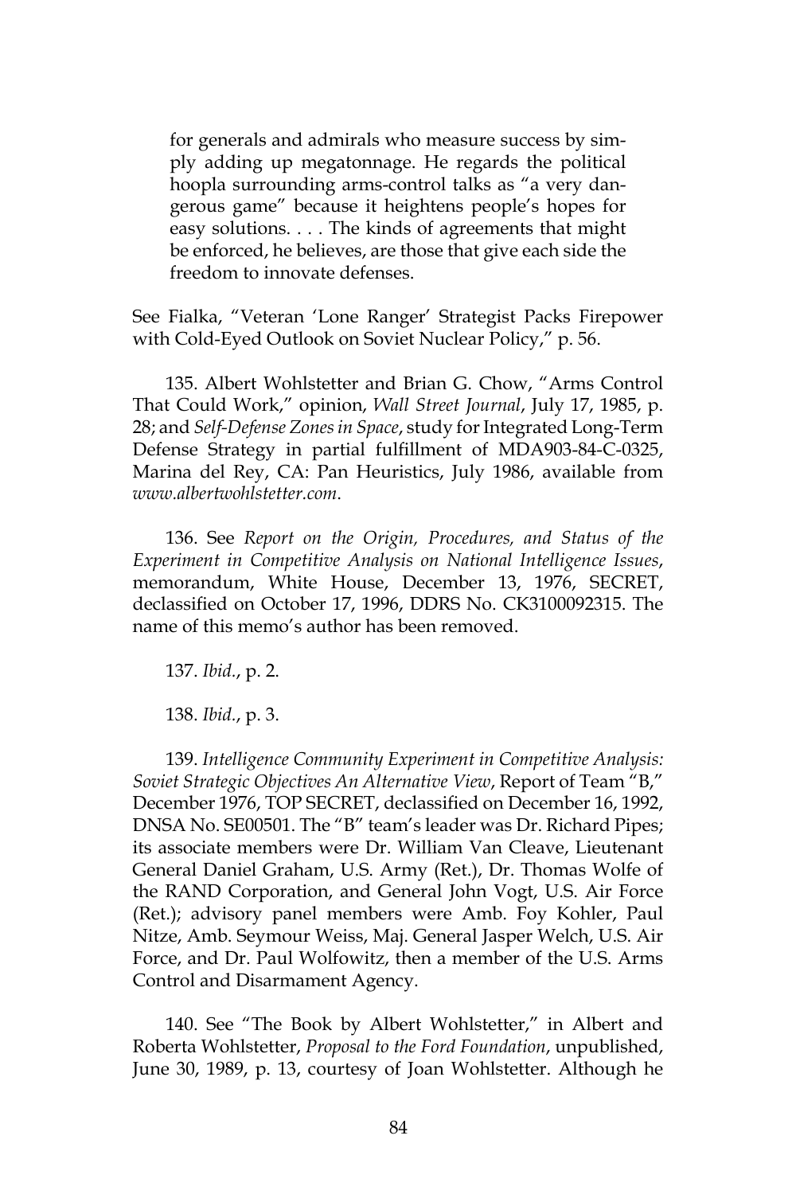> for generals and admirals who measure success by simply adding up megatonnage. He regards the political hoopla surrounding arms-control talks as "a very dangerous game" because it heightens people's hopes for easy solutions. . . . The kinds of agreements that might be enforced, he believes, are those that give each side the freedom to innovate defenses.

See Fialka, "Veteran 'Lone Ranger' Strategist Packs Firepower with Cold-Eyed Outlook on Soviet Nuclear Policy," p. 56.

135. Albert Wohlstetter and Brian G. Chow, "Arms Control That Could Work," opinion, *Wall Street Journal*, July 17, 1985, p. 28; and *Self-Defense Zones in Space*, study for Integrated Long-Term Defense Strategy in partial fulfillment of MDA903-84-C-0325, Marina del Rey, CA: Pan Heuristics, July 1986, available from *www.albertwohlstetter.com*.

136. See *Report on the Origin, Procedures, and Status of the Experiment in Competitive Analysis on National Intelligence Issues*, memorandum, White House, December 13, 1976, SECRET, declassified on October 17, 1996, DDRS No. CK3100092315. The name of this memo's author has been removed.

137. *Ibid.*, p. 2.

138. *Ibid.*, p. 3.

139. *Intelligence Community Experiment in Competitive Analysis: Soviet Strategic Objectives An Alternative View*, Report of Team "B," December 1976, TOP SECRET, declassified on December 16, 1992, DNSA No. SE00501. The "B" team's leader was Dr. Richard Pipes; its associate members were Dr. William Van Cleave, Lieutenant General Daniel Graham, U.S. Army (Ret.), Dr. Thomas Wolfe of the RAND Corporation, and General John Vogt, U.S. Air Force (Ret.); advisory panel members were Amb. Foy Kohler, Paul Nitze, Amb. Seymour Weiss, Maj. General Jasper Welch, U.S. Air Force, and Dr. Paul Wolfowitz, then a member of the U.S. Arms Control and Disarmament Agency.

140. See "The Book by Albert Wohlstetter," in Albert and Roberta Wohlstetter, *Proposal to the Ford Foundation*, unpublished, June 30, 1989, p. 13, courtesy of Joan Wohlstetter. Although he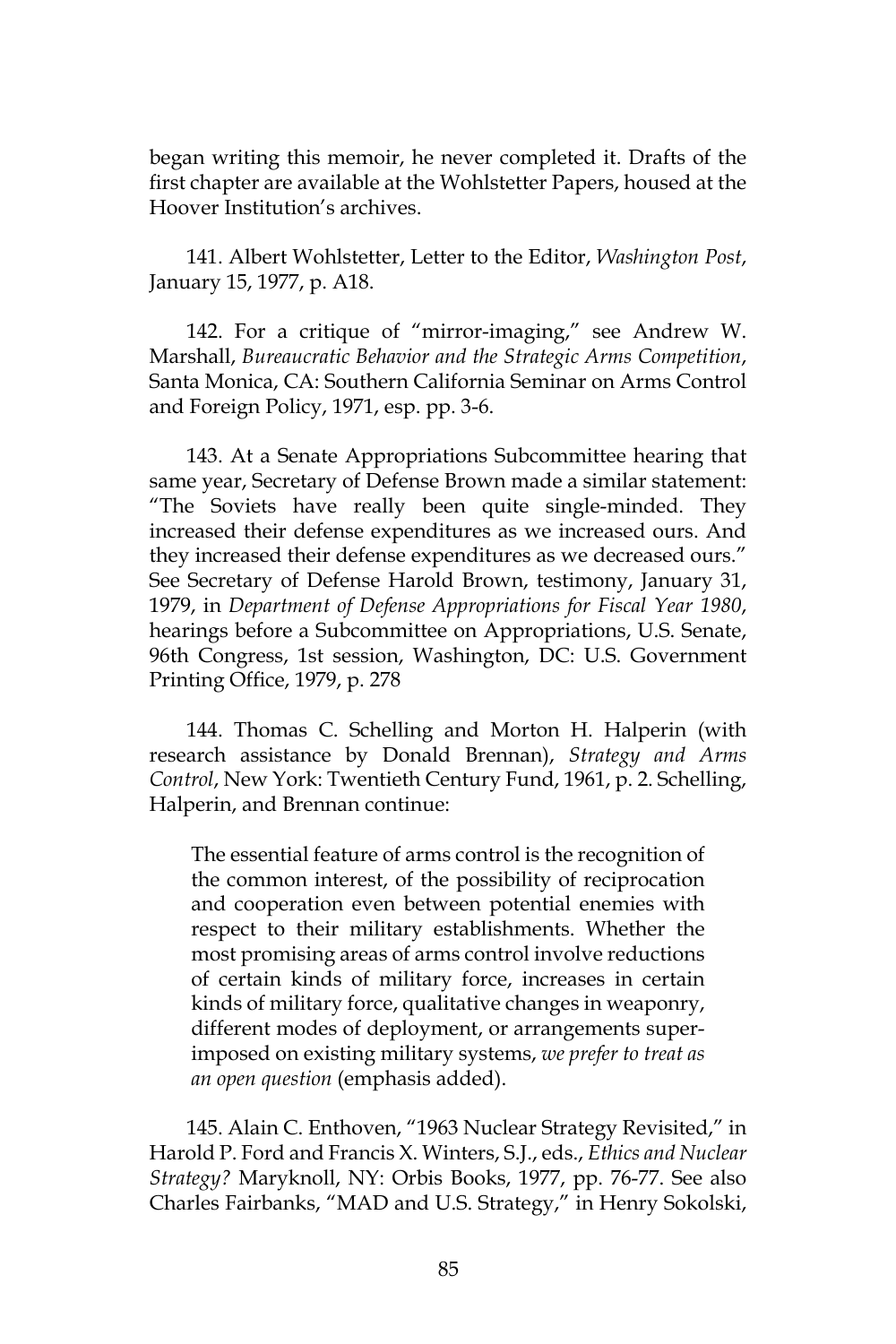began writing this memoir, he never completed it. Drafts of the first chapter are available at the Wohlstetter Papers, housed at the Hoover Institution's archives.

141. Albert Wohlstetter, Letter to the Editor, *Washington Post*, January 15, 1977, p. A18.

142. For a critique of "mirror-imaging," see Andrew W. Marshall, *Bureaucratic Behavior and the Strategic Arms Competition*, Santa Monica, CA: Southern California Seminar on Arms Control and Foreign Policy, 1971, esp. pp. 3-6.

143. At a Senate Appropriations Subcommittee hearing that same year, Secretary of Defense Brown made a similar statement: "The Soviets have really been quite single-minded. They increased their defense expenditures as we increased ours. And they increased their defense expenditures as we decreased ours." See Secretary of Defense Harold Brown, testimony, January 31, 1979, in *Department of Defense Appropriations for Fiscal Year 1980*, hearings before a Subcommittee on Appropriations, U.S. Senate, 96th Congress, 1st session, Washington, DC: U.S. Government Printing Office, 1979, p. 278

144. Thomas C. Schelling and Morton H. Halperin (with research assistance by Donald Brennan), *Strategy and Arms Control*, New York: Twentieth Century Fund, 1961, p. 2. Schelling, Halperin, and Brennan continue:

> The essential feature of arms control is the recognition of the common interest, of the possibility of reciprocation and cooperation even between potential enemies with respect to their military establishments. Whether the most promising areas of arms control involve reductions of certain kinds of military force, increases in certain kinds of military force, qualitative changes in weaponry, different modes of deployment, or arrangements superimposed on existing military systems, *we prefer to treat as an open question* (emphasis added).

145. Alain C. Enthoven, "1963 Nuclear Strategy Revisited," in Harold P. Ford and Francis X. Winters, S.J., eds., *Ethics and Nuclear Strategy?* Maryknoll, NY: Orbis Books, 1977, pp. 76-77. See also Charles Fairbanks, "MAD and U.S. Strategy," in Henry Sokolski,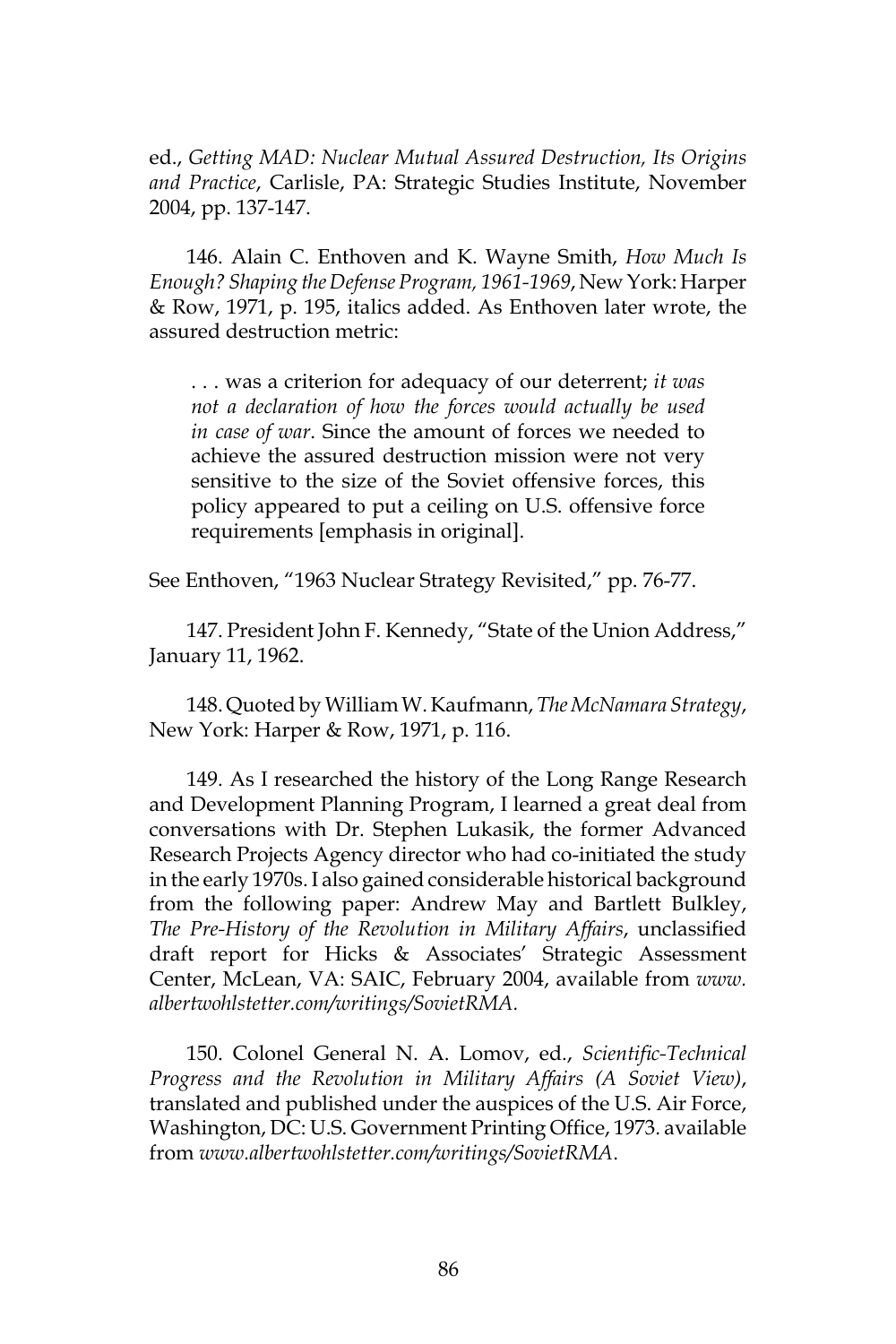ed., *Getting MAD: Nuclear Mutual Assured Destruction, Its Origins and Practice*, Carlisle, PA: Strategic Studies Institute, November 2004, pp. 137-147.

146. Alain C. Enthoven and K. Wayne Smith, *How Much Is Enough? Shaping the Defense Program, 1961-1969*, New York: Harper & Row, 1971, p. 195, italics added. As Enthoven later wrote, the assured destruction metric:

> . . . was a criterion for adequacy of our deterrent; *it was not a declaration of how the forces would actually be used in case of war*. Since the amount of forces we needed to achieve the assured destruction mission were not very sensitive to the size of the Soviet offensive forces, this policy appeared to put a ceiling on U.S. offensive force requirements [emphasis in original].

See Enthoven, "1963 Nuclear Strategy Revisited," pp. 76-77.

147. President John F. Kennedy, "State of the Union Address," January 11, 1962.

148. Quoted by William W. Kaufmann, *The McNamara Strategy*, New York: Harper & Row, 1971, p. 116.

149. As I researched the history of the Long Range Research and Development Planning Program, I learned a great deal from conversations with Dr. Stephen Lukasik, the former Advanced Research Projects Agency director who had co-initiated the study in the early 1970s. I also gained considerable historical background from the following paper: Andrew May and Bartlett Bulkley, *The Pre-History of the Revolution in Military Affairs*, unclassified draft report for Hicks & Associates' Strategic Assessment Center, McLean, VA: SAIC, February 2004, available from *www.albertwohlstetter.com/writings/SovietRMA.*

150. Colonel General N. A. Lomov, ed., *Scientific-Technical Progress and the Revolution in Military Affairs (A Soviet View)*, translated and published under the auspices of the U.S. Air Force, Washington, DC: U.S. Government Printing Office, 1973. available from *www.albertwohlstetter.com/writings/SovietRMA*.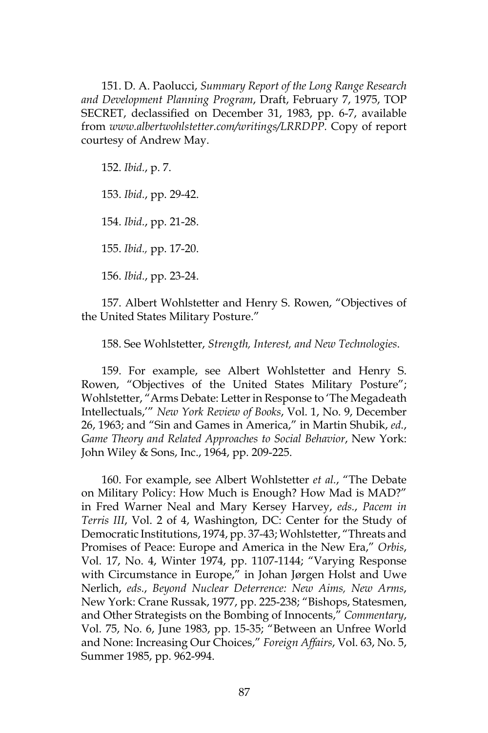151. D. A. Paolucci, *Summary Report of the Long Range Research and Development Planning Program*, Draft, February 7, 1975, TOP SECRET, declassified on December 31, 1983, pp. 6-7, available from *www.albertwohlstetter.com/writings/LRRDPP*. Copy of report courtesy of Andrew May.

152. *Ibid.*, p. 7.

153. *Ibid.*, pp. 29-42.

154. *Ibid.*, pp. 21-28.

155. *Ibid.,* pp. 17-20.

156. *Ibid.*, pp. 23-24.

157. Albert Wohlstetter and Henry S. Rowen, "Objectives of the United States Military Posture."

158. See Wohlstetter, *Strength, Interest, and New Technologies*.

159. For example, see Albert Wohlstetter and Henry S. Rowen, "Objectives of the United States Military Posture"; Wohlstetter, "Arms Debate: Letter in Response to 'The Megadeath Intellectuals,'" *New York Review of Books*, Vol. 1, No. 9, December 26, 1963; and "Sin and Games in America," in Martin Shubik, *ed.*, *Game Theory and Related Approaches to Social Behavior*, New York: John Wiley & Sons, Inc., 1964, pp. 209-225.

160. For example, see Albert Wohlstetter *et al.*, "The Debate on Military Policy: How Much is Enough? How Mad is MAD?" in Fred Warner Neal and Mary Kersey Harvey, *eds.*, *Pacem in Terris III*, Vol. 2 of 4, Washington, DC: Center for the Study of Democratic Institutions, 1974, pp. 37-43; Wohlstetter, "Threats and Promises of Peace: Europe and America in the New Era," *Orbis*, Vol. 17, No. 4, Winter 1974, pp. 1107-1144; "Varying Response with Circumstance in Europe," in Johan Jørgen Holst and Uwe Nerlich, *eds.*, *Beyond Nuclear Deterrence: New Aims, New Arms*, New York: Crane Russak, 1977, pp. 225-238; "Bishops, Statesmen, and Other Strategists on the Bombing of Innocents," *Commentary*, Vol. 75, No. 6, June 1983, pp. 15-35; "Between an Unfree World and None: Increasing Our Choices," *Foreign Affairs*, Vol. 63, No. 5, Summer 1985, pp. 962-994.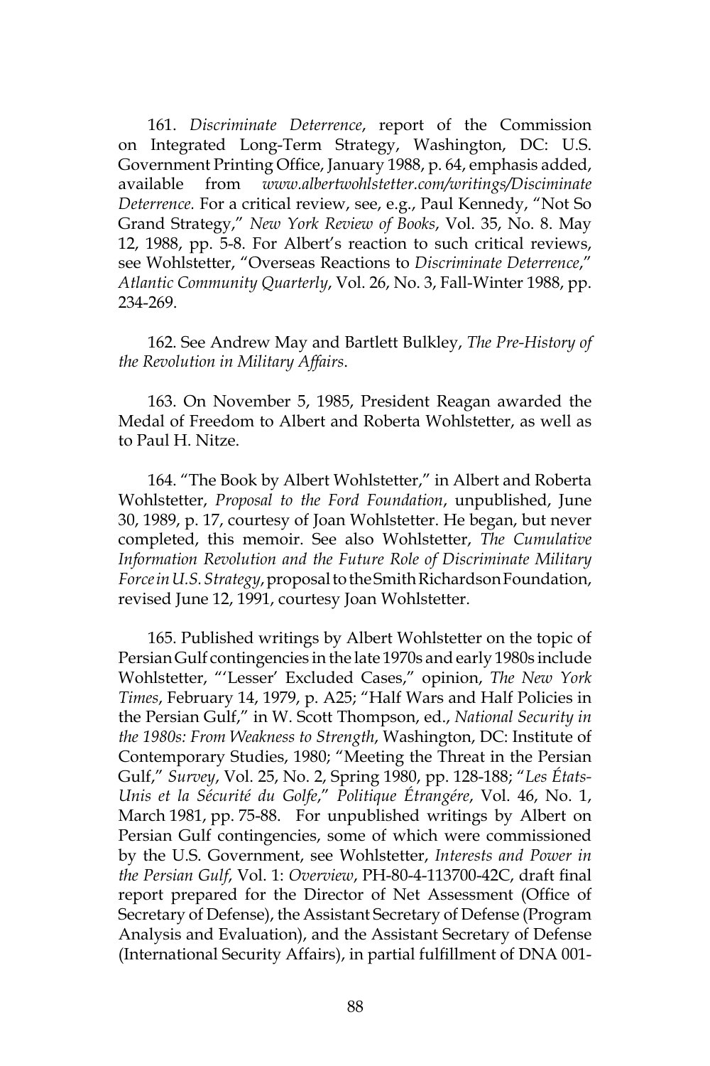161. *Discriminate Deterrence*, report of the Commission on Integrated Long-Term Strategy, Washington, DC: U.S. Government Printing Office, January 1988, p. 64, emphasis added, available from *www.albertwohlstetter.com/writings/Disciminate Deterrence.* For a critical review, see, e.g., Paul Kennedy, "Not So Grand Strategy," *New York Review of Books*, Vol. 35, No. 8. May 12, 1988, pp. 5-8. For Albert's reaction to such critical reviews, see Wohlstetter, "Overseas Reactions to *Discriminate Deterrence*," *Atlantic Community Quarterly*, Vol. 26, No. 3, Fall-Winter 1988, pp. 234-269.

162. See Andrew May and Bartlett Bulkley, *The Pre-History of the Revolution in Military Affairs*.

163. On November 5, 1985, President Reagan awarded the Medal of Freedom to Albert and Roberta Wohlstetter, as well as to Paul H. Nitze.

164. "The Book by Albert Wohlstetter," in Albert and Roberta Wohlstetter, *Proposal to the Ford Foundation*, unpublished, June 30, 1989, p. 17, courtesy of Joan Wohlstetter. He began, but never completed, this memoir. See also Wohlstetter, *The Cumulative Information Revolution and the Future Role of Discriminate Military Force in U.S. Strategy*, proposal to the Smith Richardson Foundation, revised June 12, 1991, courtesy Joan Wohlstetter.

165. Published writings by Albert Wohlstetter on the topic of Persian Gulf contingencies in the late 1970s and early 1980s include Wohlstetter, "'Lesser' Excluded Cases," opinion, *The New York Times*, February 14, 1979, p. A25; "Half Wars and Half Policies in the Persian Gulf," in W. Scott Thompson, ed., *National Security in the 1980s: From Weakness to Strength*, Washington, DC: Institute of Contemporary Studies, 1980; "Meeting the Threat in the Persian Gulf," *Survey*, Vol. 25, No. 2, Spring 1980, pp. 128-188; "*Les États-Unis et la Sécurité du Golfe*," *Politique Étrangére*, Vol. 46, No. 1, March 1981, pp. 75-88. For unpublished writings by Albert on Persian Gulf contingencies, some of which were commissioned by the U.S. Government, see Wohlstetter, *Interests and Power in the Persian Gulf*, Vol. 1: *Overview*, PH-80-4-113700-42C, draft final report prepared for the Director of Net Assessment (Office of Secretary of Defense), the Assistant Secretary of Defense (Program Analysis and Evaluation), and the Assistant Secretary of Defense (International Security Affairs), in partial fulfillment of DNA 001-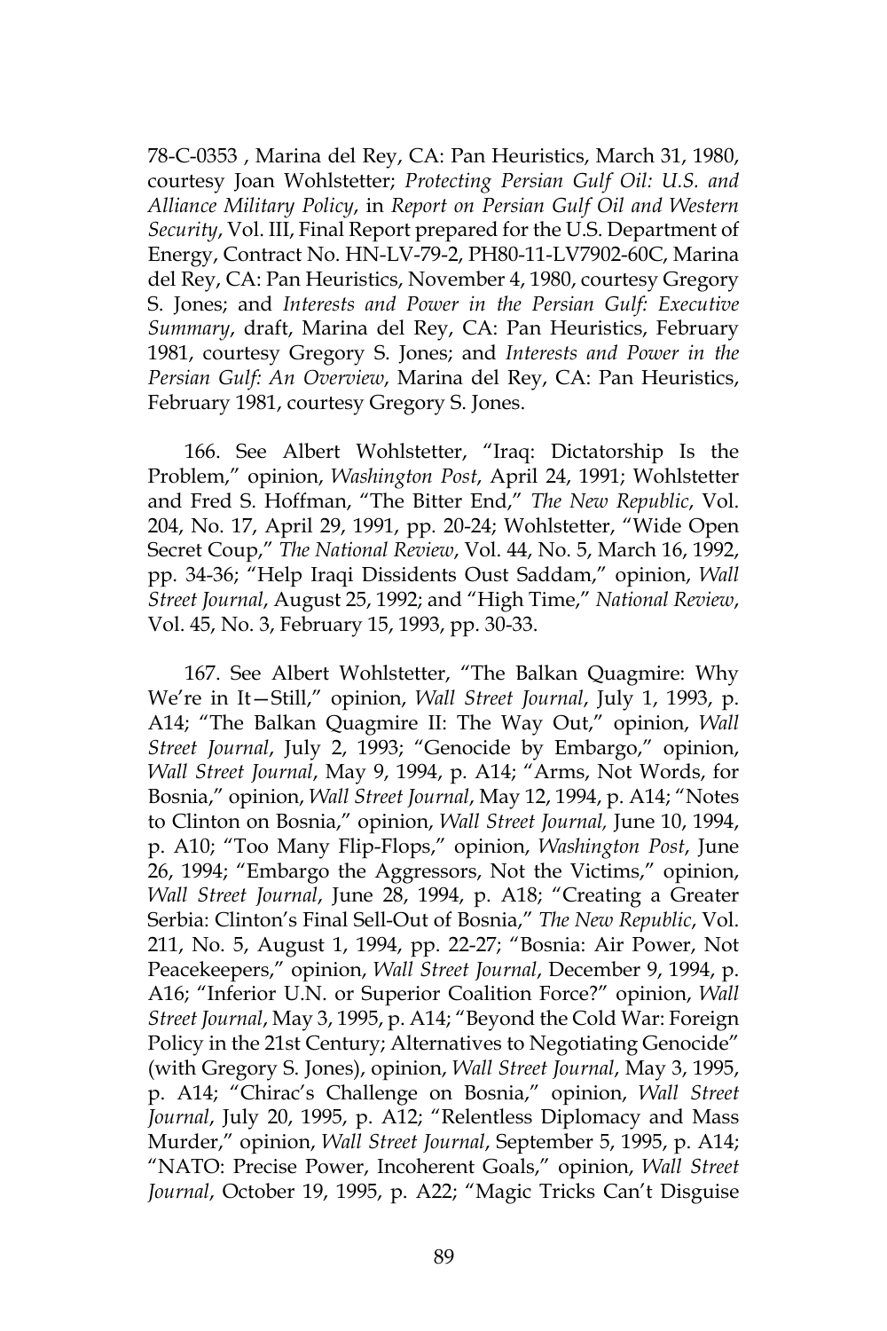78-C-0353 , Marina del Rey, CA: Pan Heuristics, March 31, 1980, courtesy Joan Wohlstetter; *Protecting Persian Gulf Oil: U.S. and Alliance Military Policy*, in *Report on Persian Gulf Oil and Western Security*, Vol. III, Final Report prepared for the U.S. Department of Energy, Contract No. HN-LV-79-2, PH80-11-LV7902-60C, Marina del Rey, CA: Pan Heuristics, November 4, 1980, courtesy Gregory S. Jones; and *Interests and Power in the Persian Gulf: Executive Summary*, draft, Marina del Rey, CA: Pan Heuristics, February 1981, courtesy Gregory S. Jones; and *Interests and Power in the Persian Gulf: An Overview*, Marina del Rey, CA: Pan Heuristics, February 1981, courtesy Gregory S. Jones.

166. See Albert Wohlstetter, "Iraq: Dictatorship Is the Problem," opinion, *Washington Post*, April 24, 1991; Wohlstetter and Fred S. Hoffman, "The Bitter End," *The New Republic*, Vol. 204, No. 17, April 29, 1991, pp. 20-24; Wohlstetter, "Wide Open Secret Coup," *The National Review*, Vol. 44, No. 5, March 16, 1992, pp. 34-36; "Help Iraqi Dissidents Oust Saddam," opinion, *Wall Street Journal*, August 25, 1992; and "High Time," *National Review*, Vol. 45, No. 3, February 15, 1993, pp. 30-33.

167. See Albert Wohlstetter, "The Balkan Quagmire: Why We're in It—Still," opinion, *Wall Street Journal*, July 1, 1993, p. A14; "The Balkan Quagmire II: The Way Out," opinion, *Wall Street Journal*, July 2, 1993; "Genocide by Embargo," opinion, *Wall Street Journal*, May 9, 1994, p. A14; "Arms, Not Words, for Bosnia," opinion, *Wall Street Journal*, May 12, 1994, p. A14; "Notes to Clinton on Bosnia," opinion, *Wall Street Journal,* June 10, 1994, p. A10; "Too Many Flip-Flops," opinion, *Washington Post*, June 26, 1994; "Embargo the Aggressors, Not the Victims," opinion, *Wall Street Journal*, June 28, 1994, p. A18; "Creating a Greater Serbia: Clinton's Final Sell-Out of Bosnia," *The New Republic*, Vol. 211, No. 5, August 1, 1994, pp. 22-27; "Bosnia: Air Power, Not Peacekeepers," opinion, *Wall Street Journal*, December 9, 1994, p. A16; "Inferior U.N. or Superior Coalition Force?" opinion, *Wall Street Journal*, May 3, 1995, p. A14; "Beyond the Cold War: Foreign Policy in the 21st Century; Alternatives to Negotiating Genocide" (with Gregory S. Jones), opinion, *Wall Street Journal*, May 3, 1995, p. A14; "Chirac's Challenge on Bosnia," opinion, *Wall Street Journal*, July 20, 1995, p. A12; "Relentless Diplomacy and Mass Murder," opinion, *Wall Street Journal*, September 5, 1995, p. A14; "NATO: Precise Power, Incoherent Goals," opinion, *Wall Street Journal*, October 19, 1995, p. A22; "Magic Tricks Can't Disguise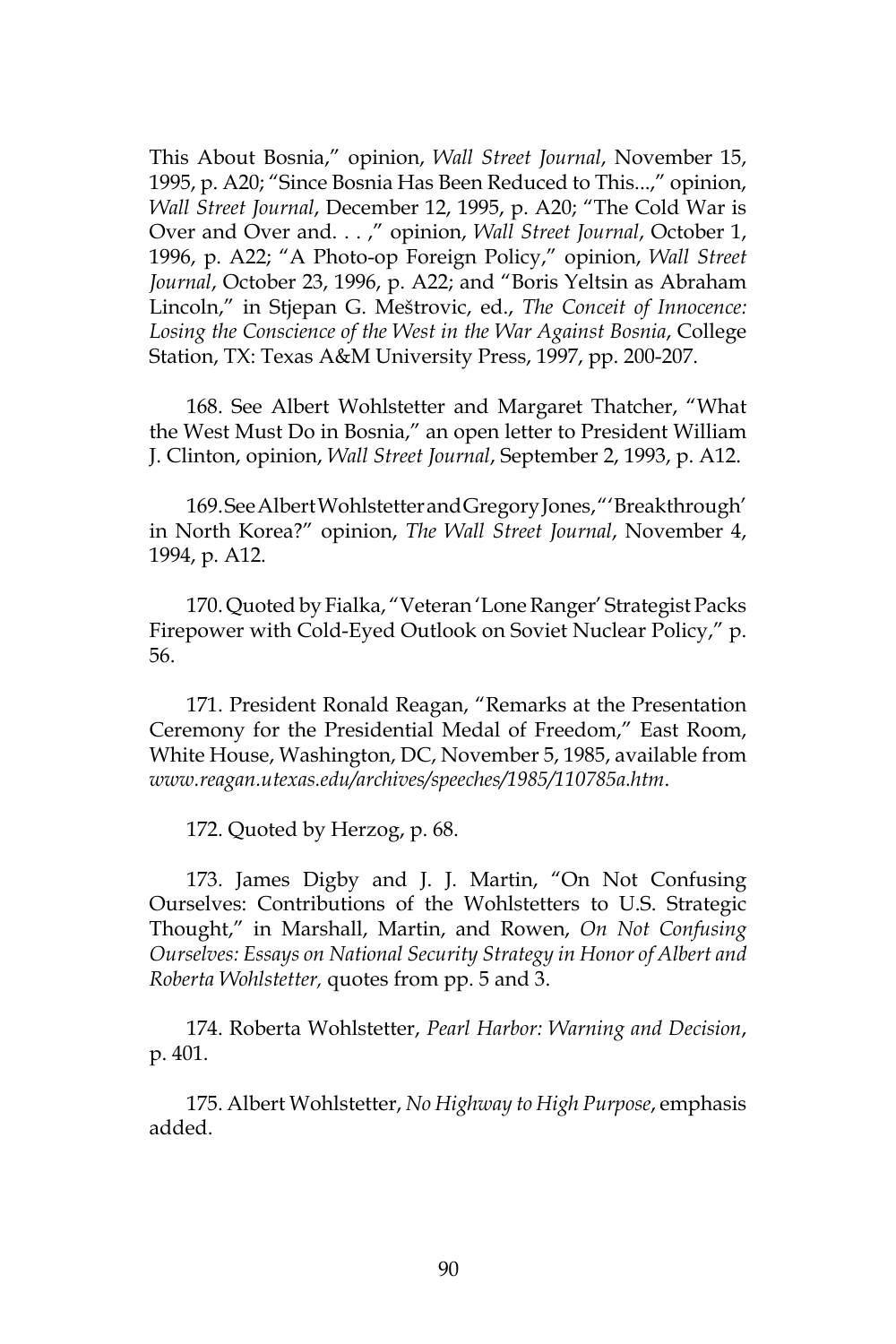This About Bosnia," opinion, *Wall Street Journal*, November 15, 1995, p. A20; "Since Bosnia Has Been Reduced to This...," opinion, *Wall Street Journal*, December 12, 1995, p. A20; "The Cold War is Over and Over and. . . ," opinion, *Wall Street Journal*, October 1, 1996, p. A22; "A Photo-op Foreign Policy," opinion, *Wall Street Journal*, October 23, 1996, p. A22; and "Boris Yeltsin as Abraham Lincoln," in Stjepan G. Meštrovic, ed., *The Conceit of Innocence: Losing the Conscience of the West in the War Against Bosnia*, College Station, TX: Texas A&M University Press, 1997, pp. 200-207.

168. See Albert Wohlstetter and Margaret Thatcher, "What the West Must Do in Bosnia," an open letter to President William J. Clinton, opinion, *Wall Street Journal*, September 2, 1993, p. A12.

169. See Albert Wohlstetter and Gregory Jones, "'Breakthrough' in North Korea?" opinion, *The Wall Street Journal*, November 4, 1994, p. A12.

170. Quoted by Fialka, "Veteran 'Lone Ranger' Strategist Packs Firepower with Cold-Eyed Outlook on Soviet Nuclear Policy," p. 56.

171. President Ronald Reagan, "Remarks at the Presentation Ceremony for the Presidential Medal of Freedom," East Room, White House, Washington, DC, November 5, 1985, available from *www.reagan.utexas.edu/archives/speeches/1985/110785a.htm*.

172. Quoted by Herzog, p. 68.

173. James Digby and J. J. Martin, "On Not Confusing Ourselves: Contributions of the Wohlstetters to U.S. Strategic Thought," in Marshall, Martin, and Rowen, *On Not Confusing Ourselves: Essays on National Security Strategy in Honor of Albert and Roberta Wohlstetter,* quotes from pp. 5 and 3.

174. Roberta Wohlstetter, *Pearl Harbor: Warning and Decision*, p. 401.

175. Albert Wohlstetter, *No Highway to High Purpose*, emphasis added.